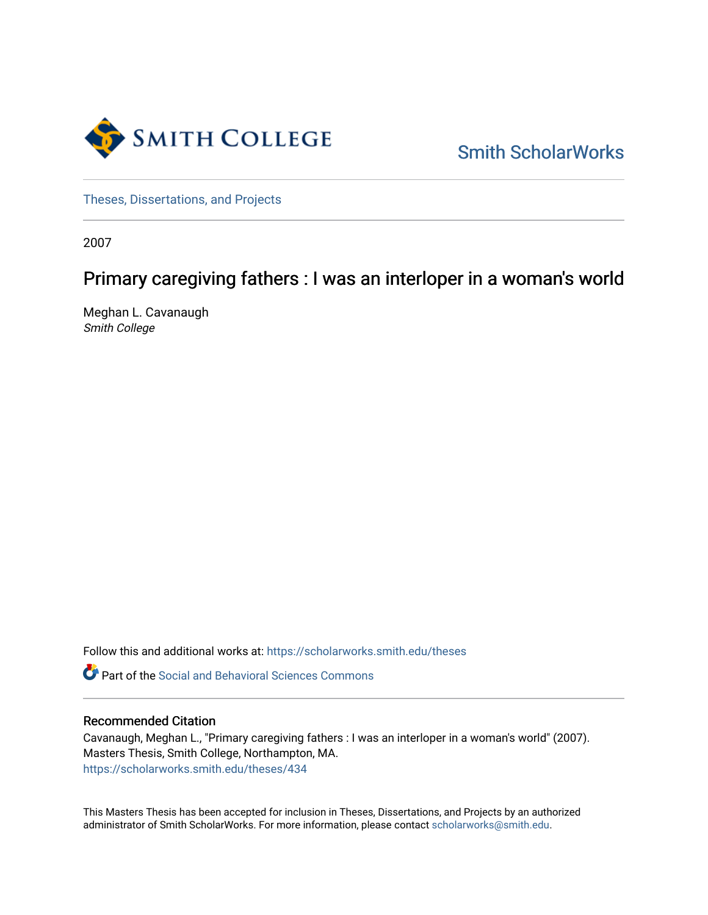Smith College

Smith ScholarWorks

Theses, Dissertations, and Projects

2007

# Primary caregiving fathers : I was an interloper in a woman's world

Meghan L. Cavanaugh
*Smith College*

Follow this and additional works at: https://scholarworks.smith.edu/theses

Part of the Social and Behavioral Sciences Commons

### Recommended Citation

Cavanaugh, Meghan L., "Primary caregiving fathers : I was an interloper in a woman's world" (2007). Masters Thesis, Smith College, Northampton, MA.
https://scholarworks.smith.edu/theses/434

This Masters Thesis has been accepted for inclusion in Theses, Dissertations, and Projects by an authorized administrator of Smith ScholarWorks. For more information, please contact scholarworks@smith.edu.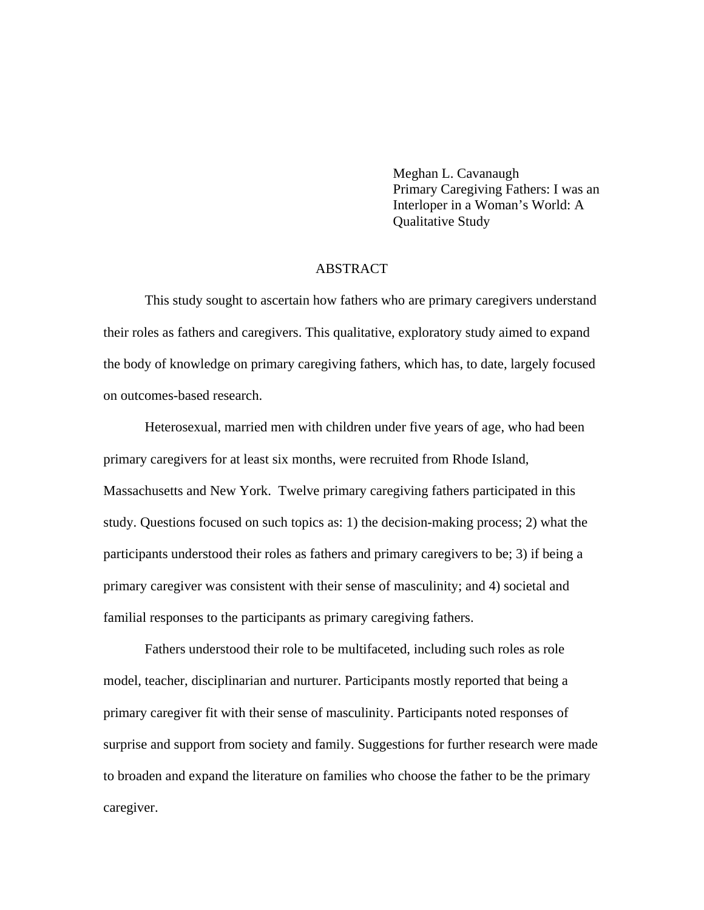Meghan L. Cavanaugh
Primary Caregiving Fathers: I was an Interloper in a Woman's World: A Qualitative Study

## ABSTRACT

This study sought to ascertain how fathers who are primary caregivers understand their roles as fathers and caregivers. This qualitative, exploratory study aimed to expand the body of knowledge on primary caregiving fathers, which has, to date, largely focused on outcomes-based research.

Heterosexual, married men with children under five years of age, who had been primary caregivers for at least six months, were recruited from Rhode Island, Massachusetts and New York. Twelve primary caregiving fathers participated in this study. Questions focused on such topics as: 1) the decision-making process; 2) what the participants understood their roles as fathers and primary caregivers to be; 3) if being a primary caregiver was consistent with their sense of masculinity; and 4) societal and familial responses to the participants as primary caregiving fathers.

Fathers understood their role to be multifaceted, including such roles as role model, teacher, disciplinarian and nurturer. Participants mostly reported that being a primary caregiver fit with their sense of masculinity. Participants noted responses of surprise and support from society and family. Suggestions for further research were made to broaden and expand the literature on families who choose the father to be the primary caregiver.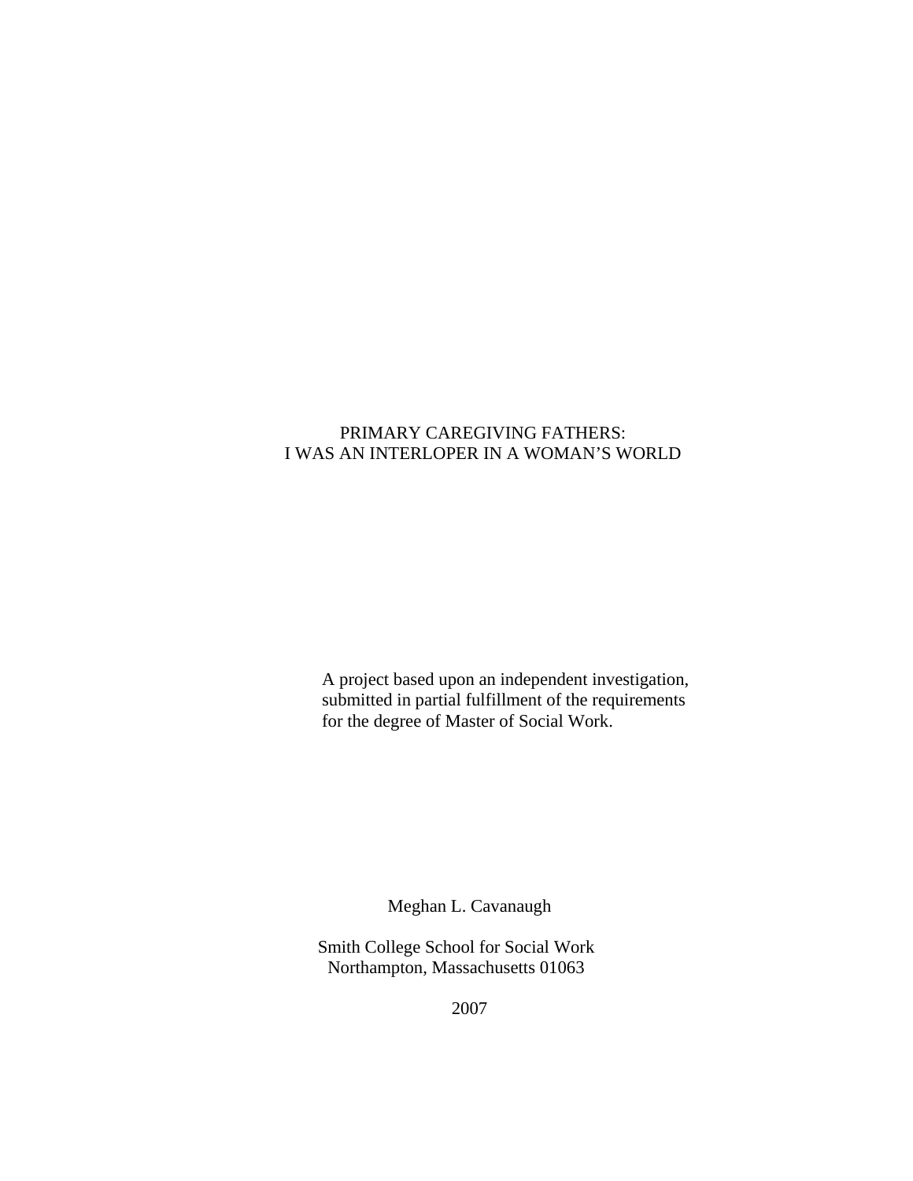# PRIMARY CAREGIVING FATHERS: I WAS AN INTERLOPER IN A WOMAN'S WORLD

A project based upon an independent investigation, submitted in partial fulfillment of the requirements for the degree of Master of Social Work.

Meghan L. Cavanaugh

Smith College School for Social Work
Northampton, Massachusetts 01063

2007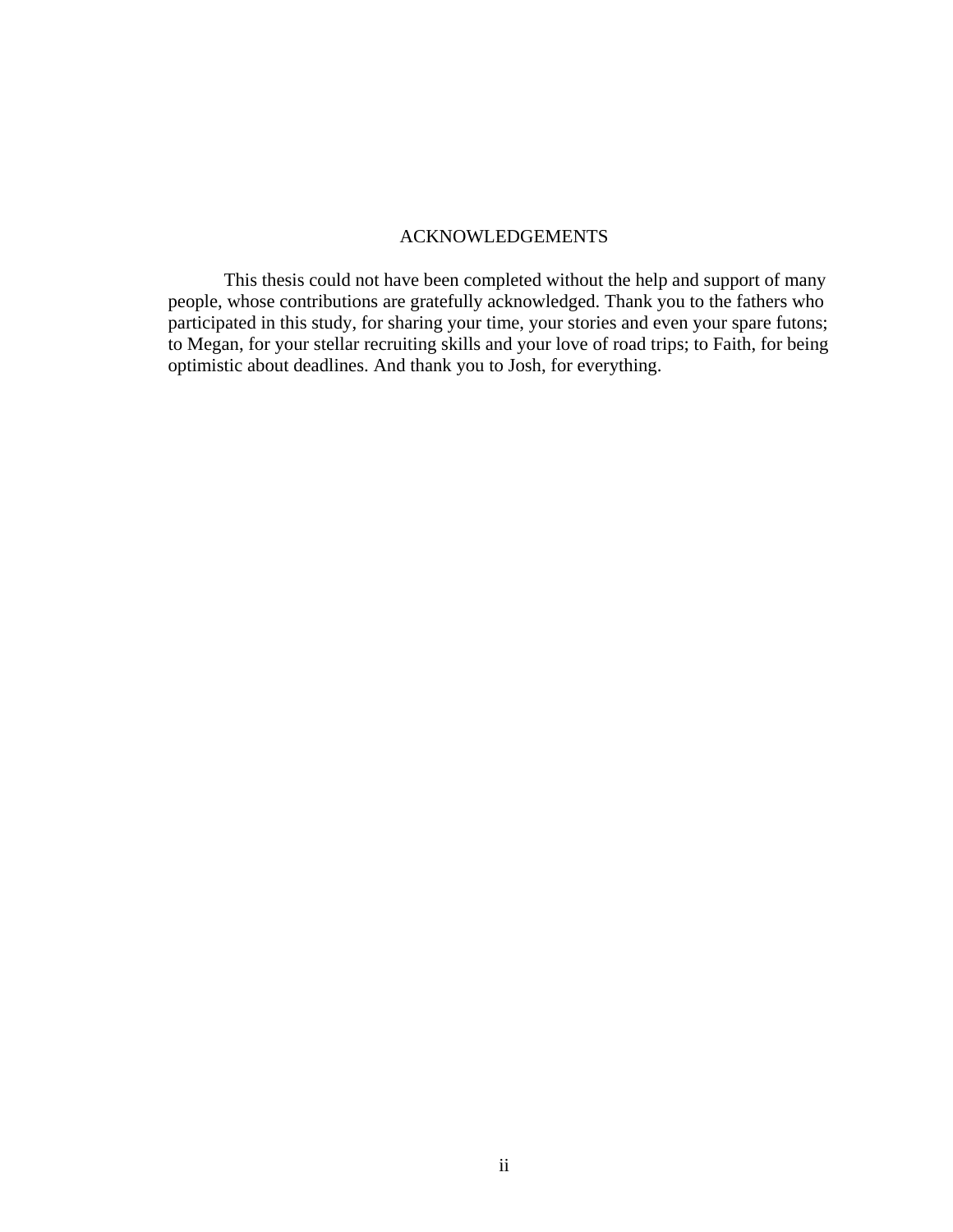# ACKNOWLEDGEMENTS

This thesis could not have been completed without the help and support of many people, whose contributions are gratefully acknowledged. Thank you to the fathers who participated in this study, for sharing your time, your stories and even your spare futons; to Megan, for your stellar recruiting skills and your love of road trips; to Faith, for being optimistic about deadlines. And thank you to Josh, for everything.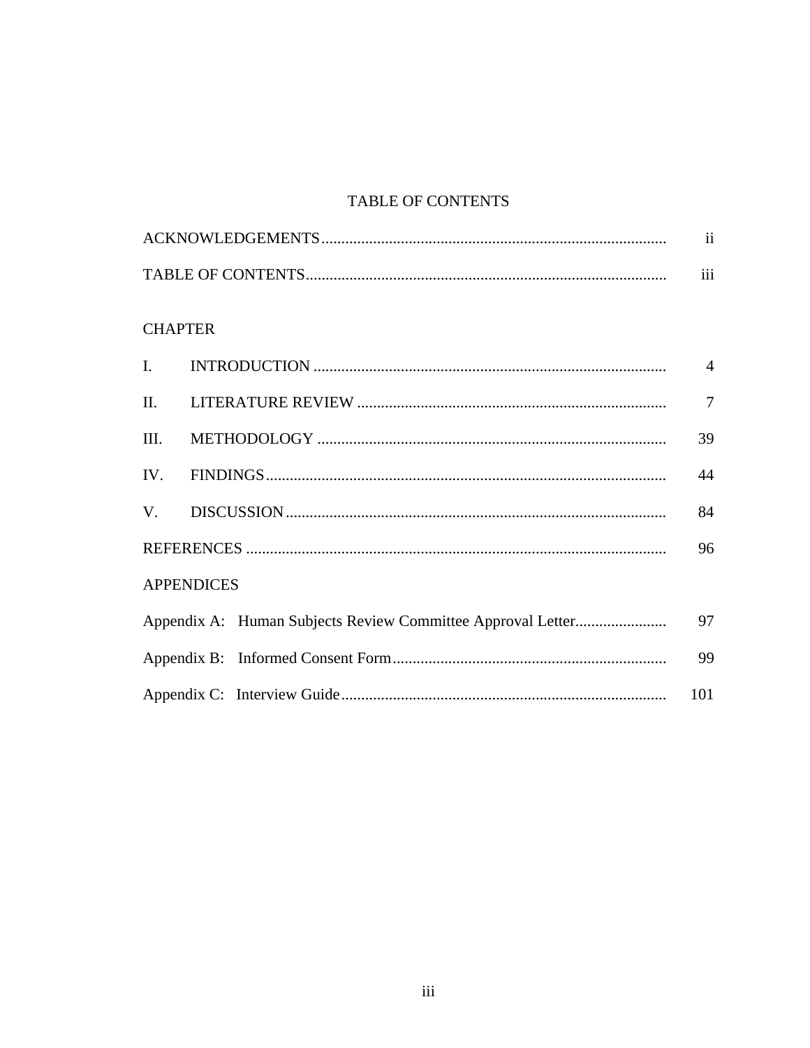# TABLE OF CONTENTS

| | |
|---|---|
| ACKNOWLEDGEMENTS | ii |
| TABLE OF CONTENTS | iii |
| **CHAPTER** | |
| I. INTRODUCTION | 4 |
| II. LITERATURE REVIEW | 7 |
| III. METHODOLOGY | 39 |
| IV. FINDINGS | 44 |
| V. DISCUSSION | 84 |
| REFERENCES | 96 |
| **APPENDICES** | |
| Appendix A: Human Subjects Review Committee Approval Letter | 97 |
| Appendix B: Informed Consent Form | 99 |
| Appendix C: Interview Guide | 101 |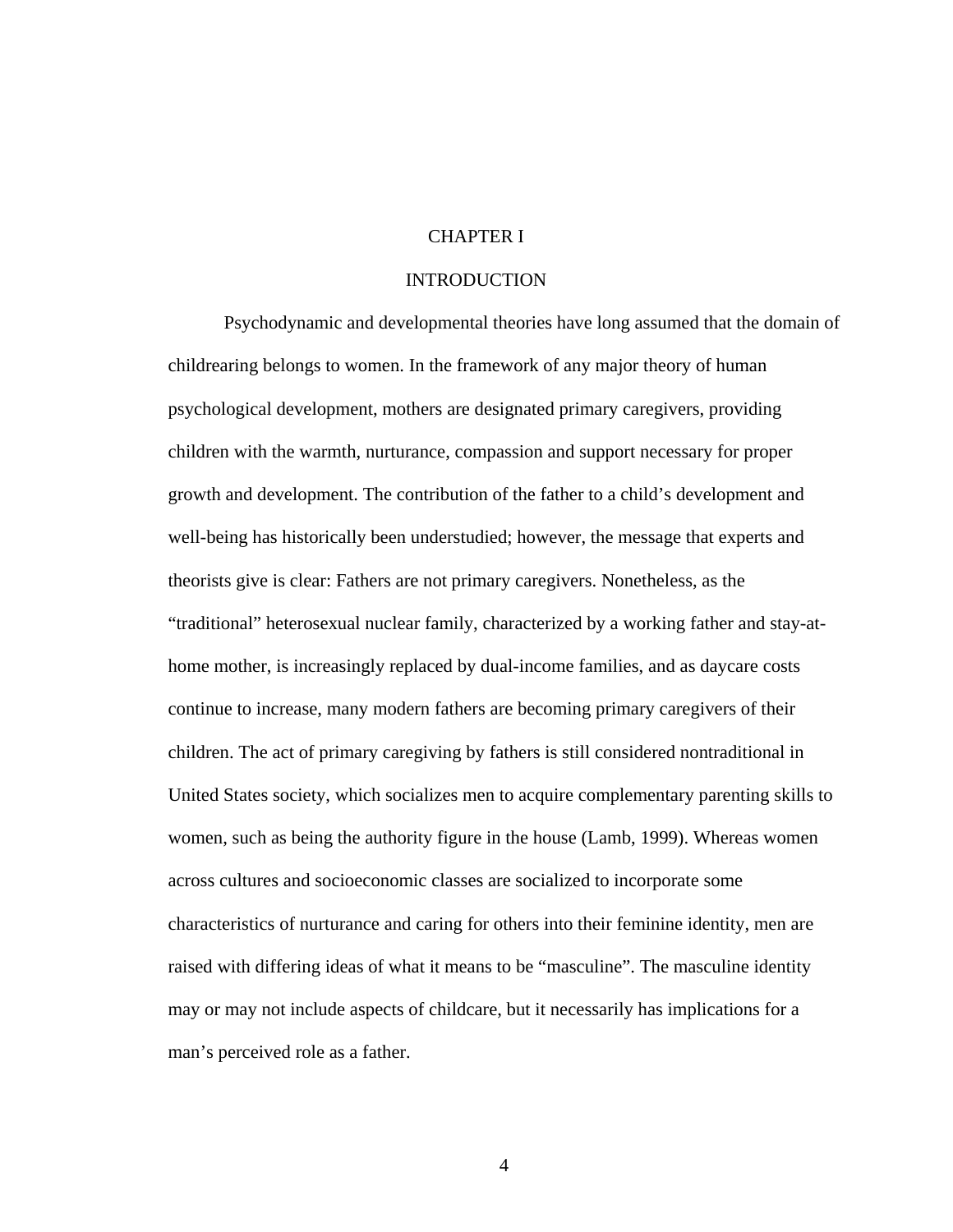# CHAPTER I

## INTRODUCTION

Psychodynamic and developmental theories have long assumed that the domain of childrearing belongs to women. In the framework of any major theory of human psychological development, mothers are designated primary caregivers, providing children with the warmth, nurturance, compassion and support necessary for proper growth and development. The contribution of the father to a child's development and well-being has historically been understudied; however, the message that experts and theorists give is clear: Fathers are not primary caregivers. Nonetheless, as the "traditional" heterosexual nuclear family, characterized by a working father and stay-at-home mother, is increasingly replaced by dual-income families, and as daycare costs continue to increase, many modern fathers are becoming primary caregivers of their children. The act of primary caregiving by fathers is still considered nontraditional in United States society, which socializes men to acquire complementary parenting skills to women, such as being the authority figure in the house (Lamb, 1999). Whereas women across cultures and socioeconomic classes are socialized to incorporate some characteristics of nurturance and caring for others into their feminine identity, men are raised with differing ideas of what it means to be "masculine". The masculine identity may or may not include aspects of childcare, but it necessarily has implications for a man's perceived role as a father.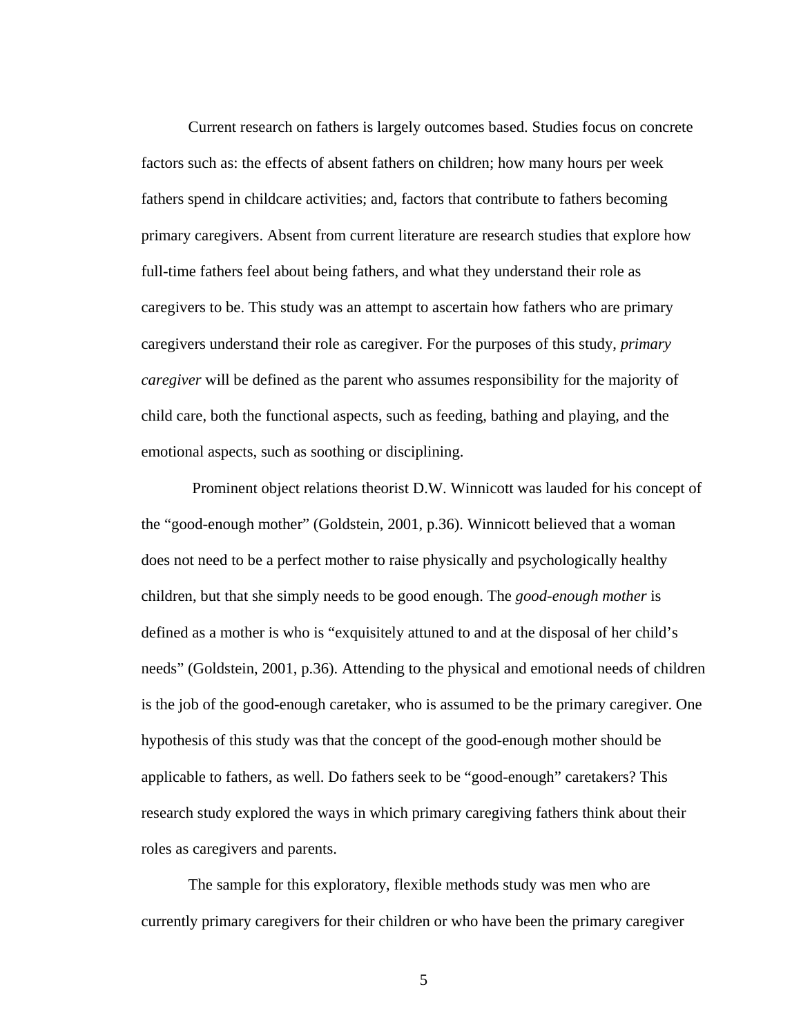Current research on fathers is largely outcomes based. Studies focus on concrete factors such as: the effects of absent fathers on children; how many hours per week fathers spend in childcare activities; and, factors that contribute to fathers becoming primary caregivers. Absent from current literature are research studies that explore how full-time fathers feel about being fathers, and what they understand their role as caregivers to be. This study was an attempt to ascertain how fathers who are primary caregivers understand their role as caregiver. For the purposes of this study, *primary caregiver* will be defined as the parent who assumes responsibility for the majority of child care, both the functional aspects, such as feeding, bathing and playing, and the emotional aspects, such as soothing or disciplining.

Prominent object relations theorist D.W. Winnicott was lauded for his concept of the "good-enough mother" (Goldstein, 2001, p.36). Winnicott believed that a woman does not need to be a perfect mother to raise physically and psychologically healthy children, but that she simply needs to be good enough. The *good-enough mother* is defined as a mother is who is "exquisitely attuned to and at the disposal of her child's needs" (Goldstein, 2001, p.36). Attending to the physical and emotional needs of children is the job of the good-enough caretaker, who is assumed to be the primary caregiver. One hypothesis of this study was that the concept of the good-enough mother should be applicable to fathers, as well. Do fathers seek to be "good-enough" caretakers? This research study explored the ways in which primary caregiving fathers think about their roles as caregivers and parents.

The sample for this exploratory, flexible methods study was men who are currently primary caregivers for their children or who have been the primary caregiver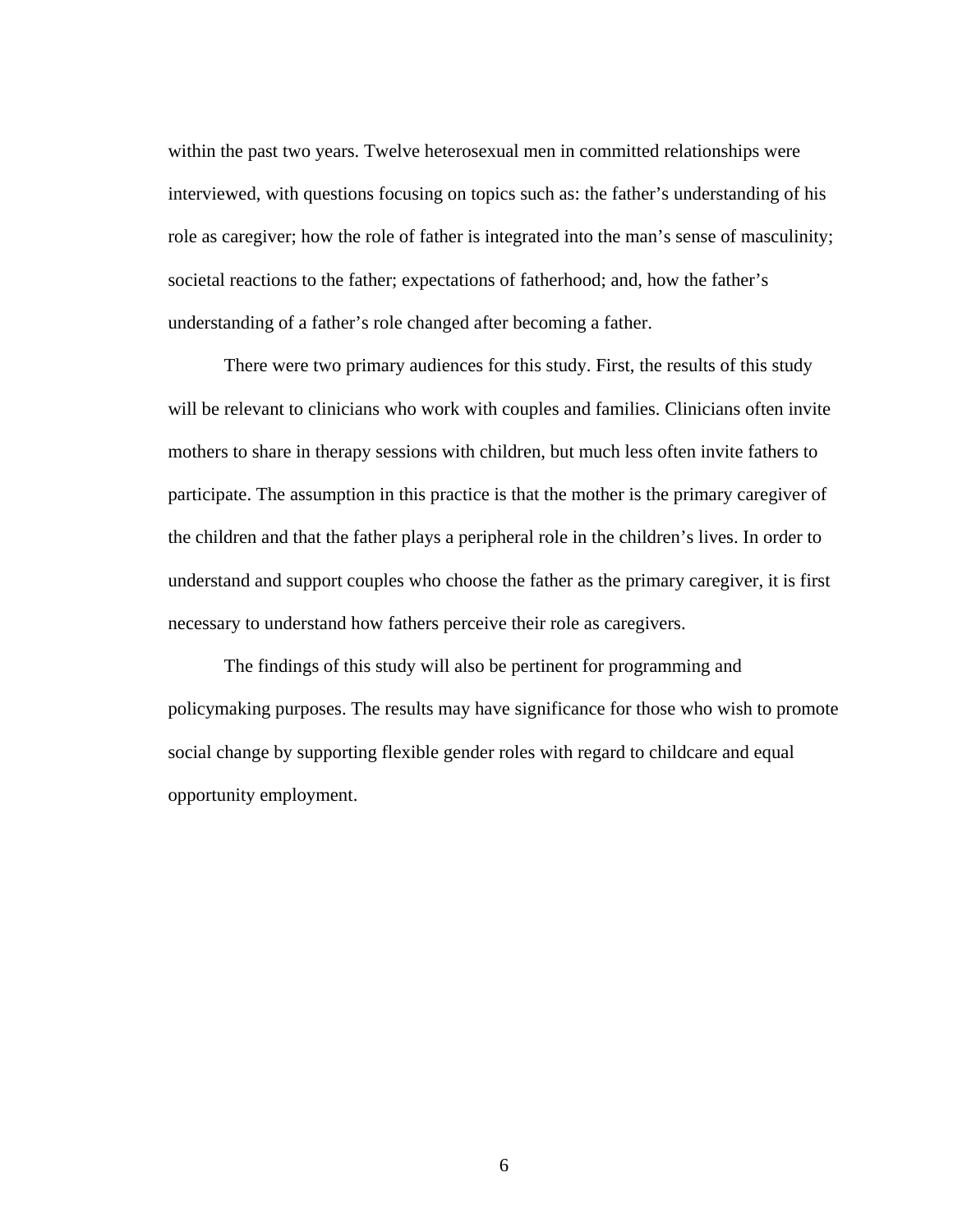within the past two years. Twelve heterosexual men in committed relationships were interviewed, with questions focusing on topics such as: the father's understanding of his role as caregiver; how the role of father is integrated into the man's sense of masculinity; societal reactions to the father; expectations of fatherhood; and, how the father's understanding of a father's role changed after becoming a father.

There were two primary audiences for this study. First, the results of this study will be relevant to clinicians who work with couples and families. Clinicians often invite mothers to share in therapy sessions with children, but much less often invite fathers to participate. The assumption in this practice is that the mother is the primary caregiver of the children and that the father plays a peripheral role in the children's lives. In order to understand and support couples who choose the father as the primary caregiver, it is first necessary to understand how fathers perceive their role as caregivers.

The findings of this study will also be pertinent for programming and policymaking purposes. The results may have significance for those who wish to promote social change by supporting flexible gender roles with regard to childcare and equal opportunity employment.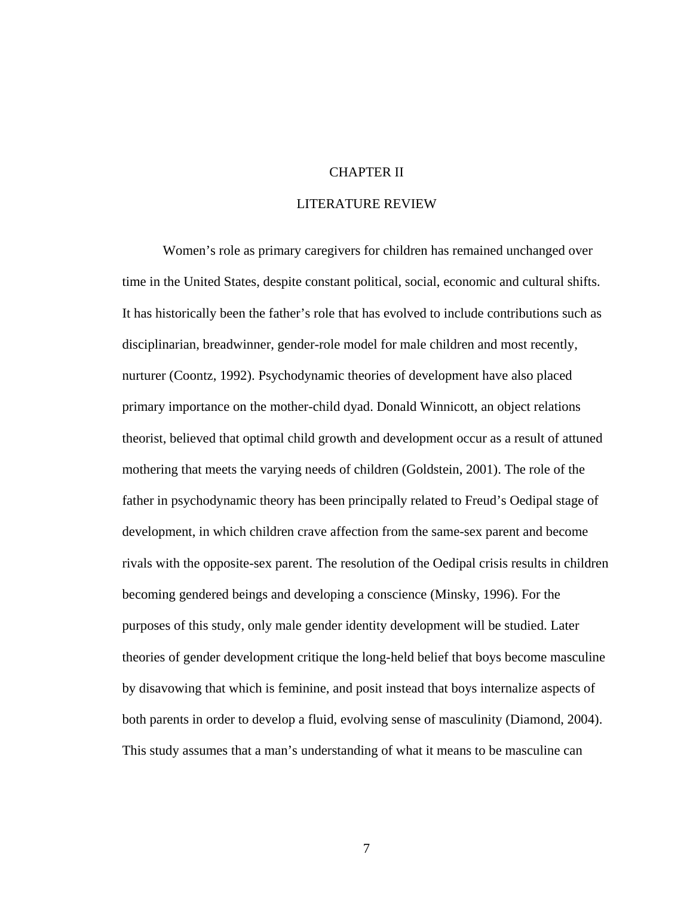# CHAPTER II

## LITERATURE REVIEW

Women's role as primary caregivers for children has remained unchanged over time in the United States, despite constant political, social, economic and cultural shifts. It has historically been the father's role that has evolved to include contributions such as disciplinarian, breadwinner, gender-role model for male children and most recently, nurturer (Coontz, 1992). Psychodynamic theories of development have also placed primary importance on the mother-child dyad. Donald Winnicott, an object relations theorist, believed that optimal child growth and development occur as a result of attuned mothering that meets the varying needs of children (Goldstein, 2001). The role of the father in psychodynamic theory has been principally related to Freud's Oedipal stage of development, in which children crave affection from the same-sex parent and become rivals with the opposite-sex parent. The resolution of the Oedipal crisis results in children becoming gendered beings and developing a conscience (Minsky, 1996). For the purposes of this study, only male gender identity development will be studied. Later theories of gender development critique the long-held belief that boys become masculine by disavowing that which is feminine, and posit instead that boys internalize aspects of both parents in order to develop a fluid, evolving sense of masculinity (Diamond, 2004). This study assumes that a man's understanding of what it means to be masculine can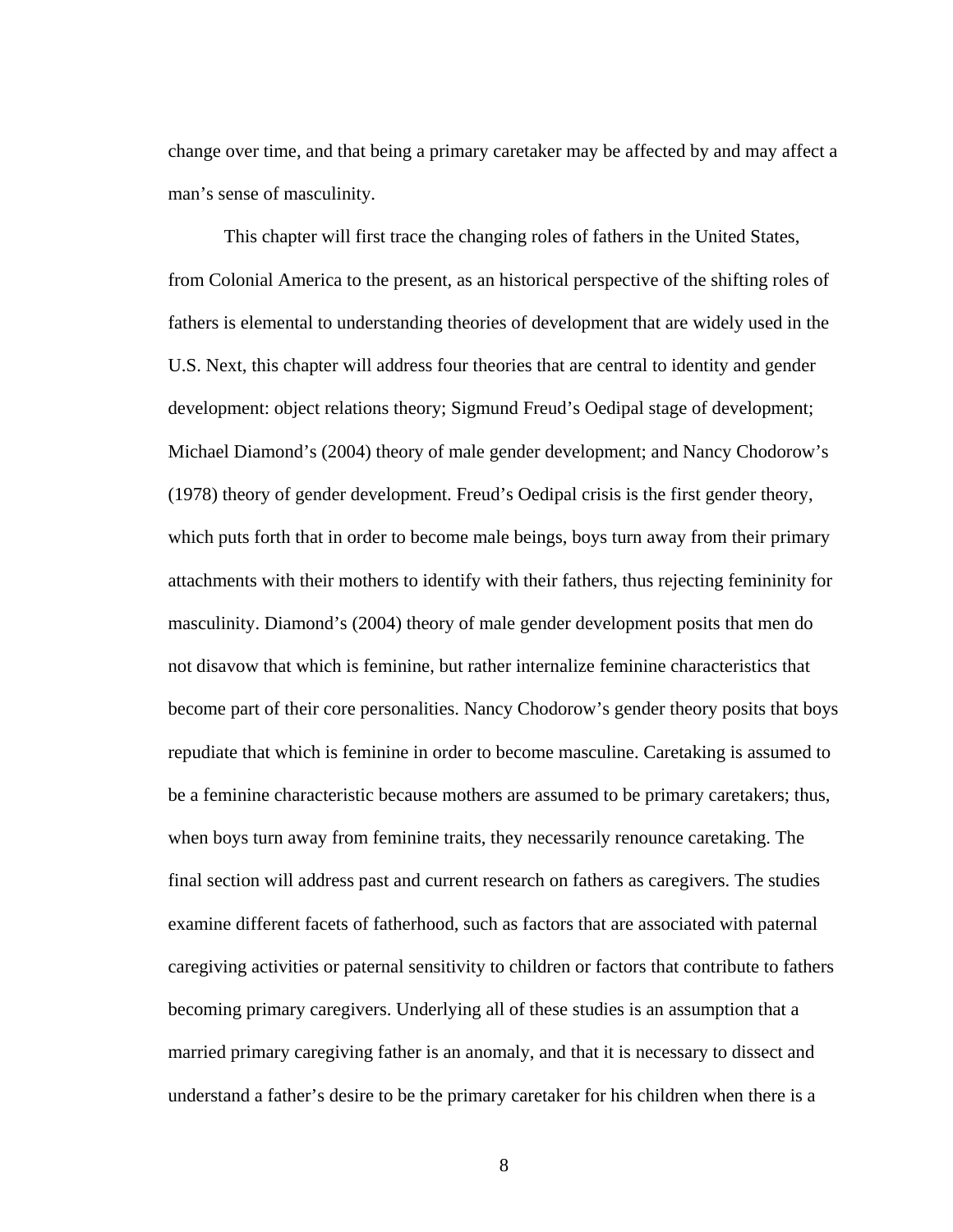change over time, and that being a primary caretaker may be affected by and may affect a man's sense of masculinity.

This chapter will first trace the changing roles of fathers in the United States, from Colonial America to the present, as an historical perspective of the shifting roles of fathers is elemental to understanding theories of development that are widely used in the U.S. Next, this chapter will address four theories that are central to identity and gender development: object relations theory; Sigmund Freud's Oedipal stage of development; Michael Diamond's (2004) theory of male gender development; and Nancy Chodorow's (1978) theory of gender development. Freud's Oedipal crisis is the first gender theory, which puts forth that in order to become male beings, boys turn away from their primary attachments with their mothers to identify with their fathers, thus rejecting femininity for masculinity. Diamond's (2004) theory of male gender development posits that men do not disavow that which is feminine, but rather internalize feminine characteristics that become part of their core personalities. Nancy Chodorow's gender theory posits that boys repudiate that which is feminine in order to become masculine. Caretaking is assumed to be a feminine characteristic because mothers are assumed to be primary caretakers; thus, when boys turn away from feminine traits, they necessarily renounce caretaking. The final section will address past and current research on fathers as caregivers. The studies examine different facets of fatherhood, such as factors that are associated with paternal caregiving activities or paternal sensitivity to children or factors that contribute to fathers becoming primary caregivers. Underlying all of these studies is an assumption that a married primary caregiving father is an anomaly, and that it is necessary to dissect and understand a father's desire to be the primary caretaker for his children when there is a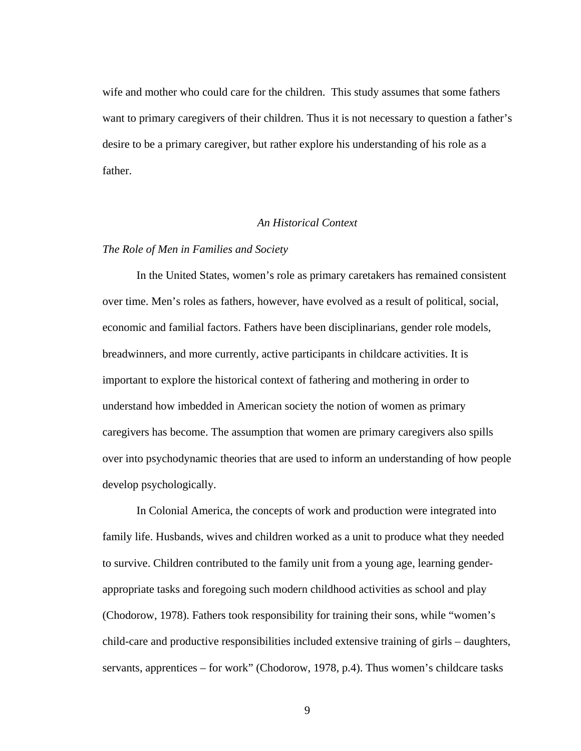wife and mother who could care for the children. This study assumes that some fathers want to primary caregivers of their children. Thus it is not necessary to question a father's desire to be a primary caregiver, but rather explore his understanding of his role as a father.

## *An Historical Context*

### *The Role of Men in Families and Society*

In the United States, women's role as primary caretakers has remained consistent over time. Men's roles as fathers, however, have evolved as a result of political, social, economic and familial factors. Fathers have been disciplinarians, gender role models, breadwinners, and more currently, active participants in childcare activities. It is important to explore the historical context of fathering and mothering in order to understand how imbedded in American society the notion of women as primary caregivers has become. The assumption that women are primary caregivers also spills over into psychodynamic theories that are used to inform an understanding of how people develop psychologically.

In Colonial America, the concepts of work and production were integrated into family life. Husbands, wives and children worked as a unit to produce what they needed to survive. Children contributed to the family unit from a young age, learning gender-appropriate tasks and foregoing such modern childhood activities as school and play (Chodorow, 1978). Fathers took responsibility for training their sons, while "women's child-care and productive responsibilities included extensive training of girls – daughters, servants, apprentices – for work" (Chodorow, 1978, p.4). Thus women's childcare tasks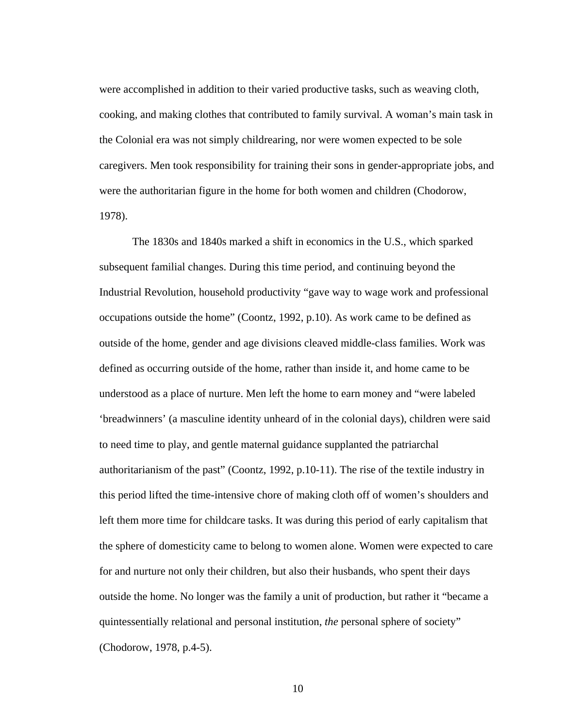were accomplished in addition to their varied productive tasks, such as weaving cloth, cooking, and making clothes that contributed to family survival. A woman's main task in the Colonial era was not simply childrearing, nor were women expected to be sole caregivers. Men took responsibility for training their sons in gender-appropriate jobs, and were the authoritarian figure in the home for both women and children (Chodorow, 1978).

The 1830s and 1840s marked a shift in economics in the U.S., which sparked subsequent familial changes. During this time period, and continuing beyond the Industrial Revolution, household productivity "gave way to wage work and professional occupations outside the home" (Coontz, 1992, p.10). As work came to be defined as outside of the home, gender and age divisions cleaved middle-class families. Work was defined as occurring outside of the home, rather than inside it, and home came to be understood as a place of nurture. Men left the home to earn money and "were labeled 'breadwinners' (a masculine identity unheard of in the colonial days), children were said to need time to play, and gentle maternal guidance supplanted the patriarchal authoritarianism of the past" (Coontz, 1992, p.10-11). The rise of the textile industry in this period lifted the time-intensive chore of making cloth off of women's shoulders and left them more time for childcare tasks. It was during this period of early capitalism that the sphere of domesticity came to belong to women alone. Women were expected to care for and nurture not only their children, but also their husbands, who spent their days outside the home. No longer was the family a unit of production, but rather it "became a quintessentially relational and personal institution, *the* personal sphere of society" (Chodorow, 1978, p.4-5).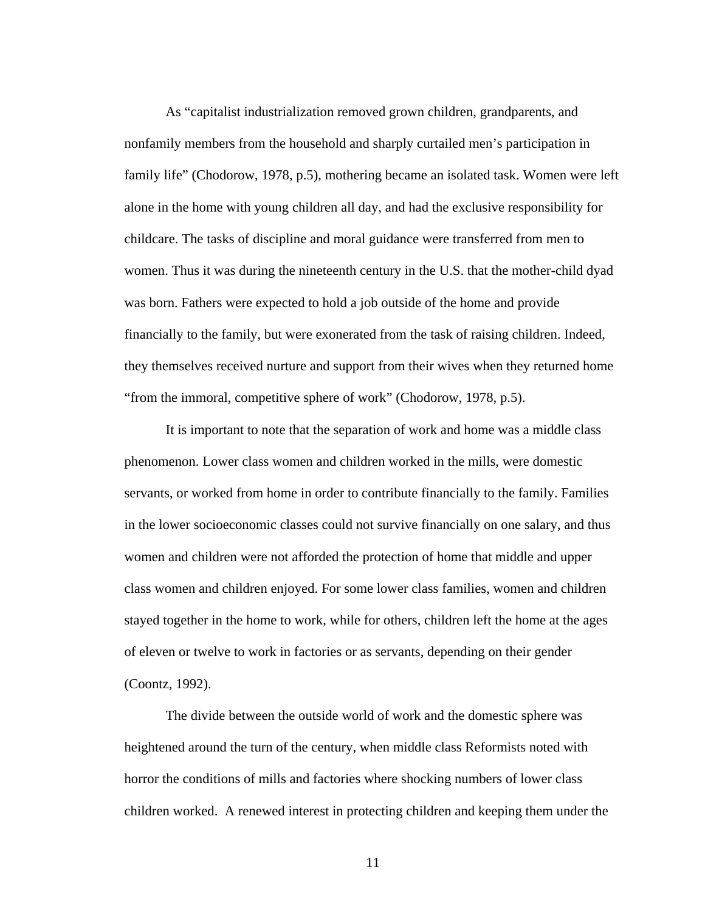As "capitalist industrialization removed grown children, grandparents, and nonfamily members from the household and sharply curtailed men's participation in family life" (Chodorow, 1978, p.5), mothering became an isolated task. Women were left alone in the home with young children all day, and had the exclusive responsibility for childcare. The tasks of discipline and moral guidance were transferred from men to women. Thus it was during the nineteenth century in the U.S. that the mother-child dyad was born. Fathers were expected to hold a job outside of the home and provide financially to the family, but were exonerated from the task of raising children. Indeed, they themselves received nurture and support from their wives when they returned home "from the immoral, competitive sphere of work" (Chodorow, 1978, p.5).

It is important to note that the separation of work and home was a middle class phenomenon. Lower class women and children worked in the mills, were domestic servants, or worked from home in order to contribute financially to the family. Families in the lower socioeconomic classes could not survive financially on one salary, and thus women and children were not afforded the protection of home that middle and upper class women and children enjoyed. For some lower class families, women and children stayed together in the home to work, while for others, children left the home at the ages of eleven or twelve to work in factories or as servants, depending on their gender (Coontz, 1992).

The divide between the outside world of work and the domestic sphere was heightened around the turn of the century, when middle class Reformists noted with horror the conditions of mills and factories where shocking numbers of lower class children worked. A renewed interest in protecting children and keeping them under the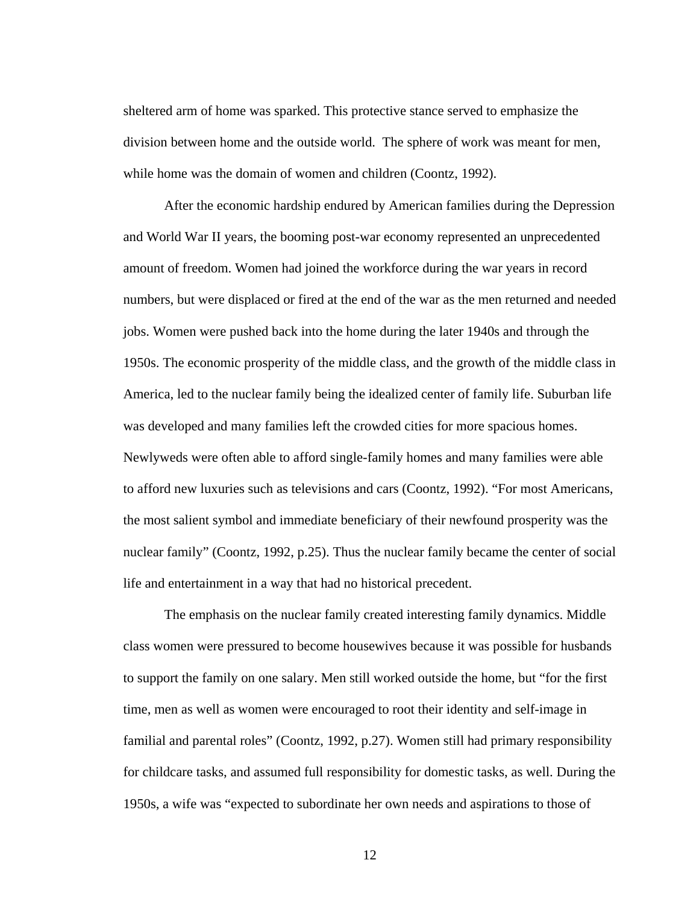sheltered arm of home was sparked. This protective stance served to emphasize the division between home and the outside world.  The sphere of work was meant for men, while home was the domain of women and children (Coontz, 1992).

After the economic hardship endured by American families during the Depression and World War II years, the booming post-war economy represented an unprecedented amount of freedom. Women had joined the workforce during the war years in record numbers, but were displaced or fired at the end of the war as the men returned and needed jobs. Women were pushed back into the home during the later 1940s and through the 1950s. The economic prosperity of the middle class, and the growth of the middle class in America, led to the nuclear family being the idealized center of family life. Suburban life was developed and many families left the crowded cities for more spacious homes. Newlyweds were often able to afford single-family homes and many families were able to afford new luxuries such as televisions and cars (Coontz, 1992). “For most Americans, the most salient symbol and immediate beneficiary of their newfound prosperity was the nuclear family” (Coontz, 1992, p.25). Thus the nuclear family became the center of social life and entertainment in a way that had no historical precedent.

The emphasis on the nuclear family created interesting family dynamics. Middle class women were pressured to become housewives because it was possible for husbands to support the family on one salary. Men still worked outside the home, but “for the first time, men as well as women were encouraged to root their identity and self-image in familial and parental roles” (Coontz, 1992, p.27). Women still had primary responsibility for childcare tasks, and assumed full responsibility for domestic tasks, as well. During the 1950s, a wife was “expected to subordinate her own needs and aspirations to those of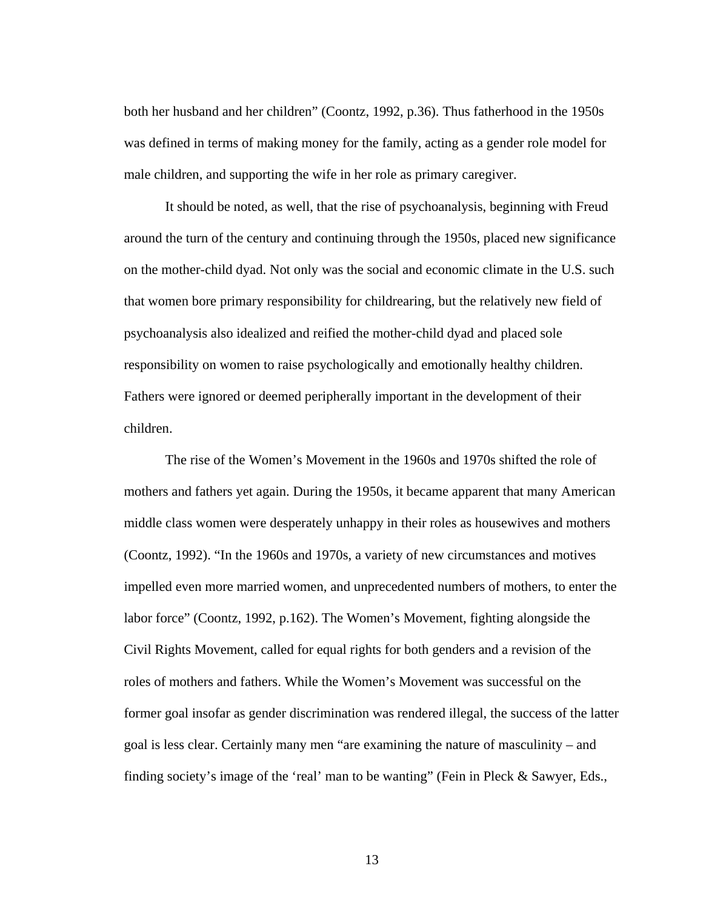both her husband and her children" (Coontz, 1992, p.36). Thus fatherhood in the 1950s was defined in terms of making money for the family, acting as a gender role model for male children, and supporting the wife in her role as primary caregiver.

It should be noted, as well, that the rise of psychoanalysis, beginning with Freud around the turn of the century and continuing through the 1950s, placed new significance on the mother-child dyad. Not only was the social and economic climate in the U.S. such that women bore primary responsibility for childrearing, but the relatively new field of psychoanalysis also idealized and reified the mother-child dyad and placed sole responsibility on women to raise psychologically and emotionally healthy children. Fathers were ignored or deemed peripherally important in the development of their children.

The rise of the Women's Movement in the 1960s and 1970s shifted the role of mothers and fathers yet again. During the 1950s, it became apparent that many American middle class women were desperately unhappy in their roles as housewives and mothers (Coontz, 1992). "In the 1960s and 1970s, a variety of new circumstances and motives impelled even more married women, and unprecedented numbers of mothers, to enter the labor force" (Coontz, 1992, p.162). The Women's Movement, fighting alongside the Civil Rights Movement, called for equal rights for both genders and a revision of the roles of mothers and fathers. While the Women's Movement was successful on the former goal insofar as gender discrimination was rendered illegal, the success of the latter goal is less clear. Certainly many men "are examining the nature of masculinity – and finding society's image of the 'real' man to be wanting" (Fein in Pleck & Sawyer, Eds.,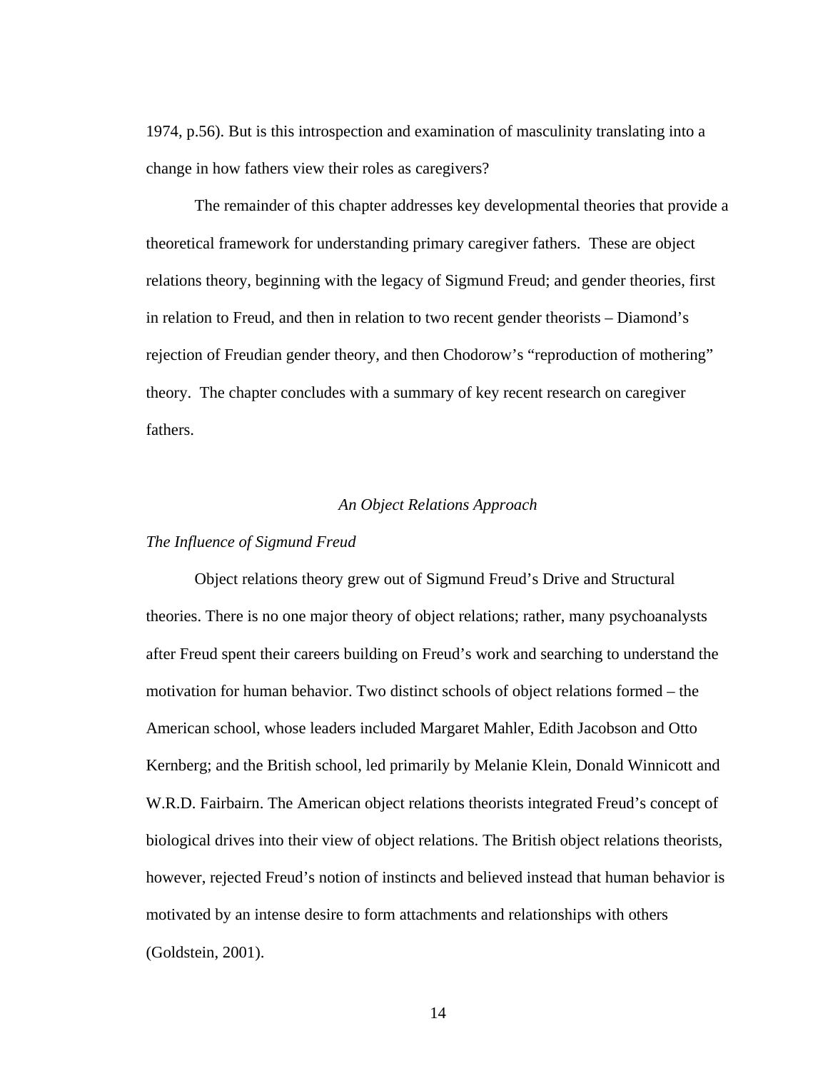1974, p.56). But is this introspection and examination of masculinity translating into a change in how fathers view their roles as caregivers?

The remainder of this chapter addresses key developmental theories that provide a theoretical framework for understanding primary caregiver fathers. These are object relations theory, beginning with the legacy of Sigmund Freud; and gender theories, first in relation to Freud, and then in relation to two recent gender theorists – Diamond's rejection of Freudian gender theory, and then Chodorow's "reproduction of mothering" theory. The chapter concludes with a summary of key recent research on caregiver fathers.

## *An Object Relations Approach*

### *The Influence of Sigmund Freud*

Object relations theory grew out of Sigmund Freud's Drive and Structural theories. There is no one major theory of object relations; rather, many psychoanalysts after Freud spent their careers building on Freud's work and searching to understand the motivation for human behavior. Two distinct schools of object relations formed – the American school, whose leaders included Margaret Mahler, Edith Jacobson and Otto Kernberg; and the British school, led primarily by Melanie Klein, Donald Winnicott and W.R.D. Fairbairn. The American object relations theorists integrated Freud's concept of biological drives into their view of object relations. The British object relations theorists, however, rejected Freud's notion of instincts and believed instead that human behavior is motivated by an intense desire to form attachments and relationships with others (Goldstein, 2001).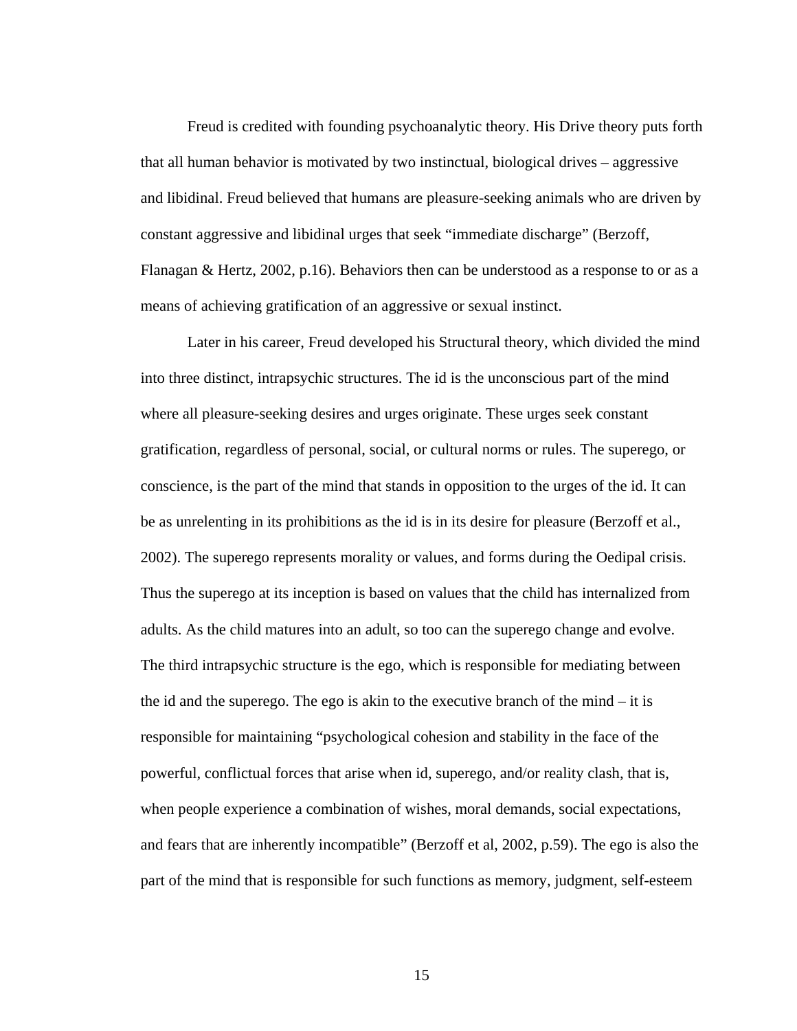Freud is credited with founding psychoanalytic theory. His Drive theory puts forth that all human behavior is motivated by two instinctual, biological drives – aggressive and libidinal. Freud believed that humans are pleasure-seeking animals who are driven by constant aggressive and libidinal urges that seek "immediate discharge" (Berzoff, Flanagan & Hertz, 2002, p.16). Behaviors then can be understood as a response to or as a means of achieving gratification of an aggressive or sexual instinct.

Later in his career, Freud developed his Structural theory, which divided the mind into three distinct, intrapsychic structures. The id is the unconscious part of the mind where all pleasure-seeking desires and urges originate. These urges seek constant gratification, regardless of personal, social, or cultural norms or rules. The superego, or conscience, is the part of the mind that stands in opposition to the urges of the id. It can be as unrelenting in its prohibitions as the id is in its desire for pleasure (Berzoff et al., 2002). The superego represents morality or values, and forms during the Oedipal crisis. Thus the superego at its inception is based on values that the child has internalized from adults. As the child matures into an adult, so too can the superego change and evolve. The third intrapsychic structure is the ego, which is responsible for mediating between the id and the superego. The ego is akin to the executive branch of the mind – it is responsible for maintaining "psychological cohesion and stability in the face of the powerful, conflictual forces that arise when id, superego, and/or reality clash, that is, when people experience a combination of wishes, moral demands, social expectations, and fears that are inherently incompatible" (Berzoff et al, 2002, p.59). The ego is also the part of the mind that is responsible for such functions as memory, judgment, self-esteem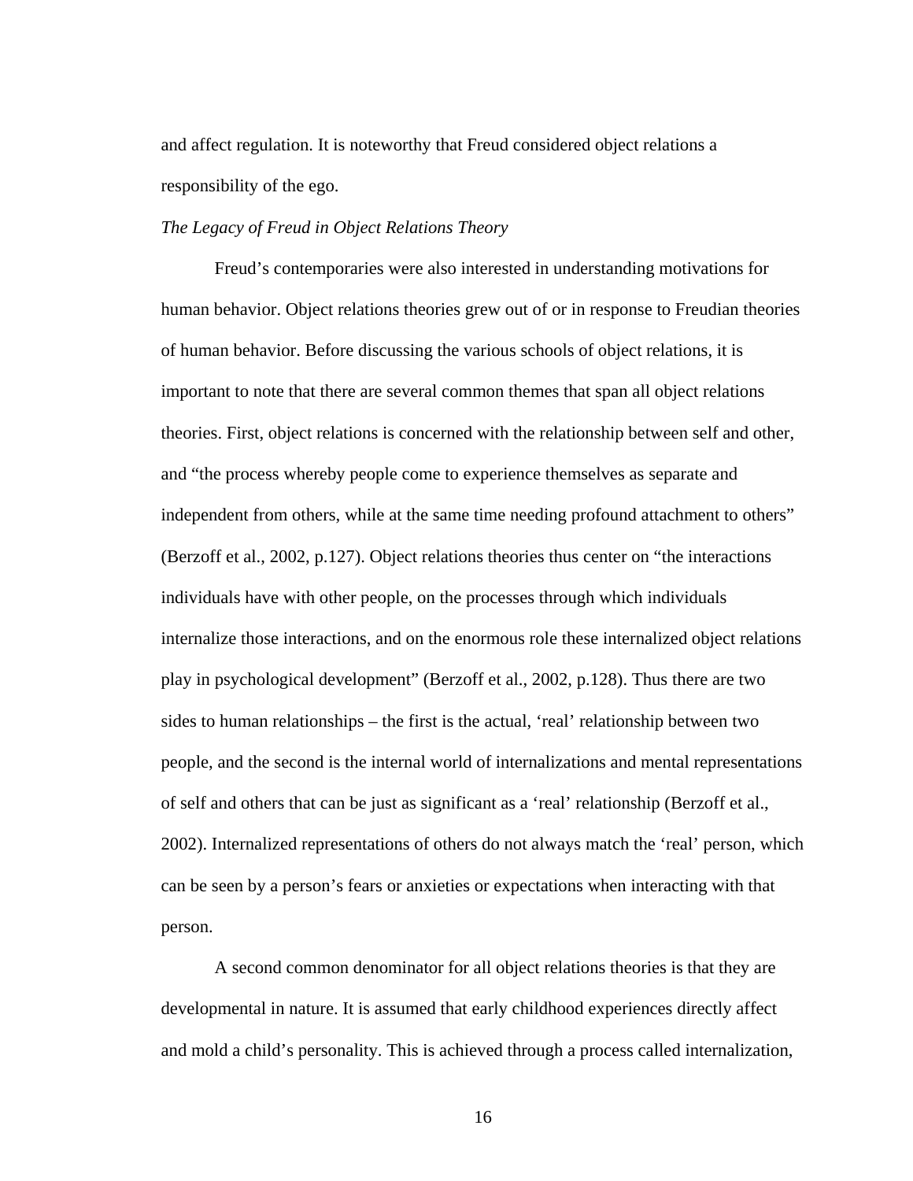and affect regulation. It is noteworthy that Freud considered object relations a responsibility of the ego.

*The Legacy of Freud in Object Relations Theory*

Freud's contemporaries were also interested in understanding motivations for human behavior. Object relations theories grew out of or in response to Freudian theories of human behavior. Before discussing the various schools of object relations, it is important to note that there are several common themes that span all object relations theories. First, object relations is concerned with the relationship between self and other, and "the process whereby people come to experience themselves as separate and independent from others, while at the same time needing profound attachment to others" (Berzoff et al., 2002, p.127). Object relations theories thus center on "the interactions individuals have with other people, on the processes through which individuals internalize those interactions, and on the enormous role these internalized object relations play in psychological development" (Berzoff et al., 2002, p.128). Thus there are two sides to human relationships – the first is the actual, 'real' relationship between two people, and the second is the internal world of internalizations and mental representations of self and others that can be just as significant as a 'real' relationship (Berzoff et al., 2002). Internalized representations of others do not always match the 'real' person, which can be seen by a person's fears or anxieties or expectations when interacting with that person.

A second common denominator for all object relations theories is that they are developmental in nature. It is assumed that early childhood experiences directly affect and mold a child's personality. This is achieved through a process called internalization,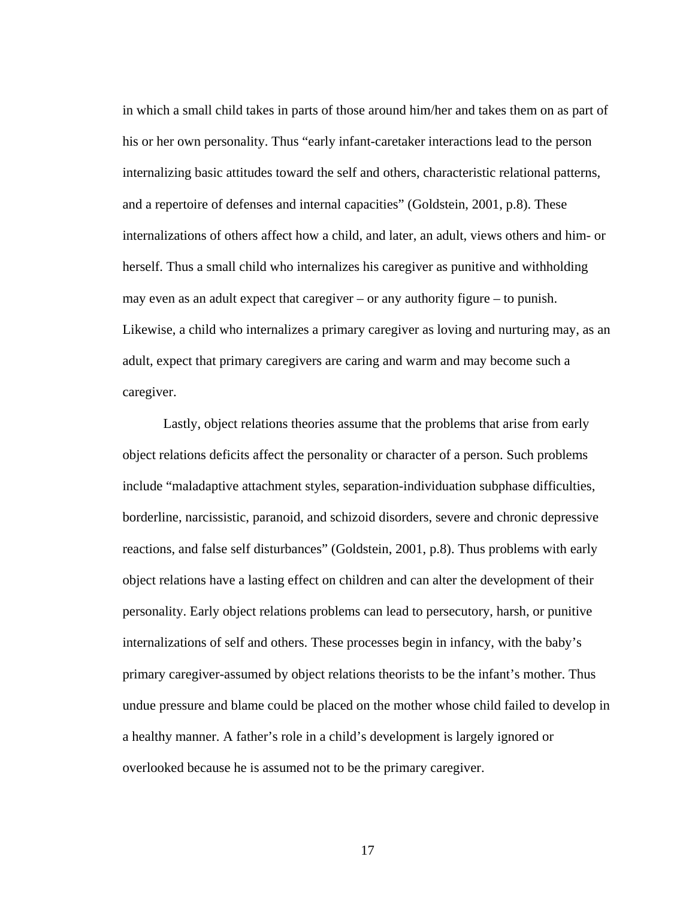in which a small child takes in parts of those around him/her and takes them on as part of his or her own personality. Thus "early infant-caretaker interactions lead to the person internalizing basic attitudes toward the self and others, characteristic relational patterns, and a repertoire of defenses and internal capacities" (Goldstein, 2001, p.8). These internalizations of others affect how a child, and later, an adult, views others and him- or herself. Thus a small child who internalizes his caregiver as punitive and withholding may even as an adult expect that caregiver – or any authority figure – to punish. Likewise, a child who internalizes a primary caregiver as loving and nurturing may, as an adult, expect that primary caregivers are caring and warm and may become such a caregiver.

Lastly, object relations theories assume that the problems that arise from early object relations deficits affect the personality or character of a person. Such problems include "maladaptive attachment styles, separation-individuation subphase difficulties, borderline, narcissistic, paranoid, and schizoid disorders, severe and chronic depressive reactions, and false self disturbances" (Goldstein, 2001, p.8). Thus problems with early object relations have a lasting effect on children and can alter the development of their personality. Early object relations problems can lead to persecutory, harsh, or punitive internalizations of self and others. These processes begin in infancy, with the baby's primary caregiver-assumed by object relations theorists to be the infant's mother. Thus undue pressure and blame could be placed on the mother whose child failed to develop in a healthy manner. A father's role in a child's development is largely ignored or overlooked because he is assumed not to be the primary caregiver.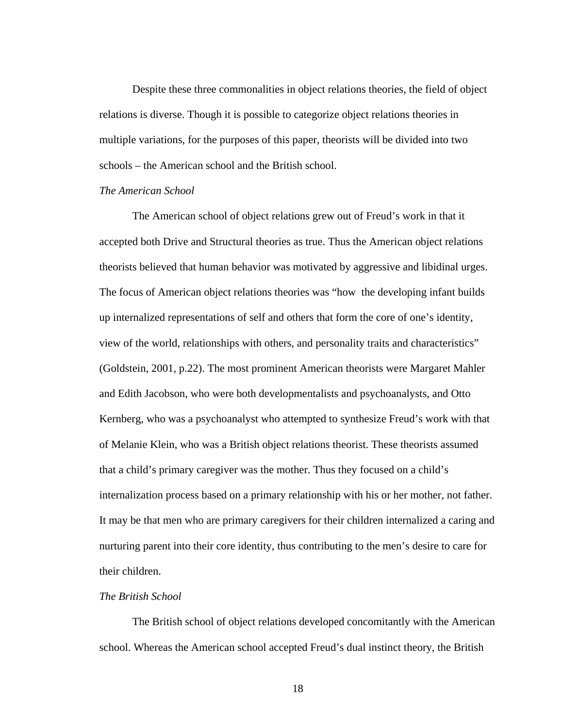Despite these three commonalities in object relations theories, the field of object relations is diverse. Though it is possible to categorize object relations theories in multiple variations, for the purposes of this paper, theorists will be divided into two schools – the American school and the British school.

*The American School*

The American school of object relations grew out of Freud's work in that it accepted both Drive and Structural theories as true. Thus the American object relations theorists believed that human behavior was motivated by aggressive and libidinal urges. The focus of American object relations theories was "how the developing infant builds up internalized representations of self and others that form the core of one's identity, view of the world, relationships with others, and personality traits and characteristics" (Goldstein, 2001, p.22). The most prominent American theorists were Margaret Mahler and Edith Jacobson, who were both developmentalists and psychoanalysts, and Otto Kernberg, who was a psychoanalyst who attempted to synthesize Freud's work with that of Melanie Klein, who was a British object relations theorist. These theorists assumed that a child's primary caregiver was the mother. Thus they focused on a child's internalization process based on a primary relationship with his or her mother, not father. It may be that men who are primary caregivers for their children internalized a caring and nurturing parent into their core identity, thus contributing to the men's desire to care for their children.

*The British School*

The British school of object relations developed concomitantly with the American school. Whereas the American school accepted Freud's dual instinct theory, the British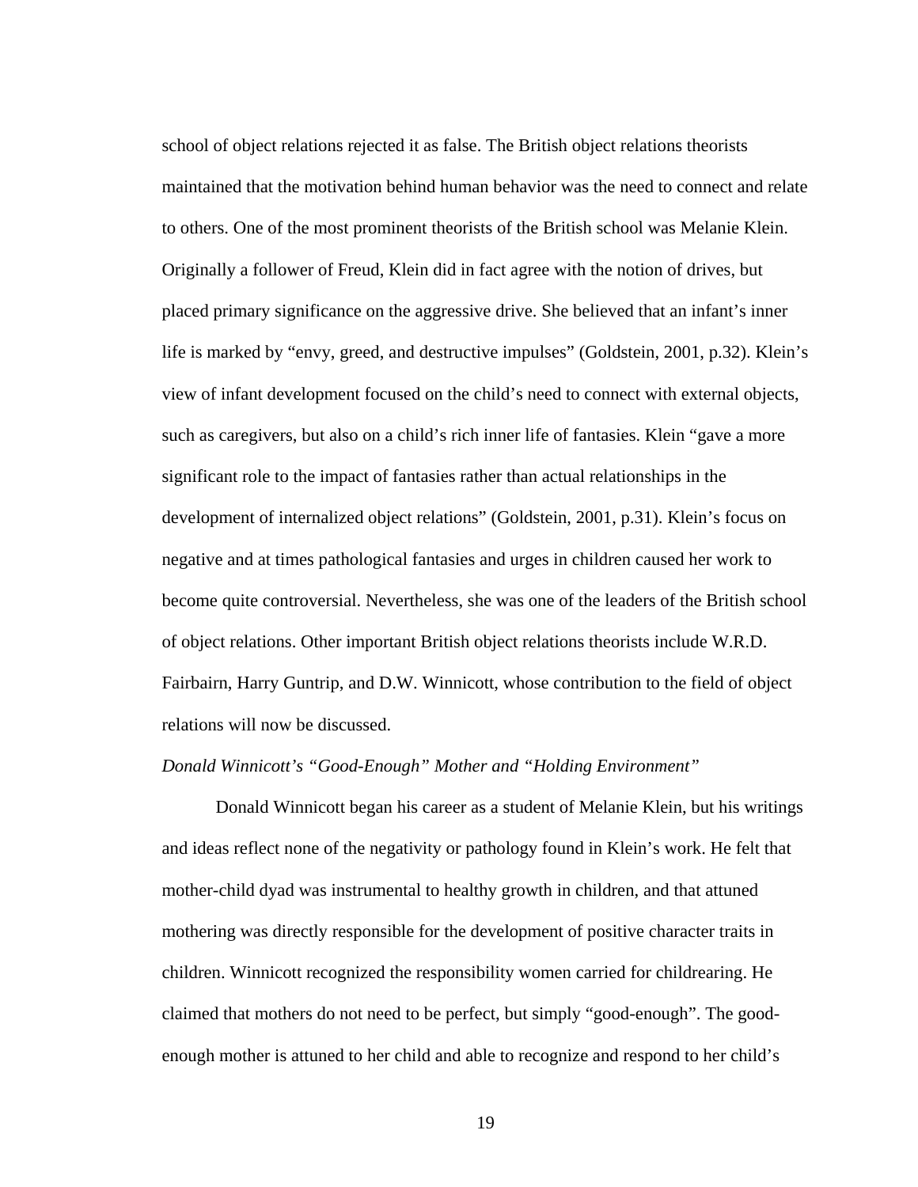school of object relations rejected it as false. The British object relations theorists maintained that the motivation behind human behavior was the need to connect and relate to others. One of the most prominent theorists of the British school was Melanie Klein. Originally a follower of Freud, Klein did in fact agree with the notion of drives, but placed primary significance on the aggressive drive. She believed that an infant's inner life is marked by "envy, greed, and destructive impulses" (Goldstein, 2001, p.32). Klein's view of infant development focused on the child's need to connect with external objects, such as caregivers, but also on a child's rich inner life of fantasies. Klein "gave a more significant role to the impact of fantasies rather than actual relationships in the development of internalized object relations" (Goldstein, 2001, p.31). Klein's focus on negative and at times pathological fantasies and urges in children caused her work to become quite controversial. Nevertheless, she was one of the leaders of the British school of object relations. Other important British object relations theorists include W.R.D. Fairbairn, Harry Guntrip, and D.W. Winnicott, whose contribution to the field of object relations will now be discussed.

*Donald Winnicott's "Good-Enough" Mother and "Holding Environment"*

Donald Winnicott began his career as a student of Melanie Klein, but his writings and ideas reflect none of the negativity or pathology found in Klein's work. He felt that mother-child dyad was instrumental to healthy growth in children, and that attuned mothering was directly responsible for the development of positive character traits in children. Winnicott recognized the responsibility women carried for childrearing. He claimed that mothers do not need to be perfect, but simply "good-enough". The good-enough mother is attuned to her child and able to recognize and respond to her child's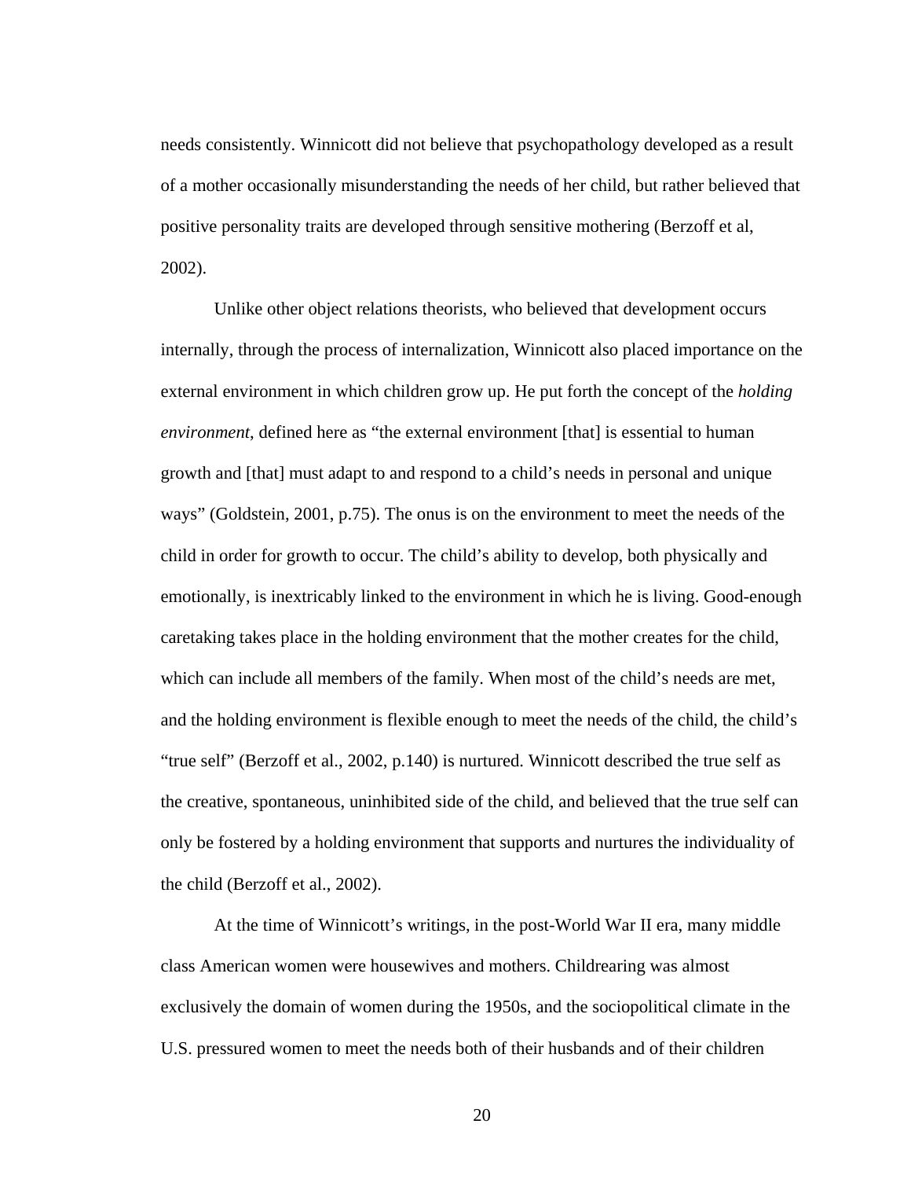needs consistently. Winnicott did not believe that psychopathology developed as a result of a mother occasionally misunderstanding the needs of her child, but rather believed that positive personality traits are developed through sensitive mothering (Berzoff et al, 2002).

Unlike other object relations theorists, who believed that development occurs internally, through the process of internalization, Winnicott also placed importance on the external environment in which children grow up. He put forth the concept of the *holding environment*, defined here as "the external environment [that] is essential to human growth and [that] must adapt to and respond to a child's needs in personal and unique ways" (Goldstein, 2001, p.75). The onus is on the environment to meet the needs of the child in order for growth to occur. The child's ability to develop, both physically and emotionally, is inextricably linked to the environment in which he is living. Good-enough caretaking takes place in the holding environment that the mother creates for the child, which can include all members of the family. When most of the child's needs are met, and the holding environment is flexible enough to meet the needs of the child, the child's "true self" (Berzoff et al., 2002, p.140) is nurtured. Winnicott described the true self as the creative, spontaneous, uninhibited side of the child, and believed that the true self can only be fostered by a holding environment that supports and nurtures the individuality of the child (Berzoff et al., 2002).

At the time of Winnicott's writings, in the post-World War II era, many middle class American women were housewives and mothers. Childrearing was almost exclusively the domain of women during the 1950s, and the sociopolitical climate in the U.S. pressured women to meet the needs both of their husbands and of their children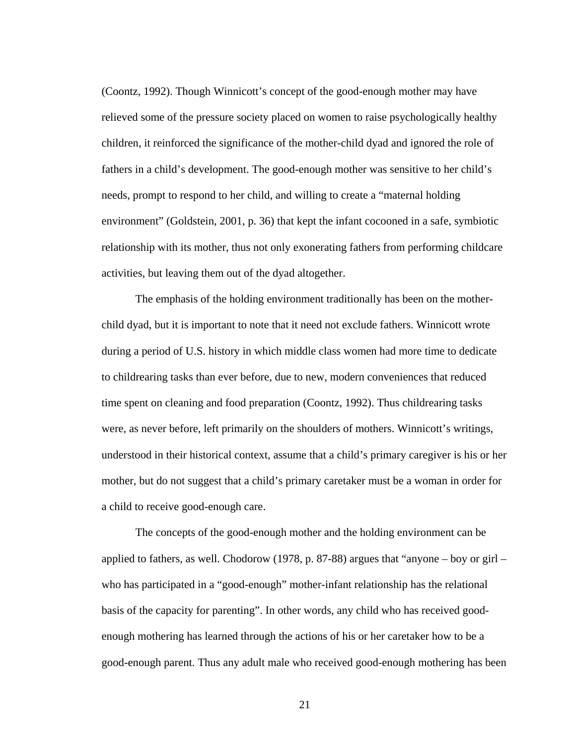(Coontz, 1992). Though Winnicott's concept of the good-enough mother may have relieved some of the pressure society placed on women to raise psychologically healthy children, it reinforced the significance of the mother-child dyad and ignored the role of fathers in a child's development. The good-enough mother was sensitive to her child's needs, prompt to respond to her child, and willing to create a "maternal holding environment" (Goldstein, 2001, p. 36) that kept the infant cocooned in a safe, symbiotic relationship with its mother, thus not only exonerating fathers from performing childcare activities, but leaving them out of the dyad altogether.

The emphasis of the holding environment traditionally has been on the mother-child dyad, but it is important to note that it need not exclude fathers. Winnicott wrote during a period of U.S. history in which middle class women had more time to dedicate to childrearing tasks than ever before, due to new, modern conveniences that reduced time spent on cleaning and food preparation (Coontz, 1992). Thus childrearing tasks were, as never before, left primarily on the shoulders of mothers. Winnicott's writings, understood in their historical context, assume that a child's primary caregiver is his or her mother, but do not suggest that a child's primary caretaker must be a woman in order for a child to receive good-enough care.

The concepts of the good-enough mother and the holding environment can be applied to fathers, as well. Chodorow (1978, p. 87-88) argues that "anyone – boy or girl – who has participated in a "good-enough" mother-infant relationship has the relational basis of the capacity for parenting". In other words, any child who has received good-enough mothering has learned through the actions of his or her caretaker how to be a good-enough parent. Thus any adult male who received good-enough mothering has been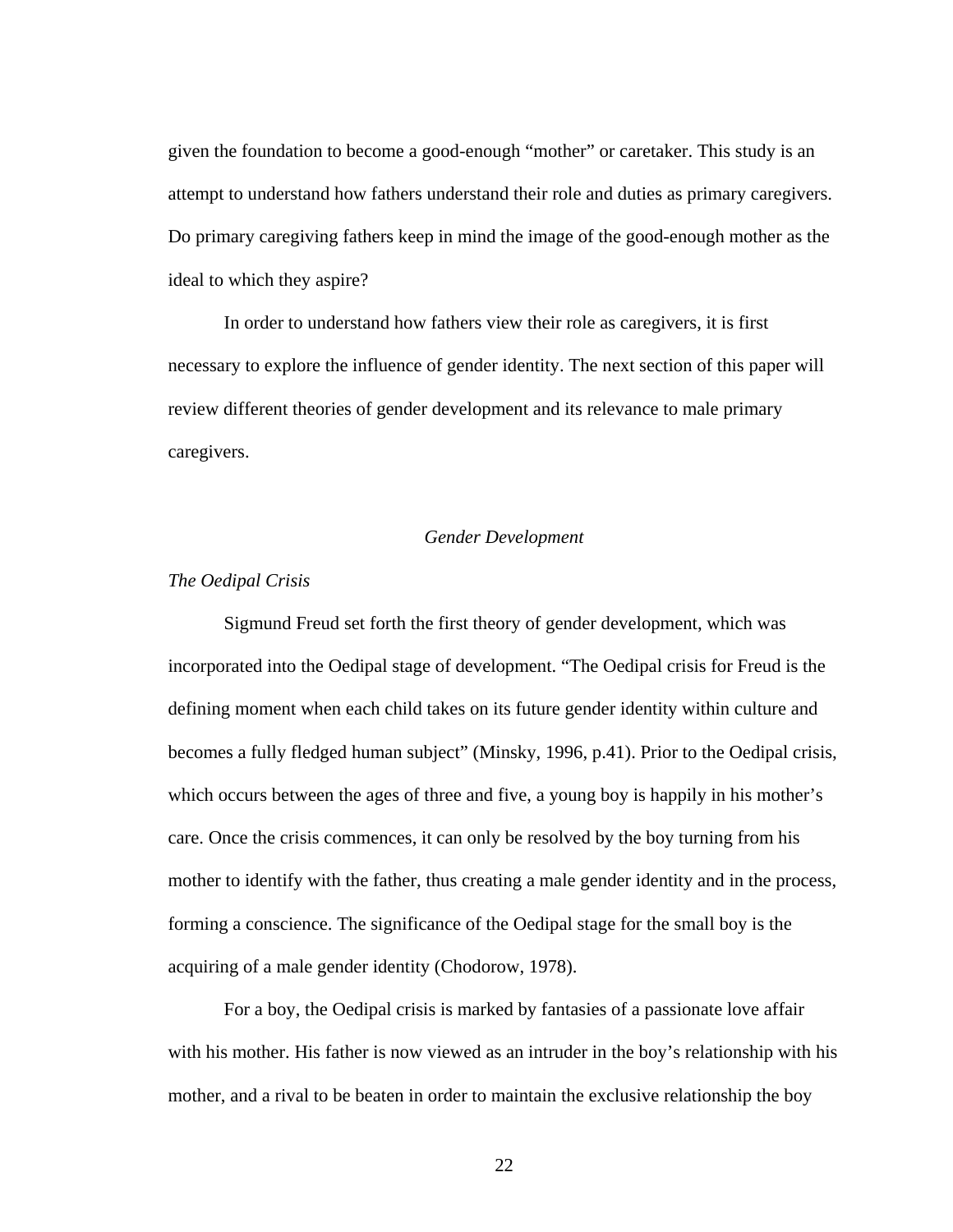given the foundation to become a good-enough “mother” or caretaker. This study is an attempt to understand how fathers understand their role and duties as primary caregivers. Do primary caregiving fathers keep in mind the image of the good-enough mother as the ideal to which they aspire?

In order to understand how fathers view their role as caregivers, it is first necessary to explore the influence of gender identity. The next section of this paper will review different theories of gender development and its relevance to male primary caregivers.

## *Gender Development*

### *The Oedipal Crisis*

Sigmund Freud set forth the first theory of gender development, which was incorporated into the Oedipal stage of development. “The Oedipal crisis for Freud is the defining moment when each child takes on its future gender identity within culture and becomes a fully fledged human subject” (Minsky, 1996, p.41). Prior to the Oedipal crisis, which occurs between the ages of three and five, a young boy is happily in his mother’s care. Once the crisis commences, it can only be resolved by the boy turning from his mother to identify with the father, thus creating a male gender identity and in the process, forming a conscience. The significance of the Oedipal stage for the small boy is the acquiring of a male gender identity (Chodorow, 1978).

For a boy, the Oedipal crisis is marked by fantasies of a passionate love affair with his mother. His father is now viewed as an intruder in the boy’s relationship with his mother, and a rival to be beaten in order to maintain the exclusive relationship the boy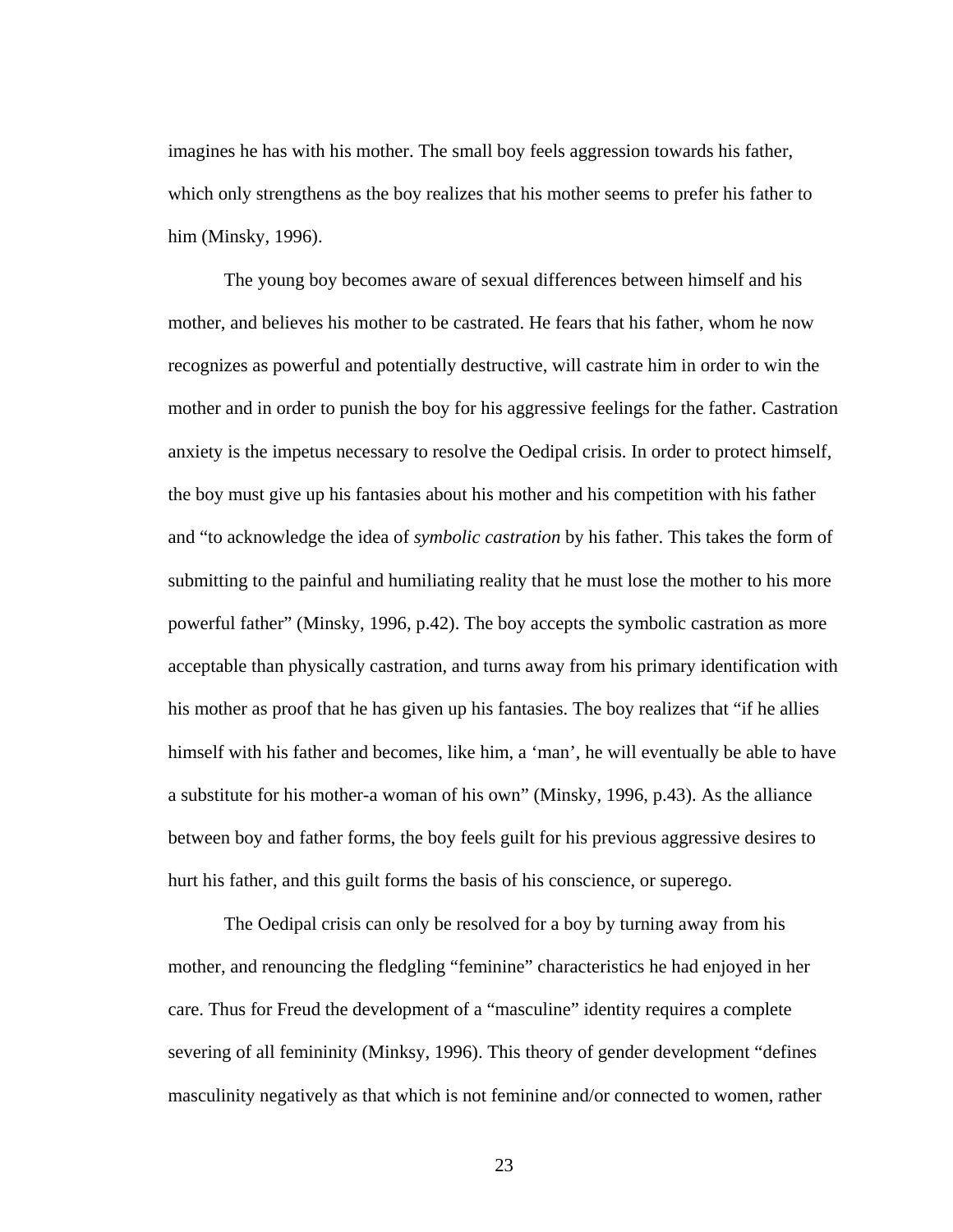imagines he has with his mother. The small boy feels aggression towards his father, which only strengthens as the boy realizes that his mother seems to prefer his father to him (Minsky, 1996).

The young boy becomes aware of sexual differences between himself and his mother, and believes his mother to be castrated. He fears that his father, whom he now recognizes as powerful and potentially destructive, will castrate him in order to win the mother and in order to punish the boy for his aggressive feelings for the father. Castration anxiety is the impetus necessary to resolve the Oedipal crisis. In order to protect himself, the boy must give up his fantasies about his mother and his competition with his father and "to acknowledge the idea of *symbolic castration* by his father. This takes the form of submitting to the painful and humiliating reality that he must lose the mother to his more powerful father" (Minsky, 1996, p.42). The boy accepts the symbolic castration as more acceptable than physically castration, and turns away from his primary identification with his mother as proof that he has given up his fantasies. The boy realizes that "if he allies himself with his father and becomes, like him, a 'man', he will eventually be able to have a substitute for his mother-a woman of his own" (Minsky, 1996, p.43). As the alliance between boy and father forms, the boy feels guilt for his previous aggressive desires to hurt his father, and this guilt forms the basis of his conscience, or superego.

The Oedipal crisis can only be resolved for a boy by turning away from his mother, and renouncing the fledgling "feminine" characteristics he had enjoyed in her care. Thus for Freud the development of a "masculine" identity requires a complete severing of all femininity (Minksy, 1996). This theory of gender development "defines masculinity negatively as that which is not feminine and/or connected to women, rather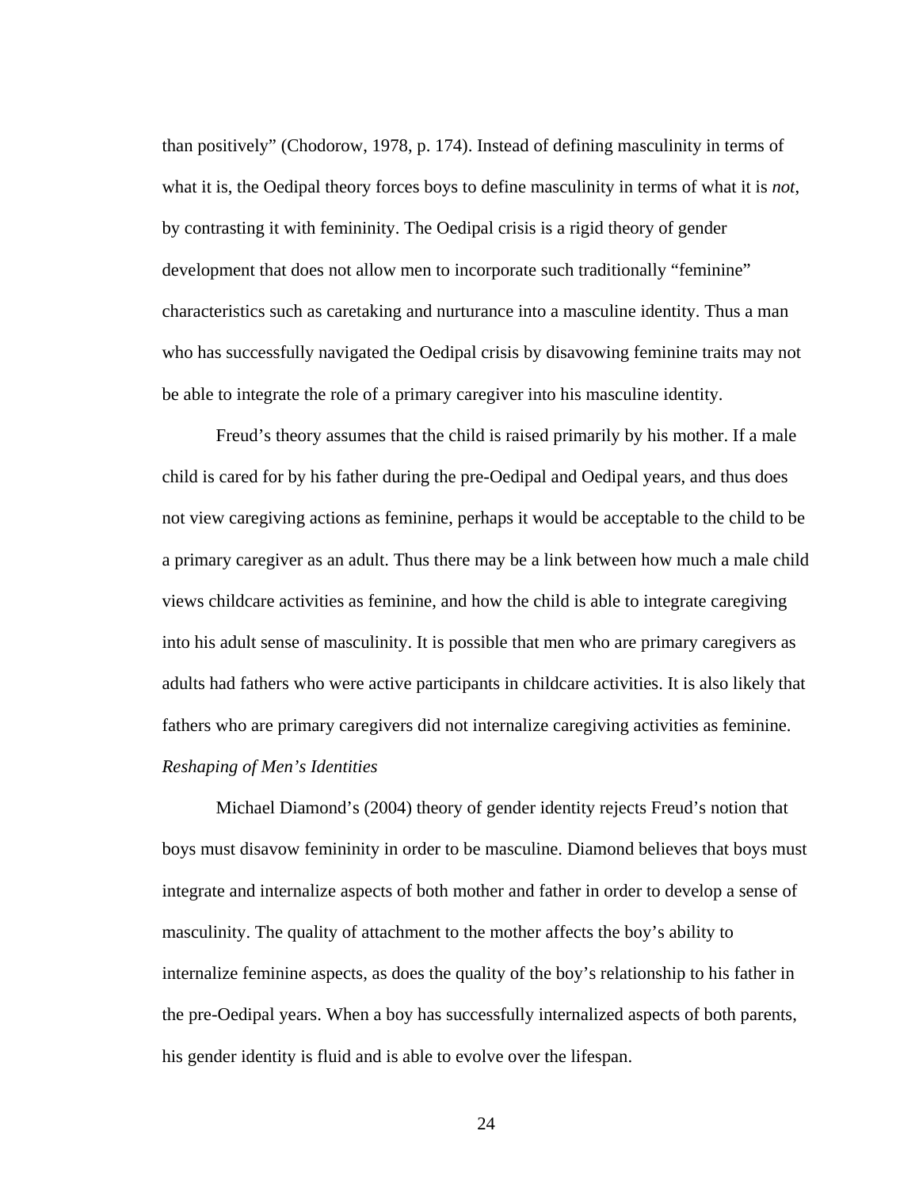than positively" (Chodorow, 1978, p. 174). Instead of defining masculinity in terms of what it is, the Oedipal theory forces boys to define masculinity in terms of what it is *not*, by contrasting it with femininity. The Oedipal crisis is a rigid theory of gender development that does not allow men to incorporate such traditionally "feminine" characteristics such as caretaking and nurturance into a masculine identity. Thus a man who has successfully navigated the Oedipal crisis by disavowing feminine traits may not be able to integrate the role of a primary caregiver into his masculine identity.

Freud's theory assumes that the child is raised primarily by his mother. If a male child is cared for by his father during the pre-Oedipal and Oedipal years, and thus does not view caregiving actions as feminine, perhaps it would be acceptable to the child to be a primary caregiver as an adult. Thus there may be a link between how much a male child views childcare activities as feminine, and how the child is able to integrate caregiving into his adult sense of masculinity. It is possible that men who are primary caregivers as adults had fathers who were active participants in childcare activities. It is also likely that fathers who are primary caregivers did not internalize caregiving activities as feminine.

*Reshaping of Men's Identities*

Michael Diamond's (2004) theory of gender identity rejects Freud's notion that boys must disavow femininity in order to be masculine. Diamond believes that boys must integrate and internalize aspects of both mother and father in order to develop a sense of masculinity. The quality of attachment to the mother affects the boy's ability to internalize feminine aspects, as does the quality of the boy's relationship to his father in the pre-Oedipal years. When a boy has successfully internalized aspects of both parents, his gender identity is fluid and is able to evolve over the lifespan.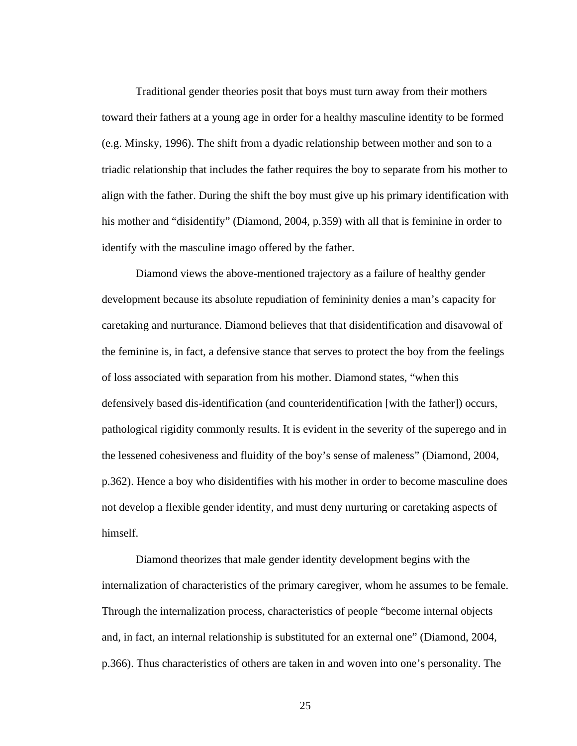Traditional gender theories posit that boys must turn away from their mothers toward their fathers at a young age in order for a healthy masculine identity to be formed (e.g. Minsky, 1996). The shift from a dyadic relationship between mother and son to a triadic relationship that includes the father requires the boy to separate from his mother to align with the father. During the shift the boy must give up his primary identification with his mother and "disidentify" (Diamond, 2004, p.359) with all that is feminine in order to identify with the masculine imago offered by the father.

Diamond views the above-mentioned trajectory as a failure of healthy gender development because its absolute repudiation of femininity denies a man's capacity for caretaking and nurturance. Diamond believes that that disidentification and disavowal of the feminine is, in fact, a defensive stance that serves to protect the boy from the feelings of loss associated with separation from his mother. Diamond states, "when this defensively based dis-identification (and counteridentification [with the father]) occurs, pathological rigidity commonly results. It is evident in the severity of the superego and in the lessened cohesiveness and fluidity of the boy's sense of maleness" (Diamond, 2004, p.362). Hence a boy who disidentifies with his mother in order to become masculine does not develop a flexible gender identity, and must deny nurturing or caretaking aspects of himself.

Diamond theorizes that male gender identity development begins with the internalization of characteristics of the primary caregiver, whom he assumes to be female. Through the internalization process, characteristics of people "become internal objects and, in fact, an internal relationship is substituted for an external one" (Diamond, 2004, p.366). Thus characteristics of others are taken in and woven into one's personality. The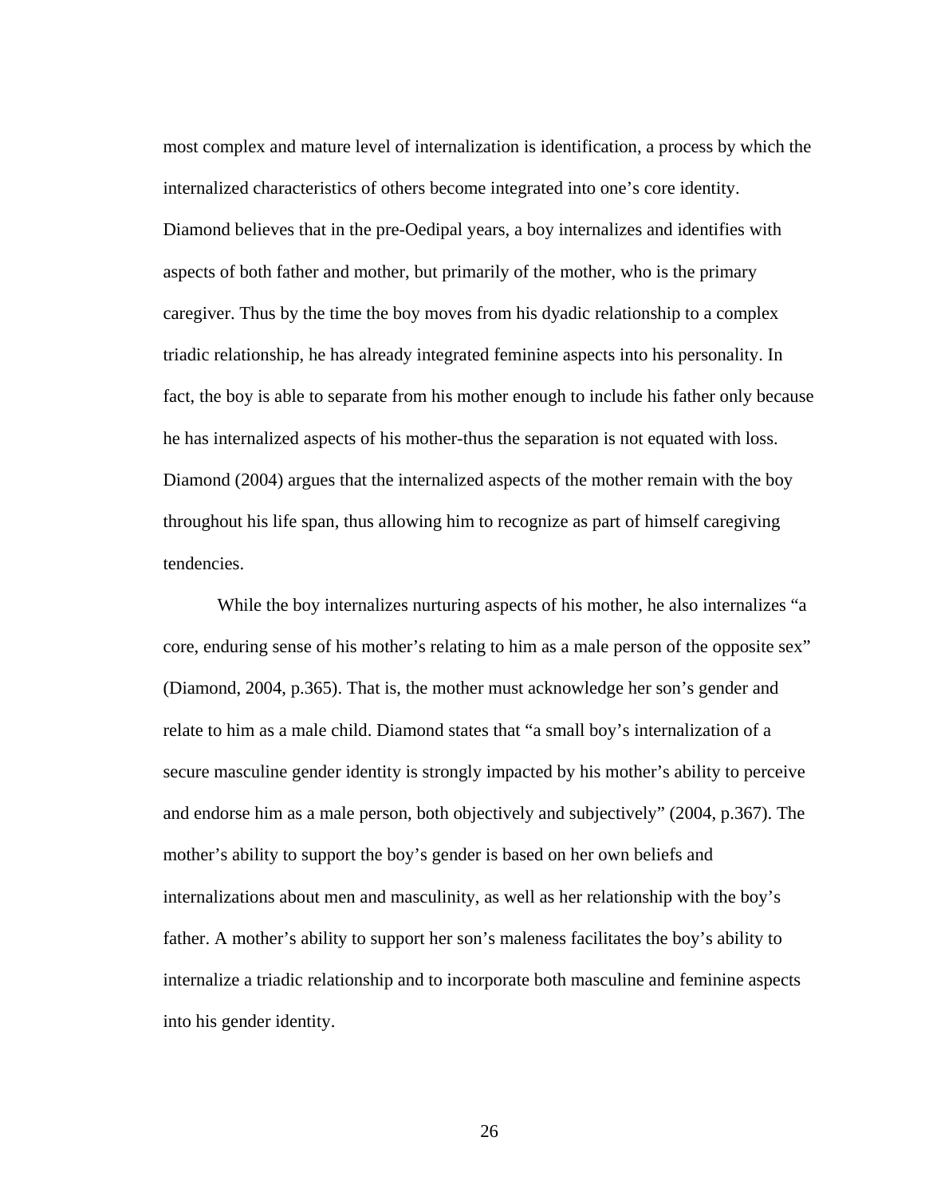most complex and mature level of internalization is identification, a process by which the internalized characteristics of others become integrated into one's core identity. Diamond believes that in the pre-Oedipal years, a boy internalizes and identifies with aspects of both father and mother, but primarily of the mother, who is the primary caregiver. Thus by the time the boy moves from his dyadic relationship to a complex triadic relationship, he has already integrated feminine aspects into his personality. In fact, the boy is able to separate from his mother enough to include his father only because he has internalized aspects of his mother-thus the separation is not equated with loss. Diamond (2004) argues that the internalized aspects of the mother remain with the boy throughout his life span, thus allowing him to recognize as part of himself caregiving tendencies.

While the boy internalizes nurturing aspects of his mother, he also internalizes "a core, enduring sense of his mother's relating to him as a male person of the opposite sex" (Diamond, 2004, p.365). That is, the mother must acknowledge her son's gender and relate to him as a male child. Diamond states that "a small boy's internalization of a secure masculine gender identity is strongly impacted by his mother's ability to perceive and endorse him as a male person, both objectively and subjectively" (2004, p.367). The mother's ability to support the boy's gender is based on her own beliefs and internalizations about men and masculinity, as well as her relationship with the boy's father. A mother's ability to support her son's maleness facilitates the boy's ability to internalize a triadic relationship and to incorporate both masculine and feminine aspects into his gender identity.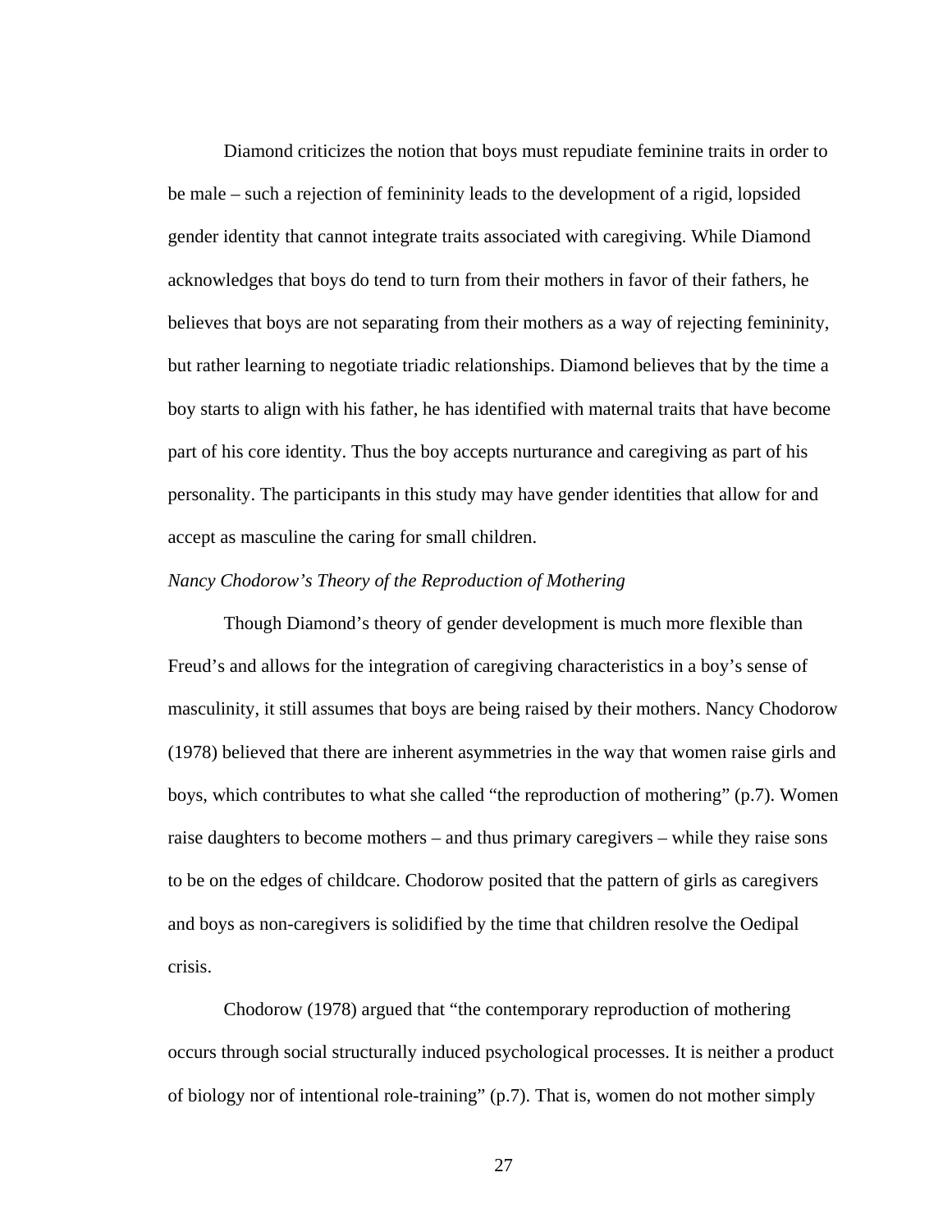Diamond criticizes the notion that boys must repudiate feminine traits in order to be male – such a rejection of femininity leads to the development of a rigid, lopsided gender identity that cannot integrate traits associated with caregiving. While Diamond acknowledges that boys do tend to turn from their mothers in favor of their fathers, he believes that boys are not separating from their mothers as a way of rejecting femininity, but rather learning to negotiate triadic relationships. Diamond believes that by the time a boy starts to align with his father, he has identified with maternal traits that have become part of his core identity. Thus the boy accepts nurturance and caregiving as part of his personality. The participants in this study may have gender identities that allow for and accept as masculine the caring for small children.

*Nancy Chodorow's Theory of the Reproduction of Mothering*

Though Diamond's theory of gender development is much more flexible than Freud's and allows for the integration of caregiving characteristics in a boy's sense of masculinity, it still assumes that boys are being raised by their mothers. Nancy Chodorow (1978) believed that there are inherent asymmetries in the way that women raise girls and boys, which contributes to what she called "the reproduction of mothering" (p.7). Women raise daughters to become mothers – and thus primary caregivers – while they raise sons to be on the edges of childcare. Chodorow posited that the pattern of girls as caregivers and boys as non-caregivers is solidified by the time that children resolve the Oedipal crisis.

Chodorow (1978) argued that "the contemporary reproduction of mothering occurs through social structurally induced psychological processes. It is neither a product of biology nor of intentional role-training" (p.7). That is, women do not mother simply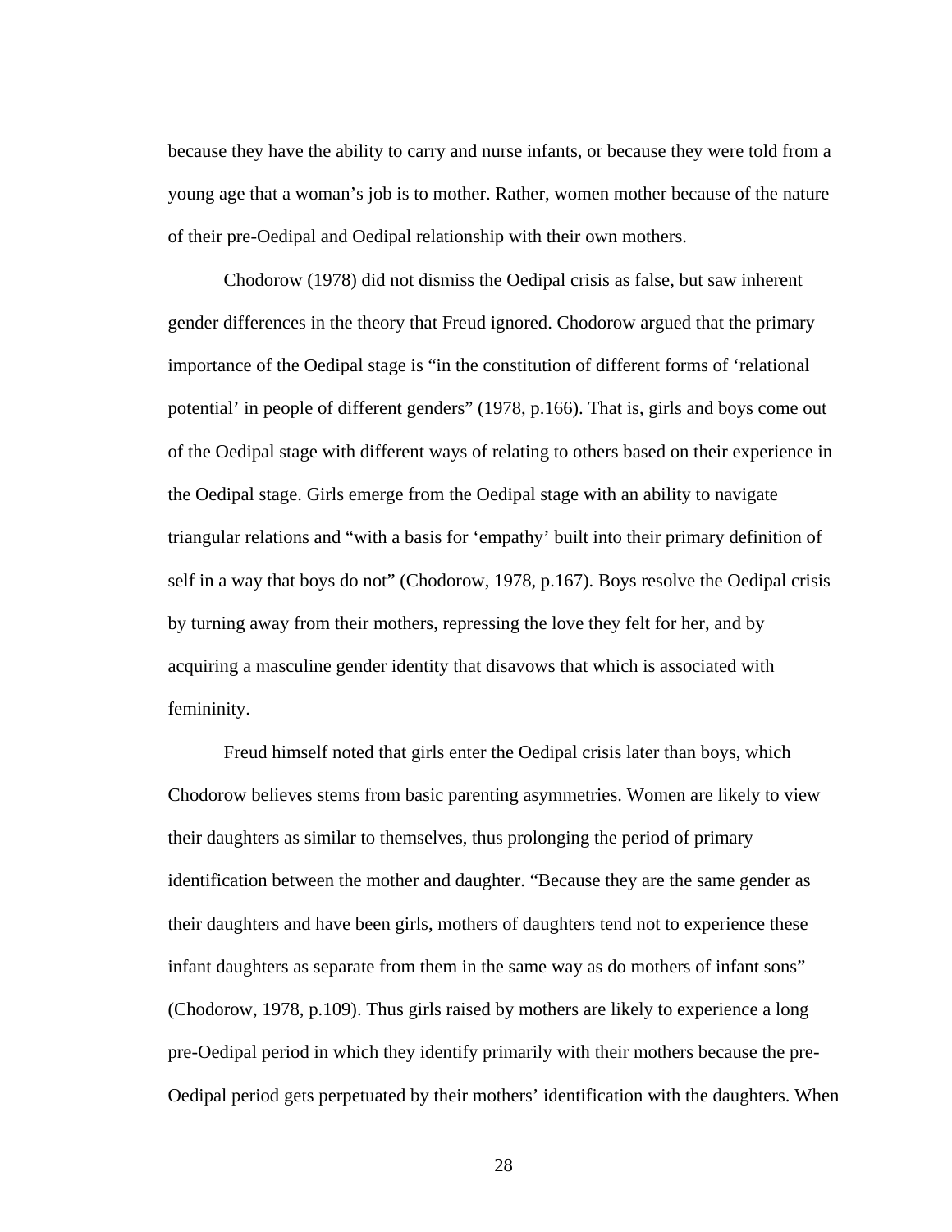because they have the ability to carry and nurse infants, or because they were told from a young age that a woman's job is to mother. Rather, women mother because of the nature of their pre-Oedipal and Oedipal relationship with their own mothers.

Chodorow (1978) did not dismiss the Oedipal crisis as false, but saw inherent gender differences in the theory that Freud ignored. Chodorow argued that the primary importance of the Oedipal stage is "in the constitution of different forms of 'relational potential' in people of different genders" (1978, p.166). That is, girls and boys come out of the Oedipal stage with different ways of relating to others based on their experience in the Oedipal stage. Girls emerge from the Oedipal stage with an ability to navigate triangular relations and "with a basis for 'empathy' built into their primary definition of self in a way that boys do not" (Chodorow, 1978, p.167). Boys resolve the Oedipal crisis by turning away from their mothers, repressing the love they felt for her, and by acquiring a masculine gender identity that disavows that which is associated with femininity.

Freud himself noted that girls enter the Oedipal crisis later than boys, which Chodorow believes stems from basic parenting asymmetries. Women are likely to view their daughters as similar to themselves, thus prolonging the period of primary identification between the mother and daughter. "Because they are the same gender as their daughters and have been girls, mothers of daughters tend not to experience these infant daughters as separate from them in the same way as do mothers of infant sons" (Chodorow, 1978, p.109). Thus girls raised by mothers are likely to experience a long pre-Oedipal period in which they identify primarily with their mothers because the pre-Oedipal period gets perpetuated by their mothers' identification with the daughters. When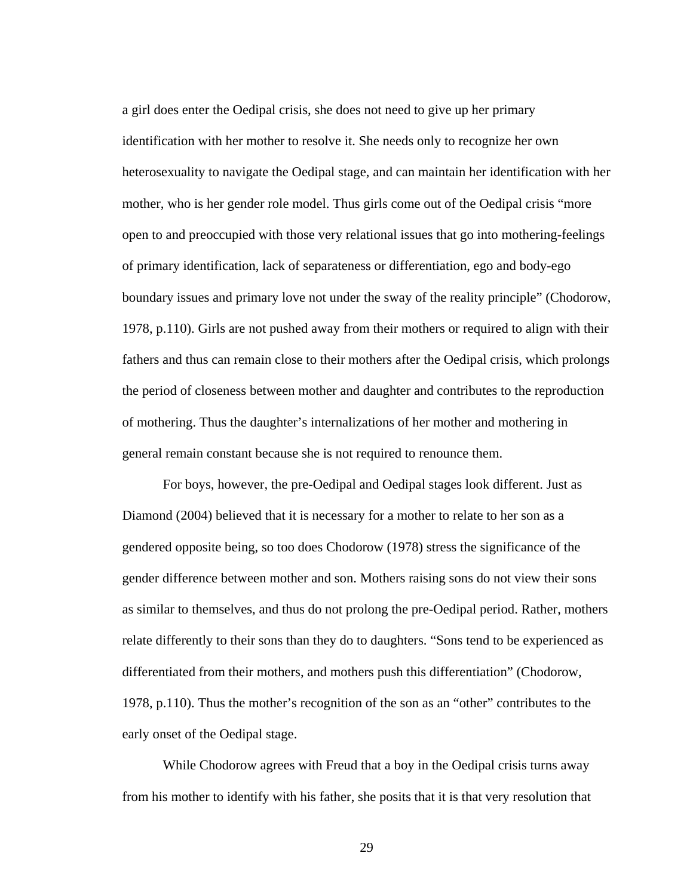a girl does enter the Oedipal crisis, she does not need to give up her primary identification with her mother to resolve it. She needs only to recognize her own heterosexuality to navigate the Oedipal stage, and can maintain her identification with her mother, who is her gender role model. Thus girls come out of the Oedipal crisis "more open to and preoccupied with those very relational issues that go into mothering-feelings of primary identification, lack of separateness or differentiation, ego and body-ego boundary issues and primary love not under the sway of the reality principle" (Chodorow, 1978, p.110). Girls are not pushed away from their mothers or required to align with their fathers and thus can remain close to their mothers after the Oedipal crisis, which prolongs the period of closeness between mother and daughter and contributes to the reproduction of mothering. Thus the daughter's internalizations of her mother and mothering in general remain constant because she is not required to renounce them.

For boys, however, the pre-Oedipal and Oedipal stages look different. Just as Diamond (2004) believed that it is necessary for a mother to relate to her son as a gendered opposite being, so too does Chodorow (1978) stress the significance of the gender difference between mother and son. Mothers raising sons do not view their sons as similar to themselves, and thus do not prolong the pre-Oedipal period. Rather, mothers relate differently to their sons than they do to daughters. "Sons tend to be experienced as differentiated from their mothers, and mothers push this differentiation" (Chodorow, 1978, p.110). Thus the mother's recognition of the son as an "other" contributes to the early onset of the Oedipal stage.

While Chodorow agrees with Freud that a boy in the Oedipal crisis turns away from his mother to identify with his father, she posits that it is that very resolution that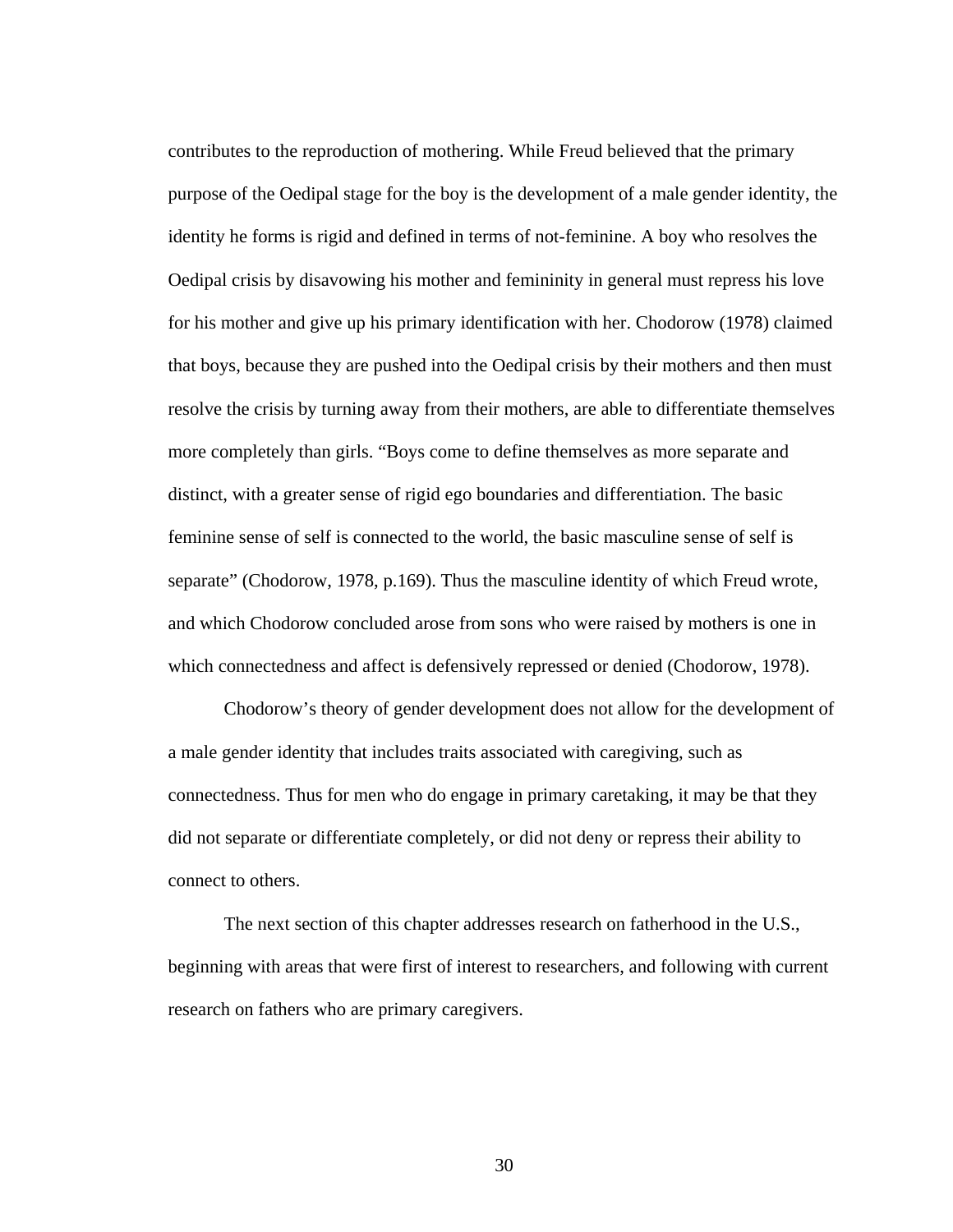contributes to the reproduction of mothering. While Freud believed that the primary purpose of the Oedipal stage for the boy is the development of a male gender identity, the identity he forms is rigid and defined in terms of not-feminine. A boy who resolves the Oedipal crisis by disavowing his mother and femininity in general must repress his love for his mother and give up his primary identification with her. Chodorow (1978) claimed that boys, because they are pushed into the Oedipal crisis by their mothers and then must resolve the crisis by turning away from their mothers, are able to differentiate themselves more completely than girls. “Boys come to define themselves as more separate and distinct, with a greater sense of rigid ego boundaries and differentiation. The basic feminine sense of self is connected to the world, the basic masculine sense of self is separate” (Chodorow, 1978, p.169). Thus the masculine identity of which Freud wrote, and which Chodorow concluded arose from sons who were raised by mothers is one in which connectedness and affect is defensively repressed or denied (Chodorow, 1978).

Chodorow’s theory of gender development does not allow for the development of a male gender identity that includes traits associated with caregiving, such as connectedness. Thus for men who do engage in primary caretaking, it may be that they did not separate or differentiate completely, or did not deny or repress their ability to connect to others.

The next section of this chapter addresses research on fatherhood in the U.S., beginning with areas that were first of interest to researchers, and following with current research on fathers who are primary caregivers.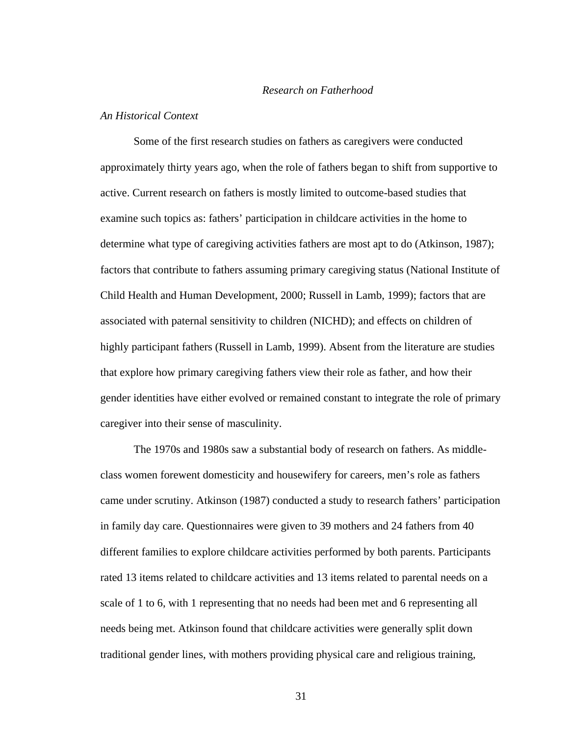## *Research on Fatherhood*

### *An Historical Context*

Some of the first research studies on fathers as caregivers were conducted approximately thirty years ago, when the role of fathers began to shift from supportive to active. Current research on fathers is mostly limited to outcome-based studies that examine such topics as: fathers' participation in childcare activities in the home to determine what type of caregiving activities fathers are most apt to do (Atkinson, 1987); factors that contribute to fathers assuming primary caregiving status (National Institute of Child Health and Human Development, 2000; Russell in Lamb, 1999); factors that are associated with paternal sensitivity to children (NICHD); and effects on children of highly participant fathers (Russell in Lamb, 1999). Absent from the literature are studies that explore how primary caregiving fathers view their role as father, and how their gender identities have either evolved or remained constant to integrate the role of primary caregiver into their sense of masculinity.

The 1970s and 1980s saw a substantial body of research on fathers. As middle-class women forewent domesticity and housewifery for careers, men's role as fathers came under scrutiny. Atkinson (1987) conducted a study to research fathers' participation in family day care. Questionnaires were given to 39 mothers and 24 fathers from 40 different families to explore childcare activities performed by both parents. Participants rated 13 items related to childcare activities and 13 items related to parental needs on a scale of 1 to 6, with 1 representing that no needs had been met and 6 representing all needs being met. Atkinson found that childcare activities were generally split down traditional gender lines, with mothers providing physical care and religious training,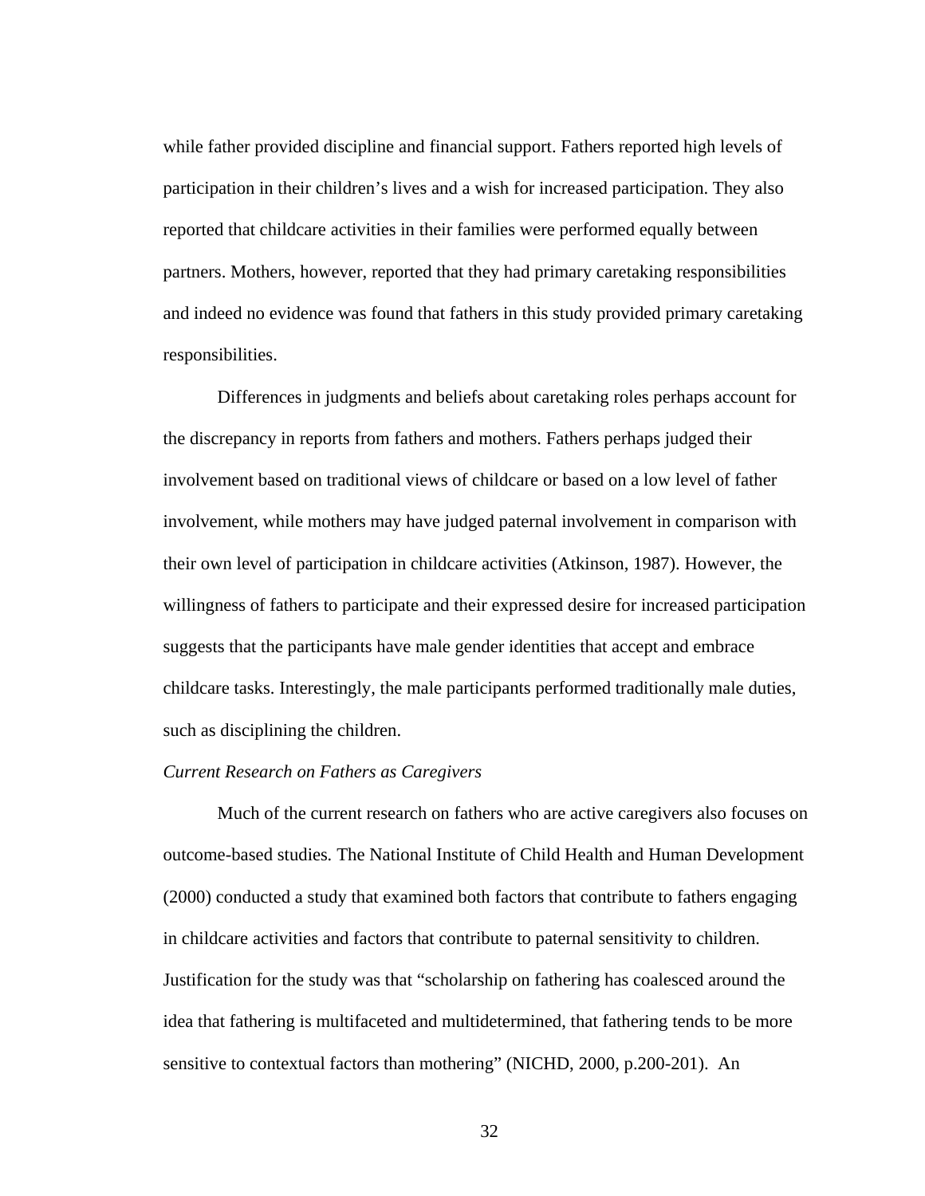while father provided discipline and financial support. Fathers reported high levels of participation in their children's lives and a wish for increased participation. They also reported that childcare activities in their families were performed equally between partners. Mothers, however, reported that they had primary caretaking responsibilities and indeed no evidence was found that fathers in this study provided primary caretaking responsibilities.

Differences in judgments and beliefs about caretaking roles perhaps account for the discrepancy in reports from fathers and mothers. Fathers perhaps judged their involvement based on traditional views of childcare or based on a low level of father involvement, while mothers may have judged paternal involvement in comparison with their own level of participation in childcare activities (Atkinson, 1987). However, the willingness of fathers to participate and their expressed desire for increased participation suggests that the participants have male gender identities that accept and embrace childcare tasks. Interestingly, the male participants performed traditionally male duties, such as disciplining the children.

*Current Research on Fathers as Caregivers*

Much of the current research on fathers who are active caregivers also focuses on outcome-based studies. The National Institute of Child Health and Human Development (2000) conducted a study that examined both factors that contribute to fathers engaging in childcare activities and factors that contribute to paternal sensitivity to children. Justification for the study was that "scholarship on fathering has coalesced around the idea that fathering is multifaceted and multidetermined, that fathering tends to be more sensitive to contextual factors than mothering" (NICHD, 2000, p.200-201). An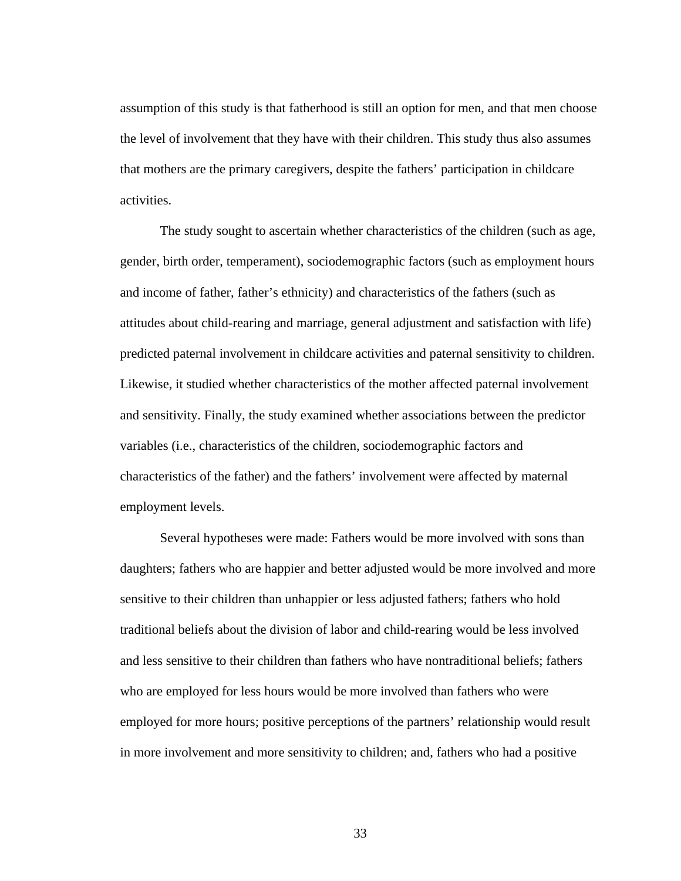assumption of this study is that fatherhood is still an option for men, and that men choose the level of involvement that they have with their children. This study thus also assumes that mothers are the primary caregivers, despite the fathers' participation in childcare activities.

The study sought to ascertain whether characteristics of the children (such as age, gender, birth order, temperament), sociodemographic factors (such as employment hours and income of father, father's ethnicity) and characteristics of the fathers (such as attitudes about child-rearing and marriage, general adjustment and satisfaction with life) predicted paternal involvement in childcare activities and paternal sensitivity to children. Likewise, it studied whether characteristics of the mother affected paternal involvement and sensitivity. Finally, the study examined whether associations between the predictor variables (i.e., characteristics of the children, sociodemographic factors and characteristics of the father) and the fathers' involvement were affected by maternal employment levels.

Several hypotheses were made: Fathers would be more involved with sons than daughters; fathers who are happier and better adjusted would be more involved and more sensitive to their children than unhappier or less adjusted fathers; fathers who hold traditional beliefs about the division of labor and child-rearing would be less involved and less sensitive to their children than fathers who have nontraditional beliefs; fathers who are employed for less hours would be more involved than fathers who were employed for more hours; positive perceptions of the partners' relationship would result in more involvement and more sensitivity to children; and, fathers who had a positive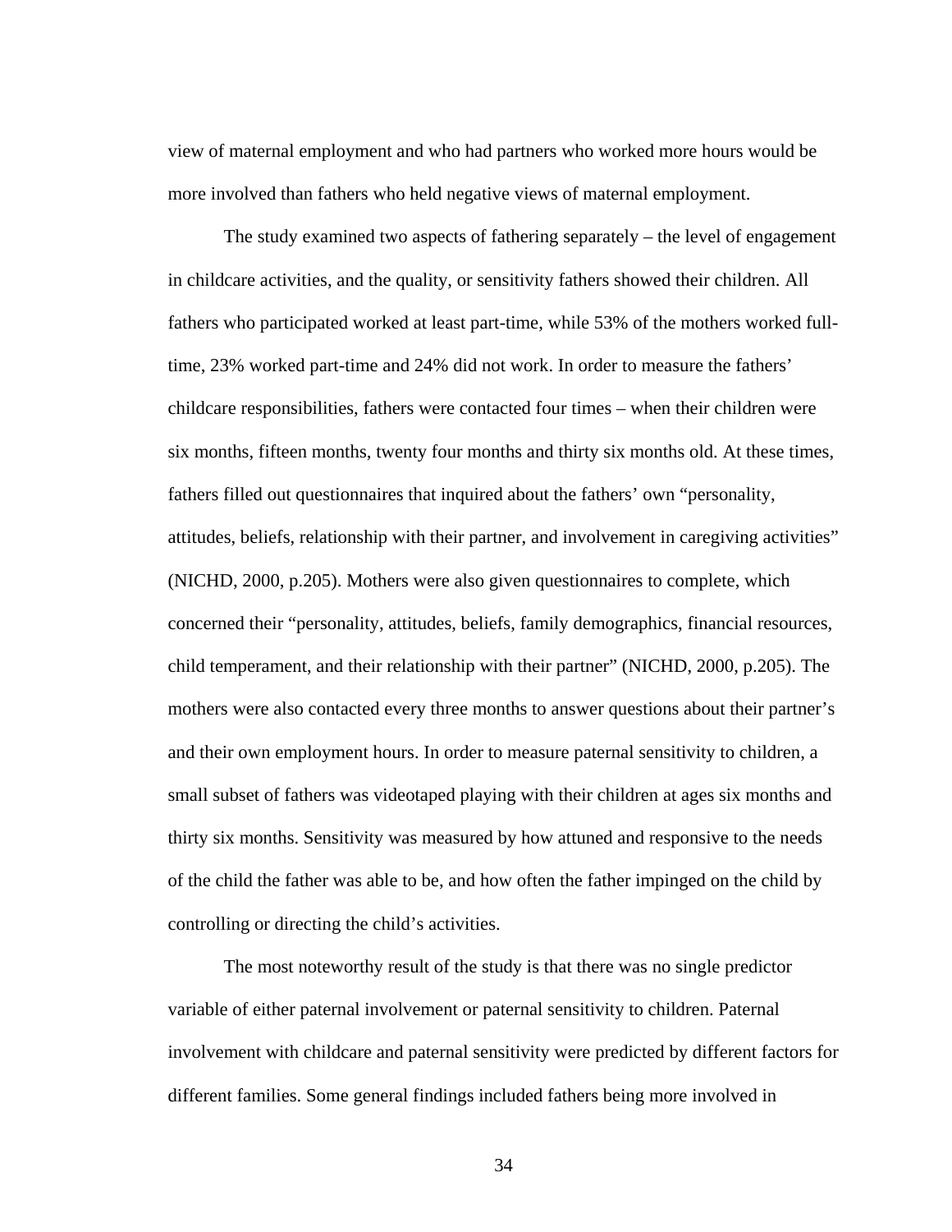view of maternal employment and who had partners who worked more hours would be more involved than fathers who held negative views of maternal employment.

The study examined two aspects of fathering separately – the level of engagement in childcare activities, and the quality, or sensitivity fathers showed their children. All fathers who participated worked at least part-time, while 53% of the mothers worked full-time, 23% worked part-time and 24% did not work. In order to measure the fathers' childcare responsibilities, fathers were contacted four times – when their children were six months, fifteen months, twenty four months and thirty six months old. At these times, fathers filled out questionnaires that inquired about the fathers' own "personality, attitudes, beliefs, relationship with their partner, and involvement in caregiving activities" (NICHD, 2000, p.205). Mothers were also given questionnaires to complete, which concerned their "personality, attitudes, beliefs, family demographics, financial resources, child temperament, and their relationship with their partner" (NICHD, 2000, p.205). The mothers were also contacted every three months to answer questions about their partner's and their own employment hours. In order to measure paternal sensitivity to children, a small subset of fathers was videotaped playing with their children at ages six months and thirty six months. Sensitivity was measured by how attuned and responsive to the needs of the child the father was able to be, and how often the father impinged on the child by controlling or directing the child's activities.

The most noteworthy result of the study is that there was no single predictor variable of either paternal involvement or paternal sensitivity to children. Paternal involvement with childcare and paternal sensitivity were predicted by different factors for different families. Some general findings included fathers being more involved in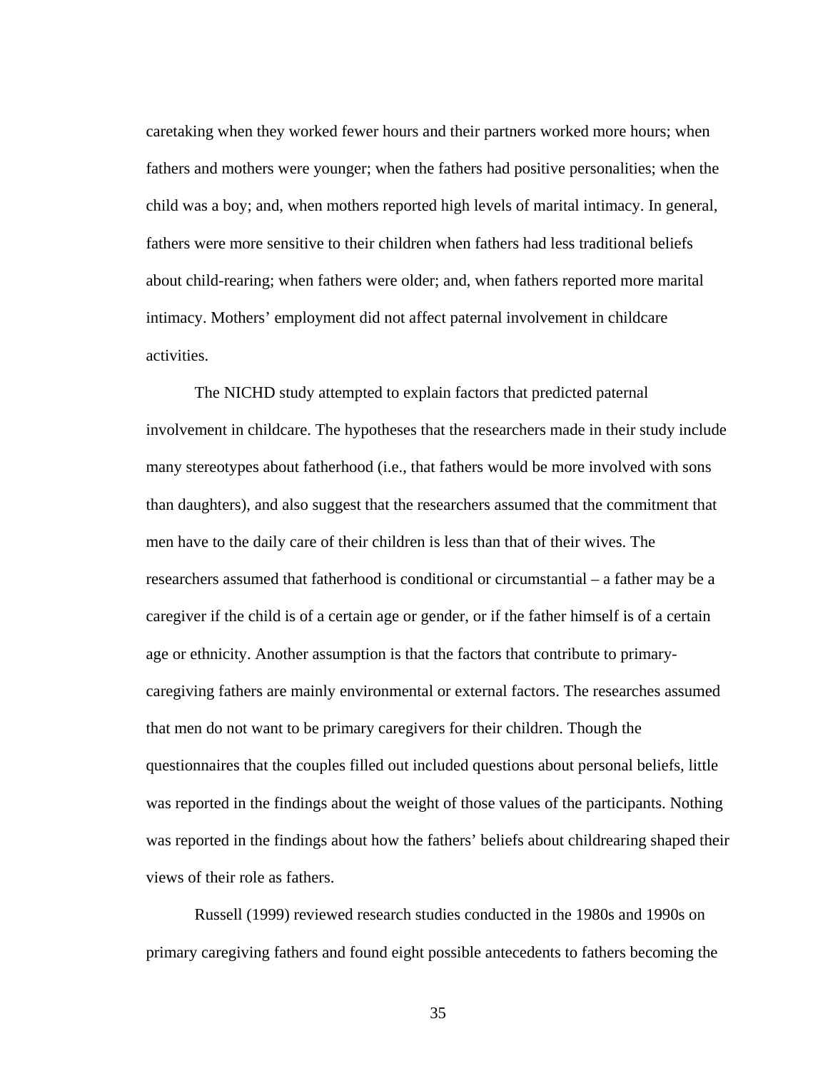caretaking when they worked fewer hours and their partners worked more hours; when fathers and mothers were younger; when the fathers had positive personalities; when the child was a boy; and, when mothers reported high levels of marital intimacy. In general, fathers were more sensitive to their children when fathers had less traditional beliefs about child-rearing; when fathers were older; and, when fathers reported more marital intimacy. Mothers' employment did not affect paternal involvement in childcare activities.

The NICHD study attempted to explain factors that predicted paternal involvement in childcare. The hypotheses that the researchers made in their study include many stereotypes about fatherhood (i.e., that fathers would be more involved with sons than daughters), and also suggest that the researchers assumed that the commitment that men have to the daily care of their children is less than that of their wives. The researchers assumed that fatherhood is conditional or circumstantial – a father may be a caregiver if the child is of a certain age or gender, or if the father himself is of a certain age or ethnicity. Another assumption is that the factors that contribute to primary-caregiving fathers are mainly environmental or external factors. The researches assumed that men do not want to be primary caregivers for their children. Though the questionnaires that the couples filled out included questions about personal beliefs, little was reported in the findings about the weight of those values of the participants. Nothing was reported in the findings about how the fathers' beliefs about childrearing shaped their views of their role as fathers.

Russell (1999) reviewed research studies conducted in the 1980s and 1990s on primary caregiving fathers and found eight possible antecedents to fathers becoming the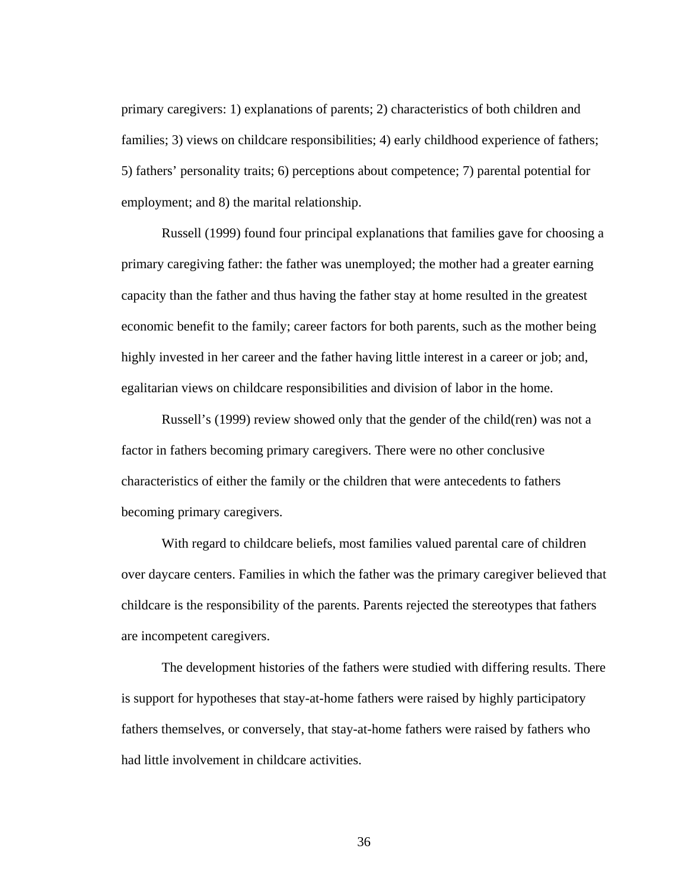primary caregivers: 1) explanations of parents; 2) characteristics of both children and families; 3) views on childcare responsibilities; 4) early childhood experience of fathers; 5) fathers' personality traits; 6) perceptions about competence; 7) parental potential for employment; and 8) the marital relationship.

Russell (1999) found four principal explanations that families gave for choosing a primary caregiving father: the father was unemployed; the mother had a greater earning capacity than the father and thus having the father stay at home resulted in the greatest economic benefit to the family; career factors for both parents, such as the mother being highly invested in her career and the father having little interest in a career or job; and, egalitarian views on childcare responsibilities and division of labor in the home.

Russell's (1999) review showed only that the gender of the child(ren) was not a factor in fathers becoming primary caregivers. There were no other conclusive characteristics of either the family or the children that were antecedents to fathers becoming primary caregivers.

With regard to childcare beliefs, most families valued parental care of children over daycare centers. Families in which the father was the primary caregiver believed that childcare is the responsibility of the parents. Parents rejected the stereotypes that fathers are incompetent caregivers.

The development histories of the fathers were studied with differing results. There is support for hypotheses that stay-at-home fathers were raised by highly participatory fathers themselves, or conversely, that stay-at-home fathers were raised by fathers who had little involvement in childcare activities.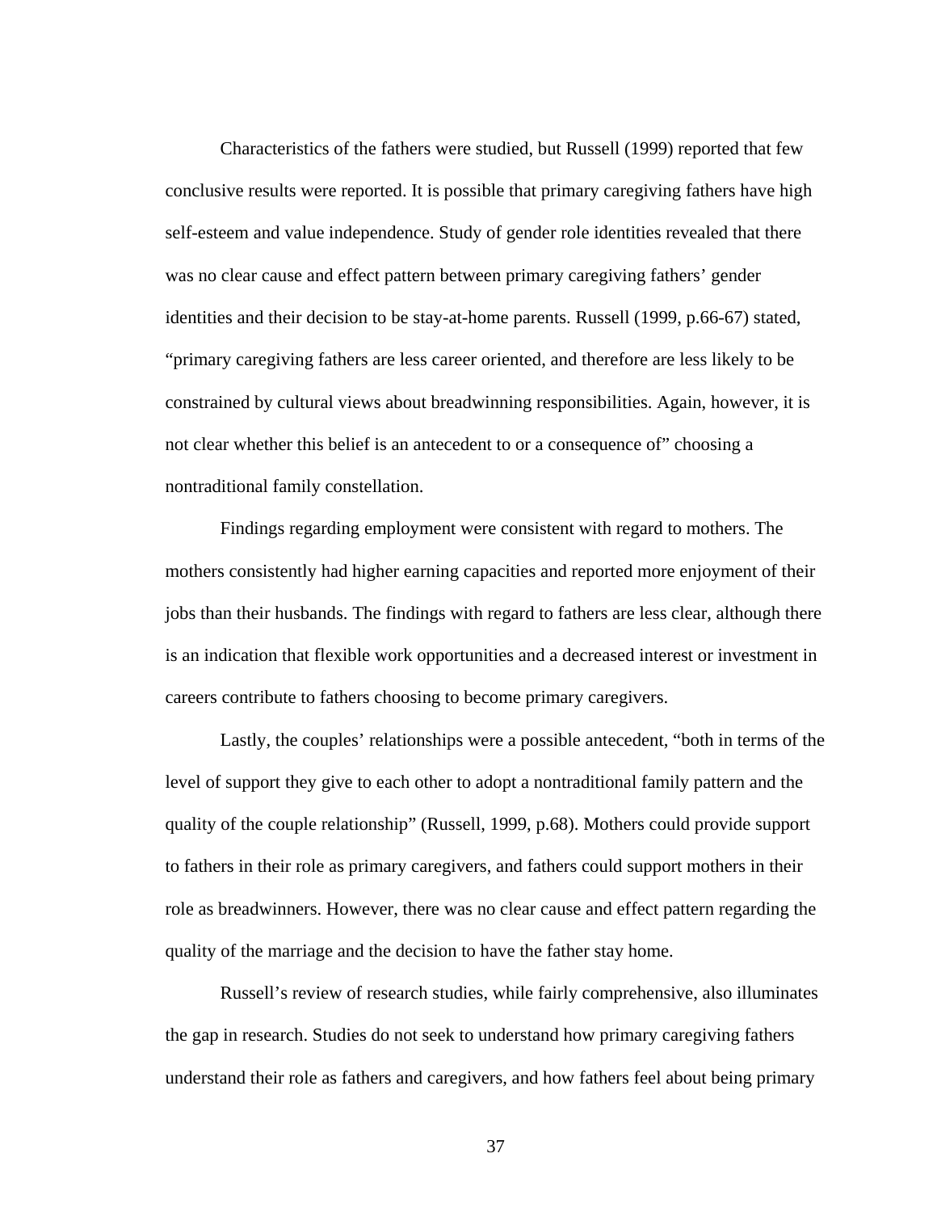Characteristics of the fathers were studied, but Russell (1999) reported that few conclusive results were reported. It is possible that primary caregiving fathers have high self-esteem and value independence. Study of gender role identities revealed that there was no clear cause and effect pattern between primary caregiving fathers' gender identities and their decision to be stay-at-home parents. Russell (1999, p.66-67) stated, "primary caregiving fathers are less career oriented, and therefore are less likely to be constrained by cultural views about breadwinning responsibilities. Again, however, it is not clear whether this belief is an antecedent to or a consequence of" choosing a nontraditional family constellation.

Findings regarding employment were consistent with regard to mothers. The mothers consistently had higher earning capacities and reported more enjoyment of their jobs than their husbands. The findings with regard to fathers are less clear, although there is an indication that flexible work opportunities and a decreased interest or investment in careers contribute to fathers choosing to become primary caregivers.

Lastly, the couples' relationships were a possible antecedent, "both in terms of the level of support they give to each other to adopt a nontraditional family pattern and the quality of the couple relationship" (Russell, 1999, p.68). Mothers could provide support to fathers in their role as primary caregivers, and fathers could support mothers in their role as breadwinners. However, there was no clear cause and effect pattern regarding the quality of the marriage and the decision to have the father stay home.

Russell's review of research studies, while fairly comprehensive, also illuminates the gap in research. Studies do not seek to understand how primary caregiving fathers understand their role as fathers and caregivers, and how fathers feel about being primary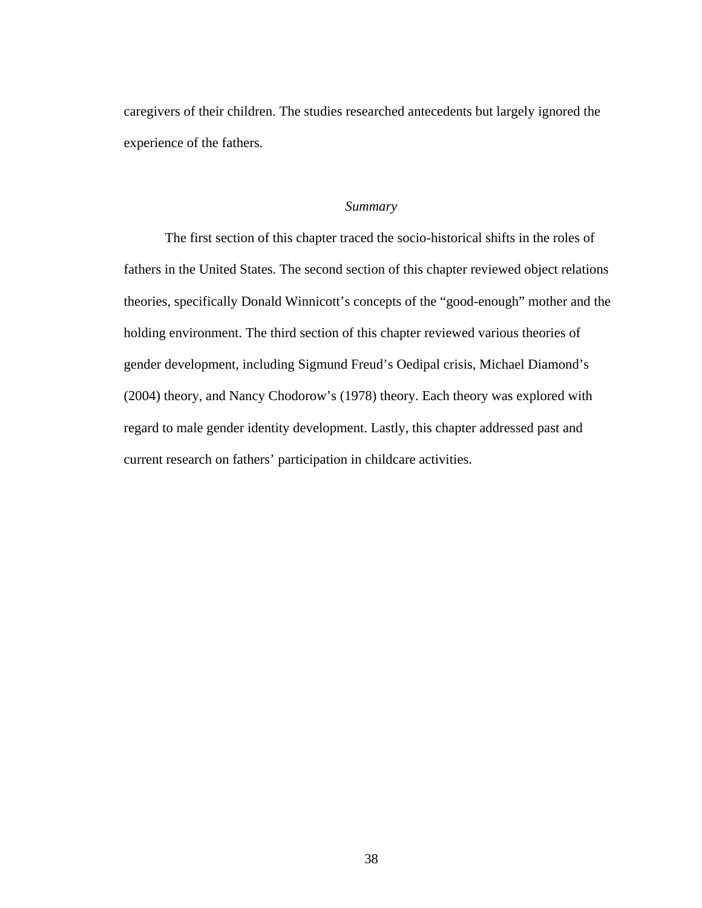caregivers of their children. The studies researched antecedents but largely ignored the experience of the fathers.

### *Summary*

The first section of this chapter traced the socio-historical shifts in the roles of fathers in the United States. The second section of this chapter reviewed object relations theories, specifically Donald Winnicott's concepts of the "good-enough" mother and the holding environment. The third section of this chapter reviewed various theories of gender development, including Sigmund Freud's Oedipal crisis, Michael Diamond's (2004) theory, and Nancy Chodorow's (1978) theory. Each theory was explored with regard to male gender identity development. Lastly, this chapter addressed past and current research on fathers' participation in childcare activities.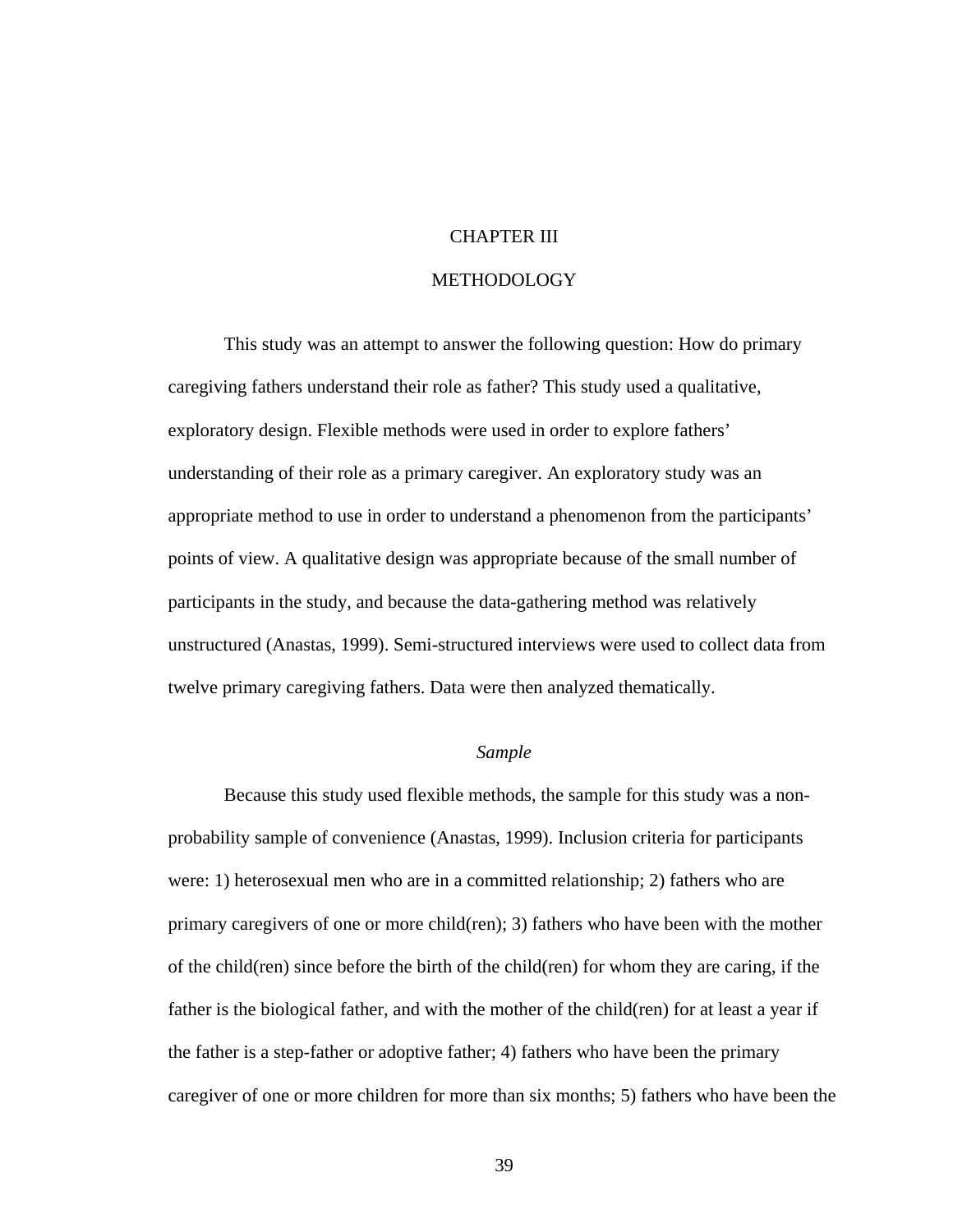# CHAPTER III

# METHODOLOGY

This study was an attempt to answer the following question: How do primary caregiving fathers understand their role as father? This study used a qualitative, exploratory design. Flexible methods were used in order to explore fathers' understanding of their role as a primary caregiver. An exploratory study was an appropriate method to use in order to understand a phenomenon from the participants' points of view. A qualitative design was appropriate because of the small number of participants in the study, and because the data-gathering method was relatively unstructured (Anastas, 1999). Semi-structured interviews were used to collect data from twelve primary caregiving fathers. Data were then analyzed thematically.

## *Sample*

Because this study used flexible methods, the sample for this study was a non-probability sample of convenience (Anastas, 1999). Inclusion criteria for participants were: 1) heterosexual men who are in a committed relationship; 2) fathers who are primary caregivers of one or more child(ren); 3) fathers who have been with the mother of the child(ren) since before the birth of the child(ren) for whom they are caring, if the father is the biological father, and with the mother of the child(ren) for at least a year if the father is a step-father or adoptive father; 4) fathers who have been the primary caregiver of one or more children for more than six months; 5) fathers who have been the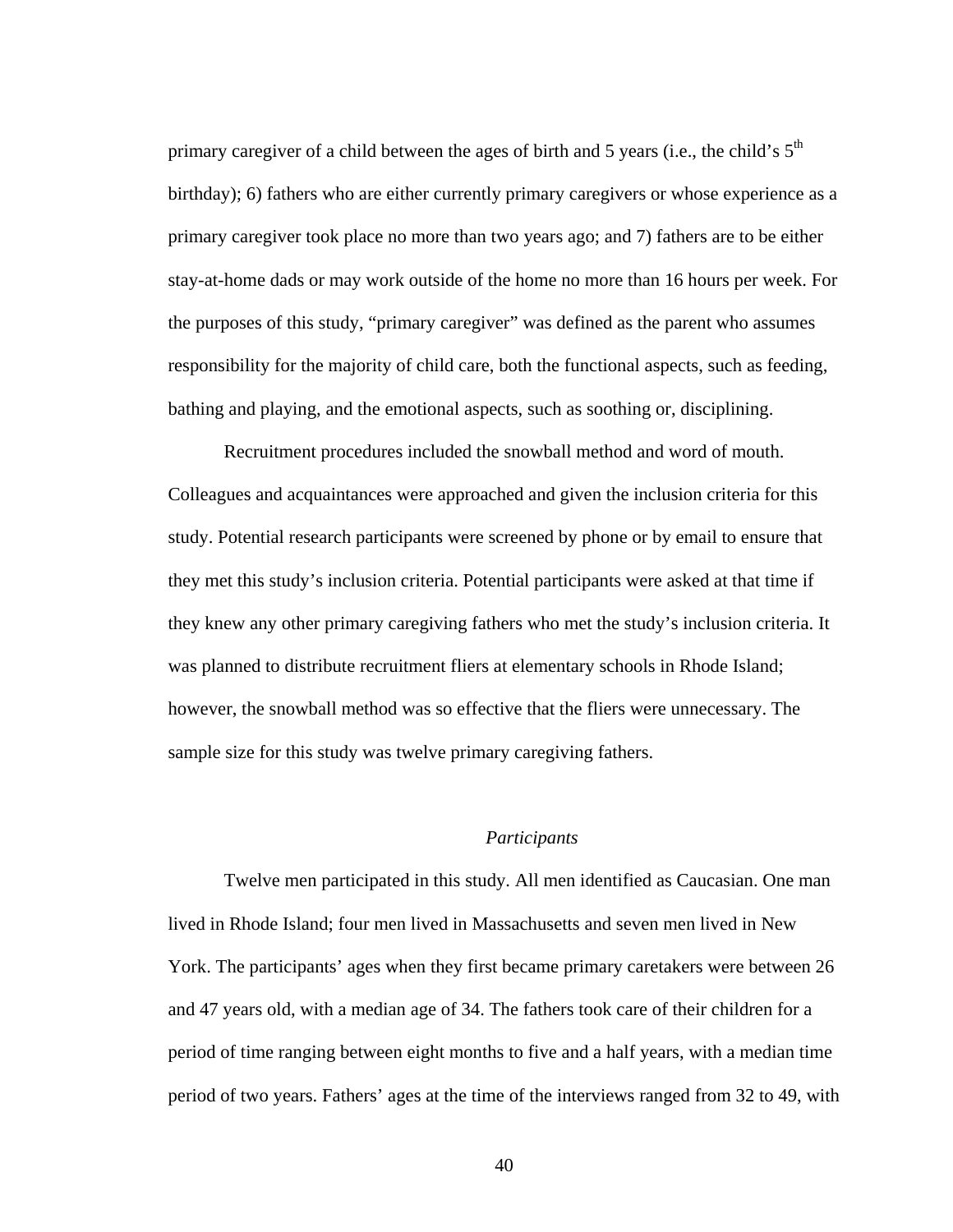primary caregiver of a child between the ages of birth and 5 years (i.e., the child's 5th birthday); 6) fathers who are either currently primary caregivers or whose experience as a primary caregiver took place no more than two years ago; and 7) fathers are to be either stay-at-home dads or may work outside of the home no more than 16 hours per week. For the purposes of this study, "primary caregiver" was defined as the parent who assumes responsibility for the majority of child care, both the functional aspects, such as feeding, bathing and playing, and the emotional aspects, such as soothing or, disciplining.

Recruitment procedures included the snowball method and word of mouth. Colleagues and acquaintances were approached and given the inclusion criteria for this study. Potential research participants were screened by phone or by email to ensure that they met this study's inclusion criteria. Potential participants were asked at that time if they knew any other primary caregiving fathers who met the study's inclusion criteria. It was planned to distribute recruitment fliers at elementary schools in Rhode Island; however, the snowball method was so effective that the fliers were unnecessary. The sample size for this study was twelve primary caregiving fathers.

### *Participants*

Twelve men participated in this study. All men identified as Caucasian. One man lived in Rhode Island; four men lived in Massachusetts and seven men lived in New York. The participants' ages when they first became primary caretakers were between 26 and 47 years old, with a median age of 34. The fathers took care of their children for a period of time ranging between eight months to five and a half years, with a median time period of two years. Fathers' ages at the time of the interviews ranged from 32 to 49, with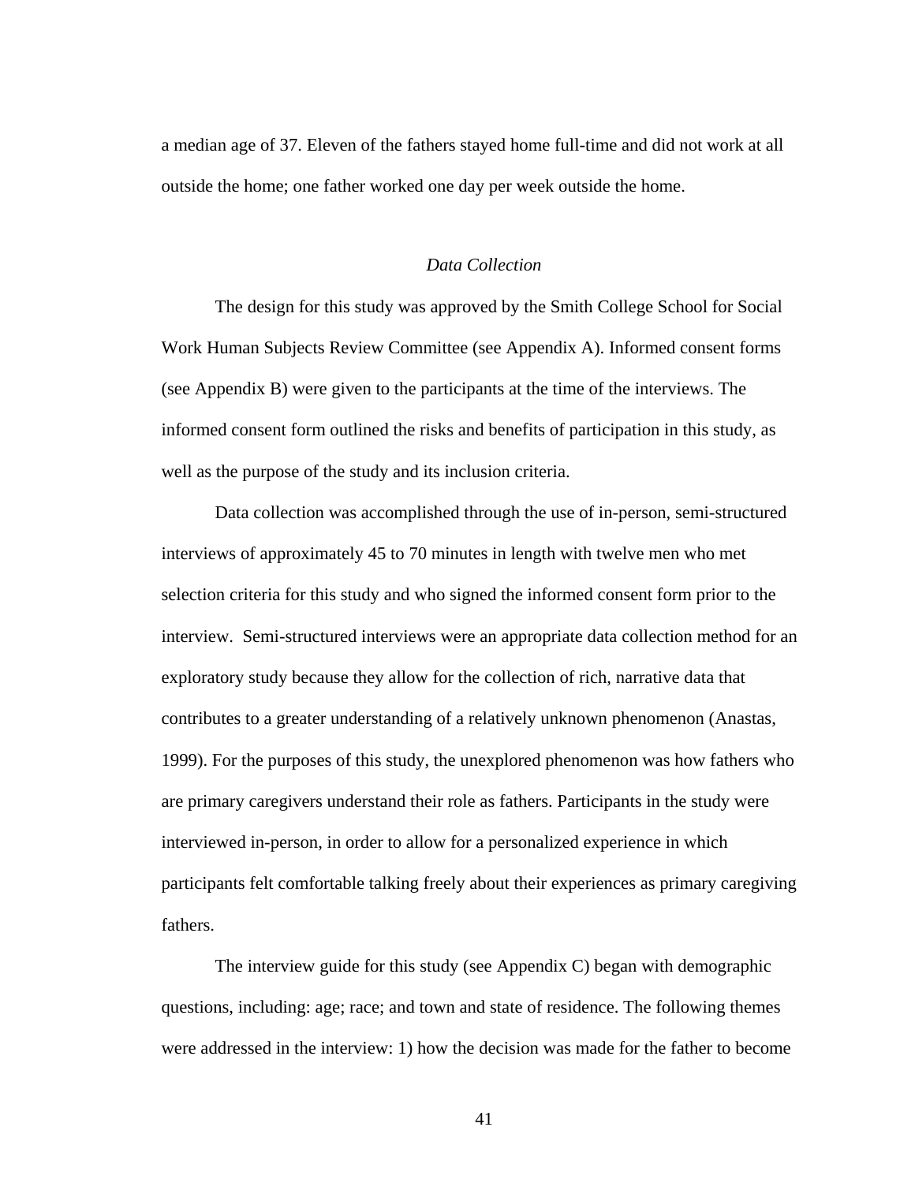a median age of 37. Eleven of the fathers stayed home full-time and did not work at all outside the home; one father worked one day per week outside the home.

### *Data Collection*

The design for this study was approved by the Smith College School for Social Work Human Subjects Review Committee (see Appendix A). Informed consent forms (see Appendix B) were given to the participants at the time of the interviews. The informed consent form outlined the risks and benefits of participation in this study, as well as the purpose of the study and its inclusion criteria.

Data collection was accomplished through the use of in-person, semi-structured interviews of approximately 45 to 70 minutes in length with twelve men who met selection criteria for this study and who signed the informed consent form prior to the interview. Semi-structured interviews were an appropriate data collection method for an exploratory study because they allow for the collection of rich, narrative data that contributes to a greater understanding of a relatively unknown phenomenon (Anastas, 1999). For the purposes of this study, the unexplored phenomenon was how fathers who are primary caregivers understand their role as fathers. Participants in the study were interviewed in-person, in order to allow for a personalized experience in which participants felt comfortable talking freely about their experiences as primary caregiving fathers.

The interview guide for this study (see Appendix C) began with demographic questions, including: age; race; and town and state of residence. The following themes were addressed in the interview: 1) how the decision was made for the father to become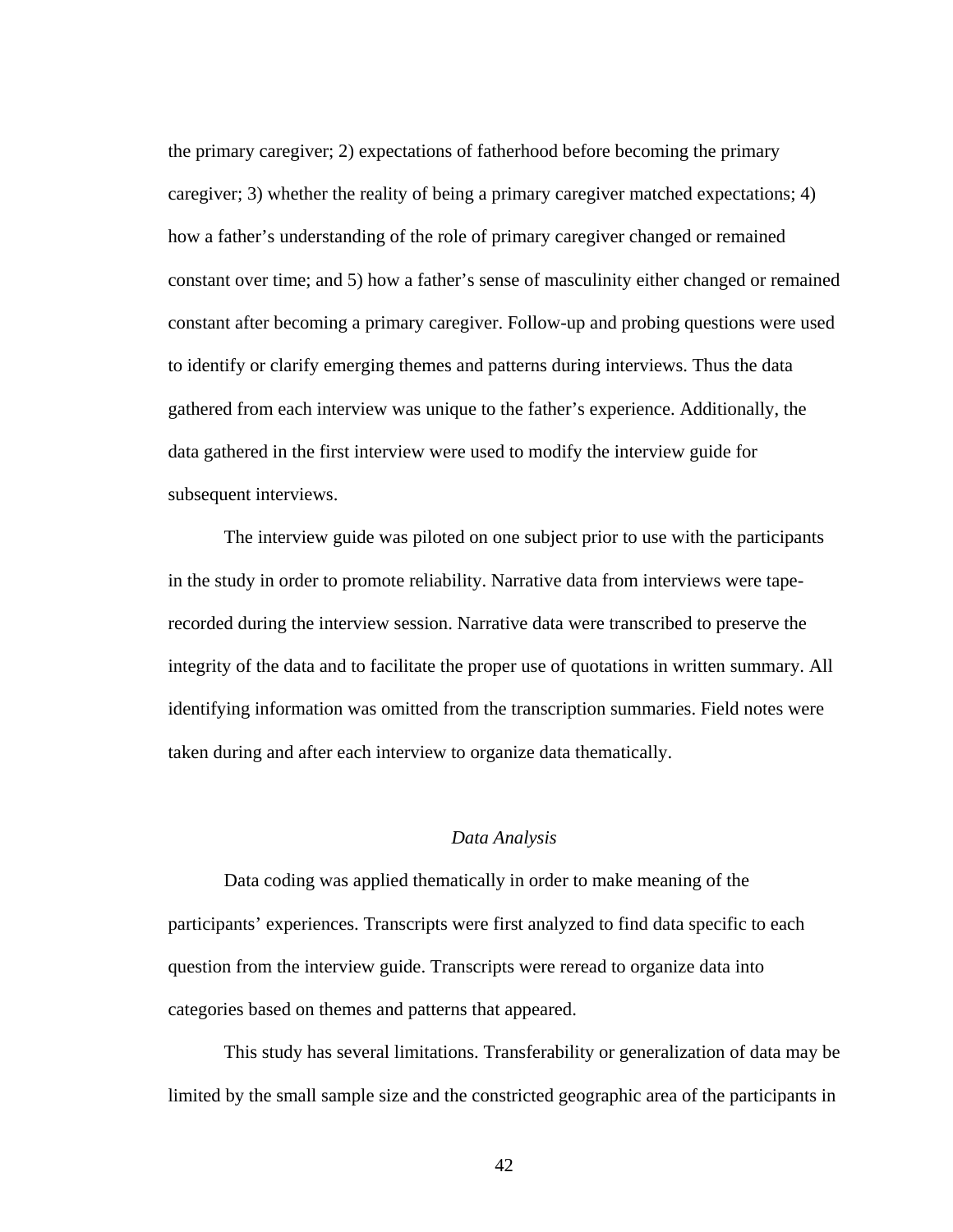the primary caregiver; 2) expectations of fatherhood before becoming the primary caregiver; 3) whether the reality of being a primary caregiver matched expectations; 4) how a father's understanding of the role of primary caregiver changed or remained constant over time; and 5) how a father's sense of masculinity either changed or remained constant after becoming a primary caregiver. Follow-up and probing questions were used to identify or clarify emerging themes and patterns during interviews. Thus the data gathered from each interview was unique to the father's experience. Additionally, the data gathered in the first interview were used to modify the interview guide for subsequent interviews.

The interview guide was piloted on one subject prior to use with the participants in the study in order to promote reliability. Narrative data from interviews were tape-recorded during the interview session. Narrative data were transcribed to preserve the integrity of the data and to facilitate the proper use of quotations in written summary. All identifying information was omitted from the transcription summaries. Field notes were taken during and after each interview to organize data thematically.

### *Data Analysis*

Data coding was applied thematically in order to make meaning of the participants' experiences. Transcripts were first analyzed to find data specific to each question from the interview guide. Transcripts were reread to organize data into categories based on themes and patterns that appeared.

This study has several limitations. Transferability or generalization of data may be limited by the small sample size and the constricted geographic area of the participants in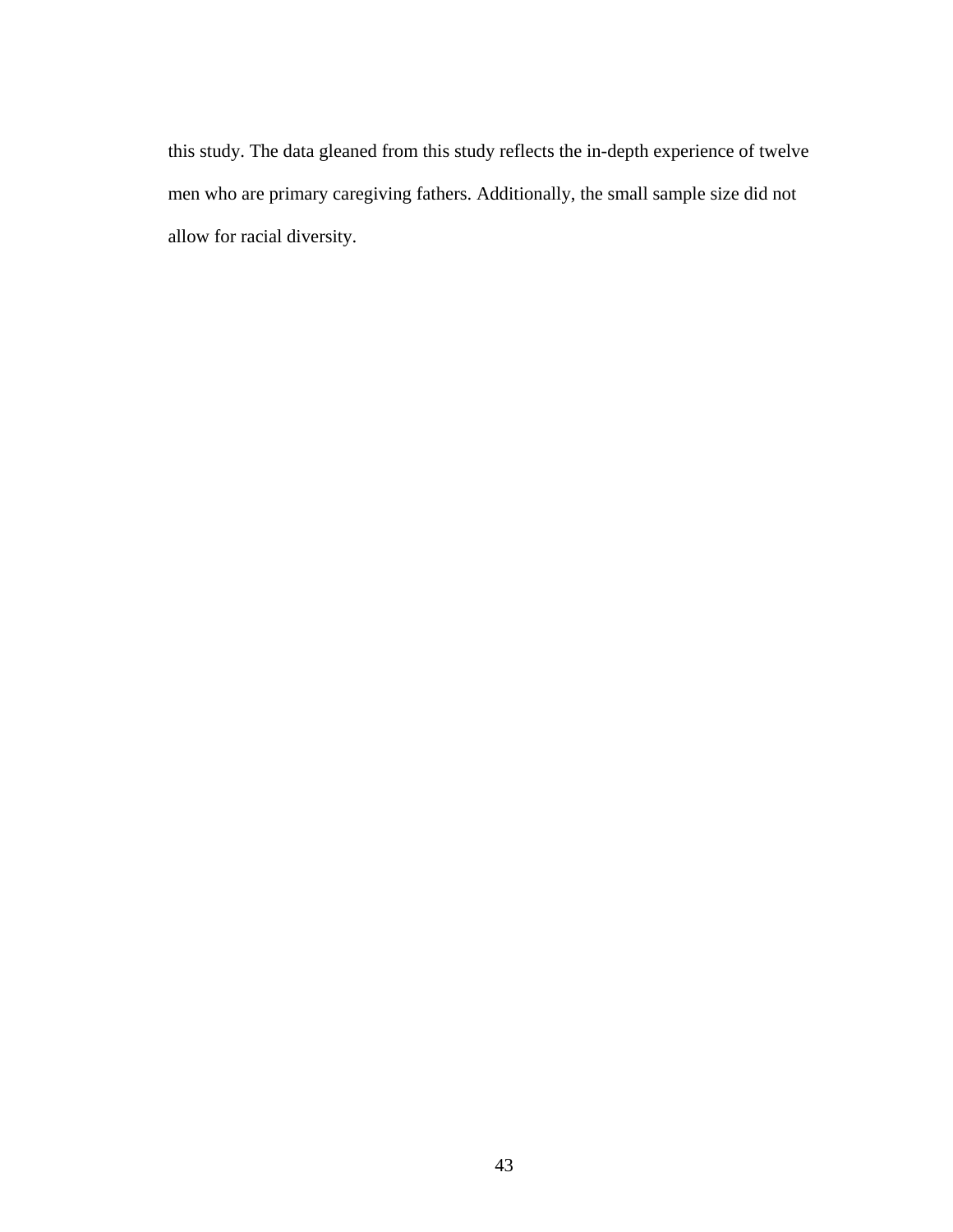this study. The data gleaned from this study reflects the in-depth experience of twelve men who are primary caregiving fathers. Additionally, the small sample size did not allow for racial diversity.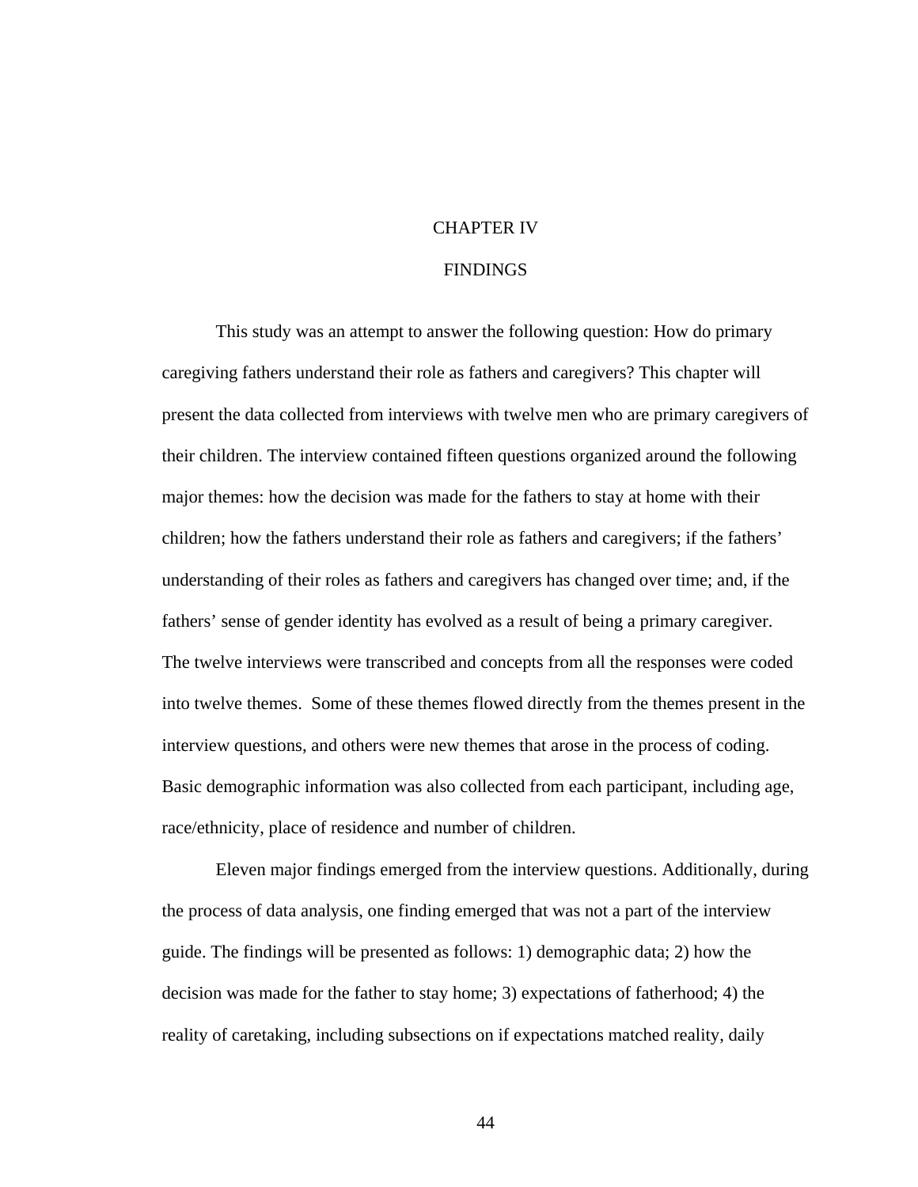# CHAPTER IV

# FINDINGS

This study was an attempt to answer the following question: How do primary caregiving fathers understand their role as fathers and caregivers? This chapter will present the data collected from interviews with twelve men who are primary caregivers of their children. The interview contained fifteen questions organized around the following major themes: how the decision was made for the fathers to stay at home with their children; how the fathers understand their role as fathers and caregivers; if the fathers' understanding of their roles as fathers and caregivers has changed over time; and, if the fathers' sense of gender identity has evolved as a result of being a primary caregiver. The twelve interviews were transcribed and concepts from all the responses were coded into twelve themes. Some of these themes flowed directly from the themes present in the interview questions, and others were new themes that arose in the process of coding. Basic demographic information was also collected from each participant, including age, race/ethnicity, place of residence and number of children.

Eleven major findings emerged from the interview questions. Additionally, during the process of data analysis, one finding emerged that was not a part of the interview guide. The findings will be presented as follows: 1) demographic data; 2) how the decision was made for the father to stay home; 3) expectations of fatherhood; 4) the reality of caretaking, including subsections on if expectations matched reality, daily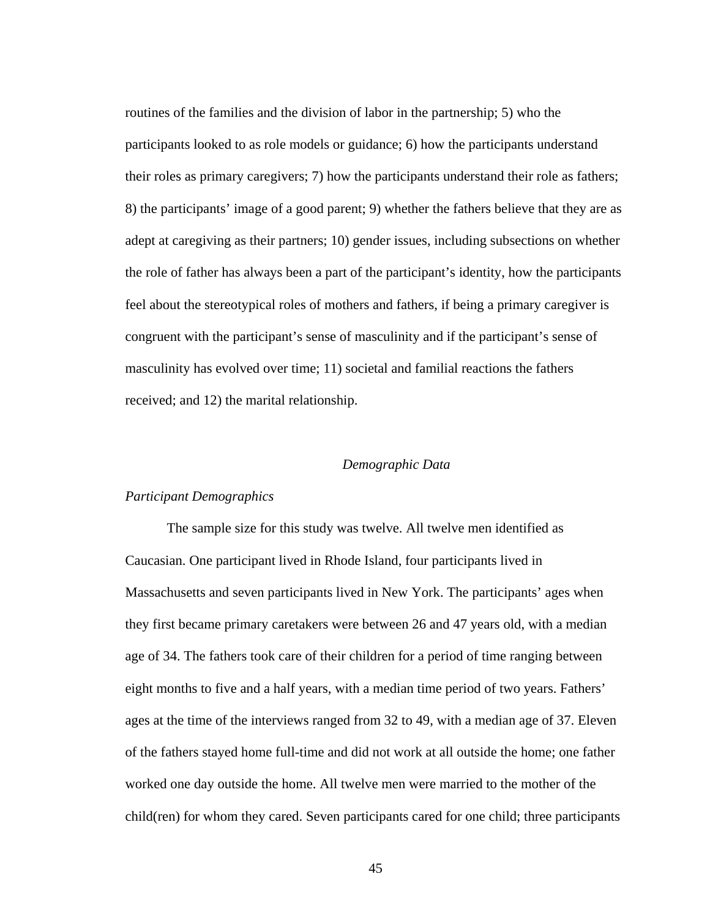routines of the families and the division of labor in the partnership; 5) who the participants looked to as role models or guidance; 6) how the participants understand their roles as primary caregivers; 7) how the participants understand their role as fathers; 8) the participants' image of a good parent; 9) whether the fathers believe that they are as adept at caregiving as their partners; 10) gender issues, including subsections on whether the role of father has always been a part of the participant's identity, how the participants feel about the stereotypical roles of mothers and fathers, if being a primary caregiver is congruent with the participant's sense of masculinity and if the participant's sense of masculinity has evolved over time; 11) societal and familial reactions the fathers received; and 12) the marital relationship.

## *Demographic Data*

### *Participant Demographics*

The sample size for this study was twelve. All twelve men identified as Caucasian. One participant lived in Rhode Island, four participants lived in Massachusetts and seven participants lived in New York. The participants' ages when they first became primary caretakers were between 26 and 47 years old, with a median age of 34. The fathers took care of their children for a period of time ranging between eight months to five and a half years, with a median time period of two years. Fathers' ages at the time of the interviews ranged from 32 to 49, with a median age of 37. Eleven of the fathers stayed home full-time and did not work at all outside the home; one father worked one day outside the home. All twelve men were married to the mother of the child(ren) for whom they cared. Seven participants cared for one child; three participants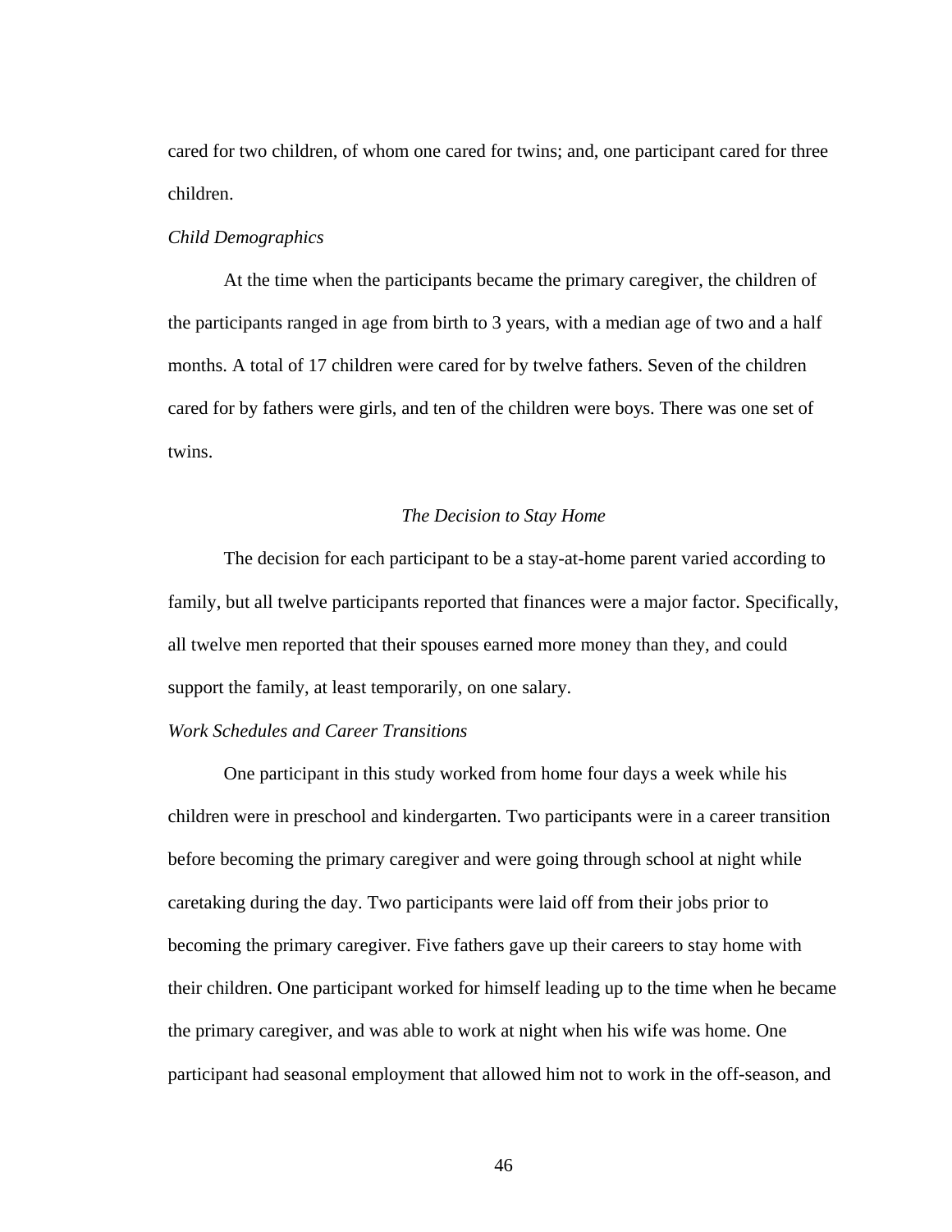cared for two children, of whom one cared for twins; and, one participant cared for three children.

*Child Demographics*

At the time when the participants became the primary caregiver, the children of the participants ranged in age from birth to 3 years, with a median age of two and a half months. A total of 17 children were cared for by twelve fathers. Seven of the children cared for by fathers were girls, and ten of the children were boys. There was one set of twins.

## *The Decision to Stay Home*

The decision for each participant to be a stay-at-home parent varied according to family, but all twelve participants reported that finances were a major factor. Specifically, all twelve men reported that their spouses earned more money than they, and could support the family, at least temporarily, on one salary.

*Work Schedules and Career Transitions*

One participant in this study worked from home four days a week while his children were in preschool and kindergarten. Two participants were in a career transition before becoming the primary caregiver and were going through school at night while caretaking during the day. Two participants were laid off from their jobs prior to becoming the primary caregiver. Five fathers gave up their careers to stay home with their children. One participant worked for himself leading up to the time when he became the primary caregiver, and was able to work at night when his wife was home. One participant had seasonal employment that allowed him not to work in the off-season, and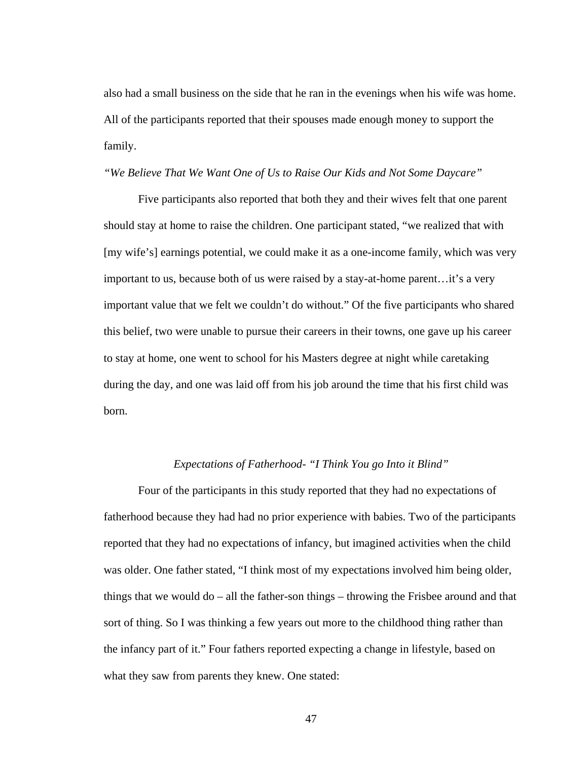also had a small business on the side that he ran in the evenings when his wife was home. All of the participants reported that their spouses made enough money to support the family.

*"We Believe That We Want One of Us to Raise Our Kids and Not Some Daycare"*

Five participants also reported that both they and their wives felt that one parent should stay at home to raise the children. One participant stated, "we realized that with [my wife's] earnings potential, we could make it as a one-income family, which was very important to us, because both of us were raised by a stay-at-home parent…it's a very important value that we felt we couldn't do without." Of the five participants who shared this belief, two were unable to pursue their careers in their towns, one gave up his career to stay at home, one went to school for his Masters degree at night while caretaking during the day, and one was laid off from his job around the time that his first child was born.

### *Expectations of Fatherhood- "I Think You go Into it Blind"*

Four of the participants in this study reported that they had no expectations of fatherhood because they had had no prior experience with babies. Two of the participants reported that they had no expectations of infancy, but imagined activities when the child was older. One father stated, "I think most of my expectations involved him being older, things that we would do – all the father-son things – throwing the Frisbee around and that sort of thing. So I was thinking a few years out more to the childhood thing rather than the infancy part of it." Four fathers reported expecting a change in lifestyle, based on what they saw from parents they knew. One stated: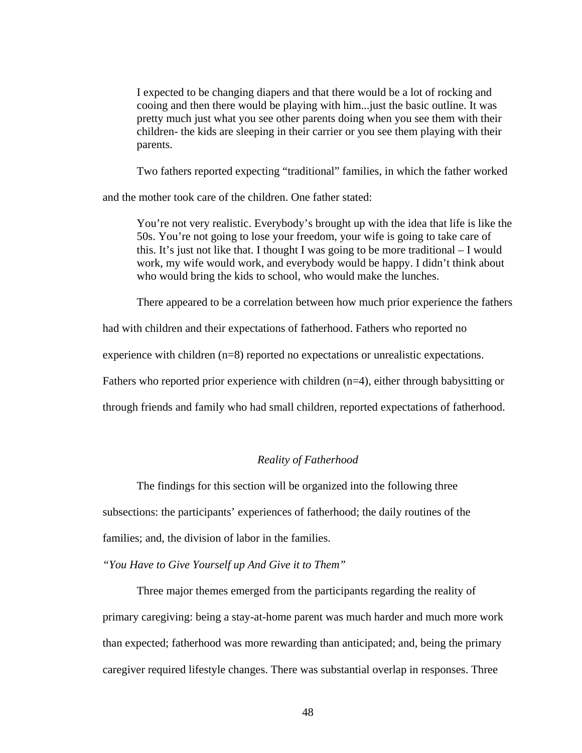> I expected to be changing diapers and that there would be a lot of rocking and cooing and then there would be playing with him...just the basic outline. It was pretty much just what you see other parents doing when you see them with their children- the kids are sleeping in their carrier or you see them playing with their parents.

Two fathers reported expecting "traditional" families, in which the father worked and the mother took care of the children. One father stated:

> You're not very realistic. Everybody's brought up with the idea that life is like the 50s. You're not going to lose your freedom, your wife is going to take care of this. It's just not like that. I thought I was going to be more traditional – I would work, my wife would work, and everybody would be happy. I didn't think about who would bring the kids to school, who would make the lunches.

There appeared to be a correlation between how much prior experience the fathers had with children and their expectations of fatherhood. Fathers who reported no experience with children (n=8) reported no expectations or unrealistic expectations. Fathers who reported prior experience with children (n=4), either through babysitting or through friends and family who had small children, reported expectations of fatherhood.

### *Reality of Fatherhood*

The findings for this section will be organized into the following three subsections: the participants' experiences of fatherhood; the daily routines of the families; and, the division of labor in the families.

#### *"You Have to Give Yourself up And Give it to Them"*

Three major themes emerged from the participants regarding the reality of primary caregiving: being a stay-at-home parent was much harder and much more work than expected; fatherhood was more rewarding than anticipated; and, being the primary caregiver required lifestyle changes. There was substantial overlap in responses. Three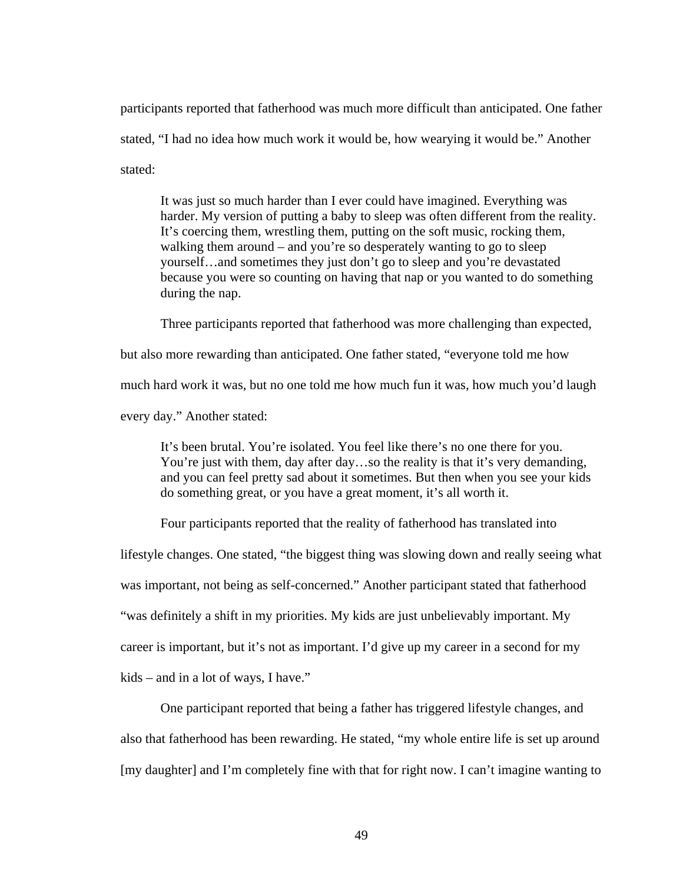participants reported that fatherhood was much more difficult than anticipated. One father stated, “I had no idea how much work it would be, how wearying it would be.” Another stated:

> It was just so much harder than I ever could have imagined. Everything was harder. My version of putting a baby to sleep was often different from the reality. It’s coercing them, wrestling them, putting on the soft music, rocking them, walking them around – and you’re so desperately wanting to go to sleep yourself…and sometimes they just don’t go to sleep and you’re devastated because you were so counting on having that nap or you wanted to do something during the nap.

Three participants reported that fatherhood was more challenging than expected, but also more rewarding than anticipated. One father stated, “everyone told me how much hard work it was, but no one told me how much fun it was, how much you’d laugh every day.” Another stated:

> It’s been brutal. You’re isolated. You feel like there’s no one there for you. You’re just with them, day after day…so the reality is that it’s very demanding, and you can feel pretty sad about it sometimes. But then when you see your kids do something great, or you have a great moment, it’s all worth it.

Four participants reported that the reality of fatherhood has translated into lifestyle changes. One stated, “the biggest thing was slowing down and really seeing what was important, not being as self-concerned.” Another participant stated that fatherhood “was definitely a shift in my priorities. My kids are just unbelievably important. My career is important, but it’s not as important. I’d give up my career in a second for my kids – and in a lot of ways, I have.”

One participant reported that being a father has triggered lifestyle changes, and also that fatherhood has been rewarding. He stated, “my whole entire life is set up around [my daughter] and I’m completely fine with that for right now. I can’t imagine wanting to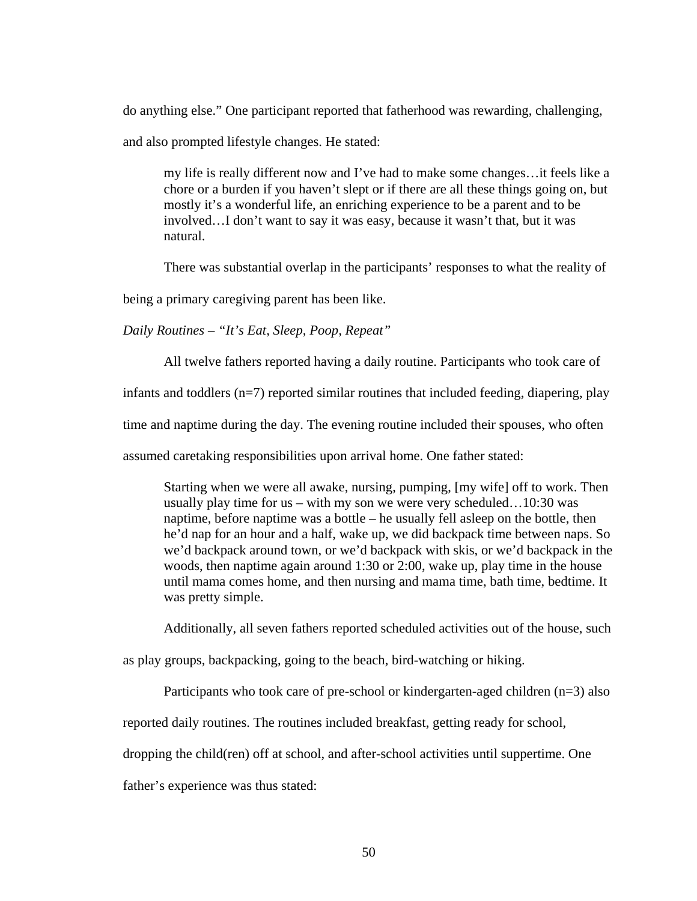do anything else." One participant reported that fatherhood was rewarding, challenging, and also prompted lifestyle changes. He stated:

> my life is really different now and I've had to make some changes…it feels like a chore or a burden if you haven't slept or if there are all these things going on, but mostly it's a wonderful life, an enriching experience to be a parent and to be involved…I don't want to say it was easy, because it wasn't that, but it was natural.

There was substantial overlap in the participants' responses to what the reality of being a primary caregiving parent has been like.

*Daily Routines – "It's Eat, Sleep, Poop, Repeat"*

All twelve fathers reported having a daily routine. Participants who took care of infants and toddlers (n=7) reported similar routines that included feeding, diapering, play time and naptime during the day. The evening routine included their spouses, who often assumed caretaking responsibilities upon arrival home. One father stated:

> Starting when we were all awake, nursing, pumping, [my wife] off to work. Then usually play time for us – with my son we were very scheduled…10:30 was naptime, before naptime was a bottle – he usually fell asleep on the bottle, then he'd nap for an hour and a half, wake up, we did backpack time between naps. So we'd backpack around town, or we'd backpack with skis, or we'd backpack in the woods, then naptime again around 1:30 or 2:00, wake up, play time in the house until mama comes home, and then nursing and mama time, bath time, bedtime. It was pretty simple.

Additionally, all seven fathers reported scheduled activities out of the house, such as play groups, backpacking, going to the beach, bird-watching or hiking.

Participants who took care of pre-school or kindergarten-aged children (n=3) also reported daily routines. The routines included breakfast, getting ready for school, dropping the child(ren) off at school, and after-school activities until suppertime. One father's experience was thus stated: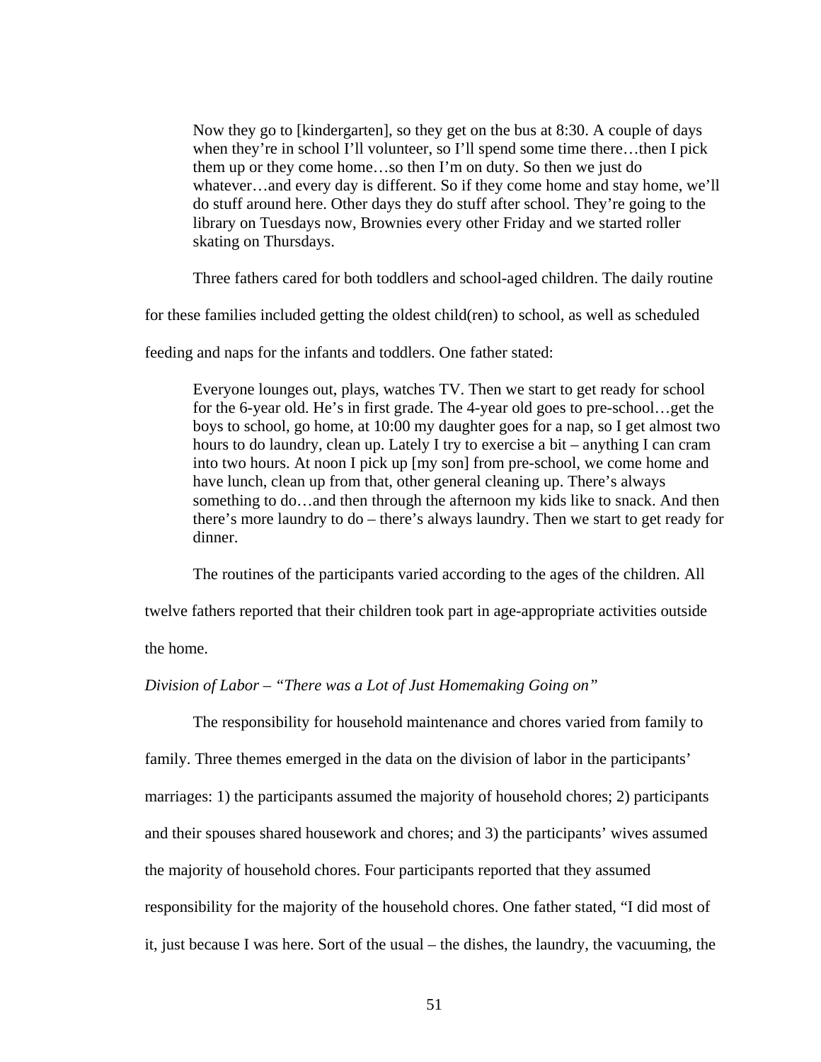> Now they go to [kindergarten], so they get on the bus at 8:30. A couple of days when they're in school I'll volunteer, so I'll spend some time there…then I pick them up or they come home…so then I'm on duty. So then we just do whatever…and every day is different. So if they come home and stay home, we'll do stuff around here. Other days they do stuff after school. They're going to the library on Tuesdays now, Brownies every other Friday and we started roller skating on Thursdays.

Three fathers cared for both toddlers and school-aged children. The daily routine for these families included getting the oldest child(ren) to school, as well as scheduled feeding and naps for the infants and toddlers. One father stated:

> Everyone lounges out, plays, watches TV. Then we start to get ready for school for the 6-year old. He's in first grade. The 4-year old goes to pre-school…get the boys to school, go home, at 10:00 my daughter goes for a nap, so I get almost two hours to do laundry, clean up. Lately I try to exercise a bit – anything I can cram into two hours. At noon I pick up [my son] from pre-school, we come home and have lunch, clean up from that, other general cleaning up. There's always something to do…and then through the afternoon my kids like to snack. And then there's more laundry to do – there's always laundry. Then we start to get ready for dinner.

The routines of the participants varied according to the ages of the children. All twelve fathers reported that their children took part in age-appropriate activities outside the home.

*Division of Labor – "There was a Lot of Just Homemaking Going on"*

The responsibility for household maintenance and chores varied from family to family. Three themes emerged in the data on the division of labor in the participants' marriages: 1) the participants assumed the majority of household chores; 2) participants and their spouses shared housework and chores; and 3) the participants' wives assumed the majority of household chores. Four participants reported that they assumed responsibility for the majority of the household chores. One father stated, "I did most of it, just because I was here. Sort of the usual – the dishes, the laundry, the vacuuming, the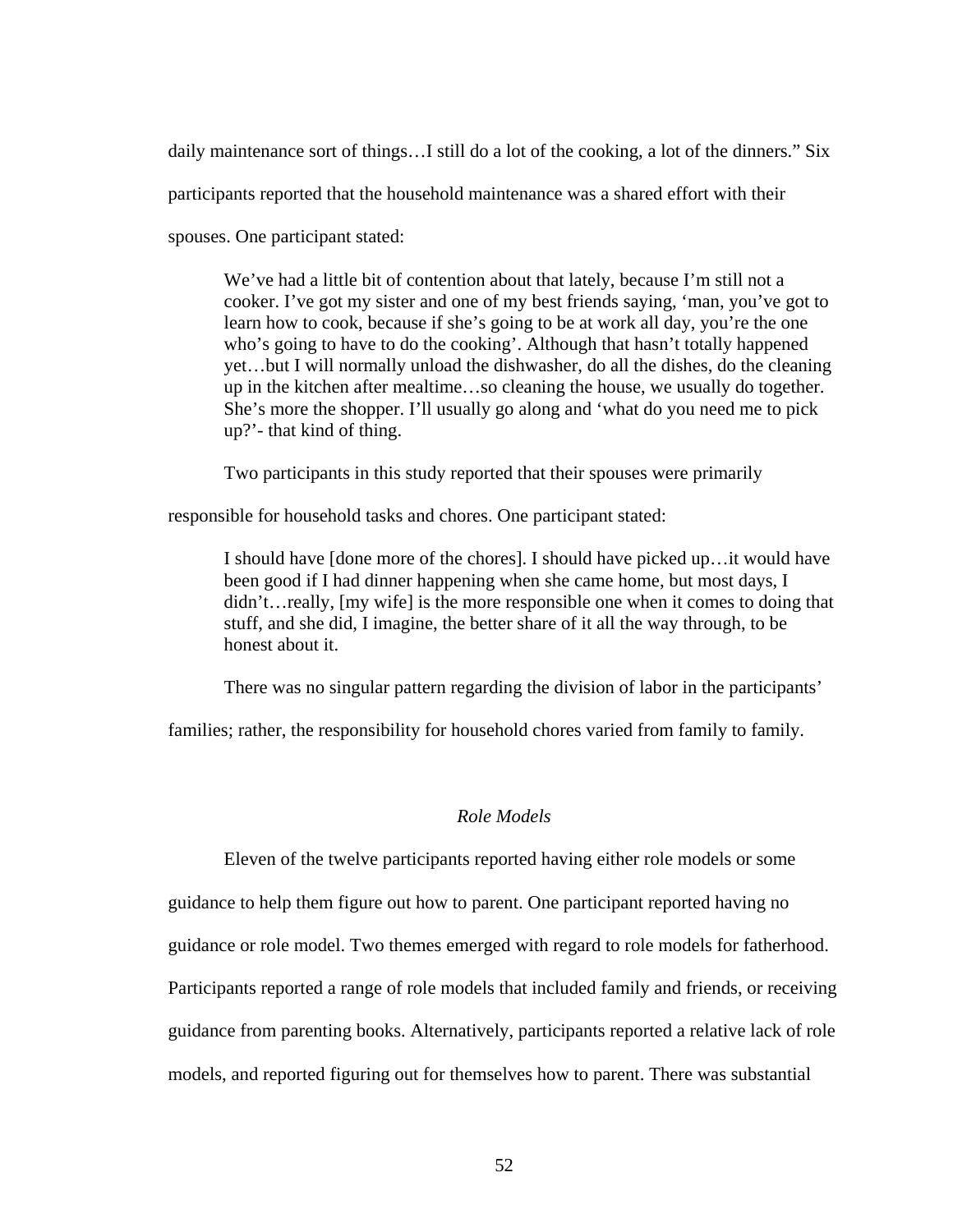daily maintenance sort of things…I still do a lot of the cooking, a lot of the dinners." Six participants reported that the household maintenance was a shared effort with their spouses. One participant stated:

> We've had a little bit of contention about that lately, because I'm still not a cooker. I've got my sister and one of my best friends saying, 'man, you've got to learn how to cook, because if she's going to be at work all day, you're the one who's going to have to do the cooking'. Although that hasn't totally happened yet…but I will normally unload the dishwasher, do all the dishes, do the cleaning up in the kitchen after mealtime…so cleaning the house, we usually do together. She's more the shopper. I'll usually go along and 'what do you need me to pick up?'- that kind of thing.

Two participants in this study reported that their spouses were primarily responsible for household tasks and chores. One participant stated:

> I should have [done more of the chores]. I should have picked up…it would have been good if I had dinner happening when she came home, but most days, I didn't…really, [my wife] is the more responsible one when it comes to doing that stuff, and she did, I imagine, the better share of it all the way through, to be honest about it.

There was no singular pattern regarding the division of labor in the participants' families; rather, the responsibility for household chores varied from family to family.

### *Role Models*

Eleven of the twelve participants reported having either role models or some guidance to help them figure out how to parent. One participant reported having no guidance or role model. Two themes emerged with regard to role models for fatherhood. Participants reported a range of role models that included family and friends, or receiving guidance from parenting books. Alternatively, participants reported a relative lack of role models, and reported figuring out for themselves how to parent. There was substantial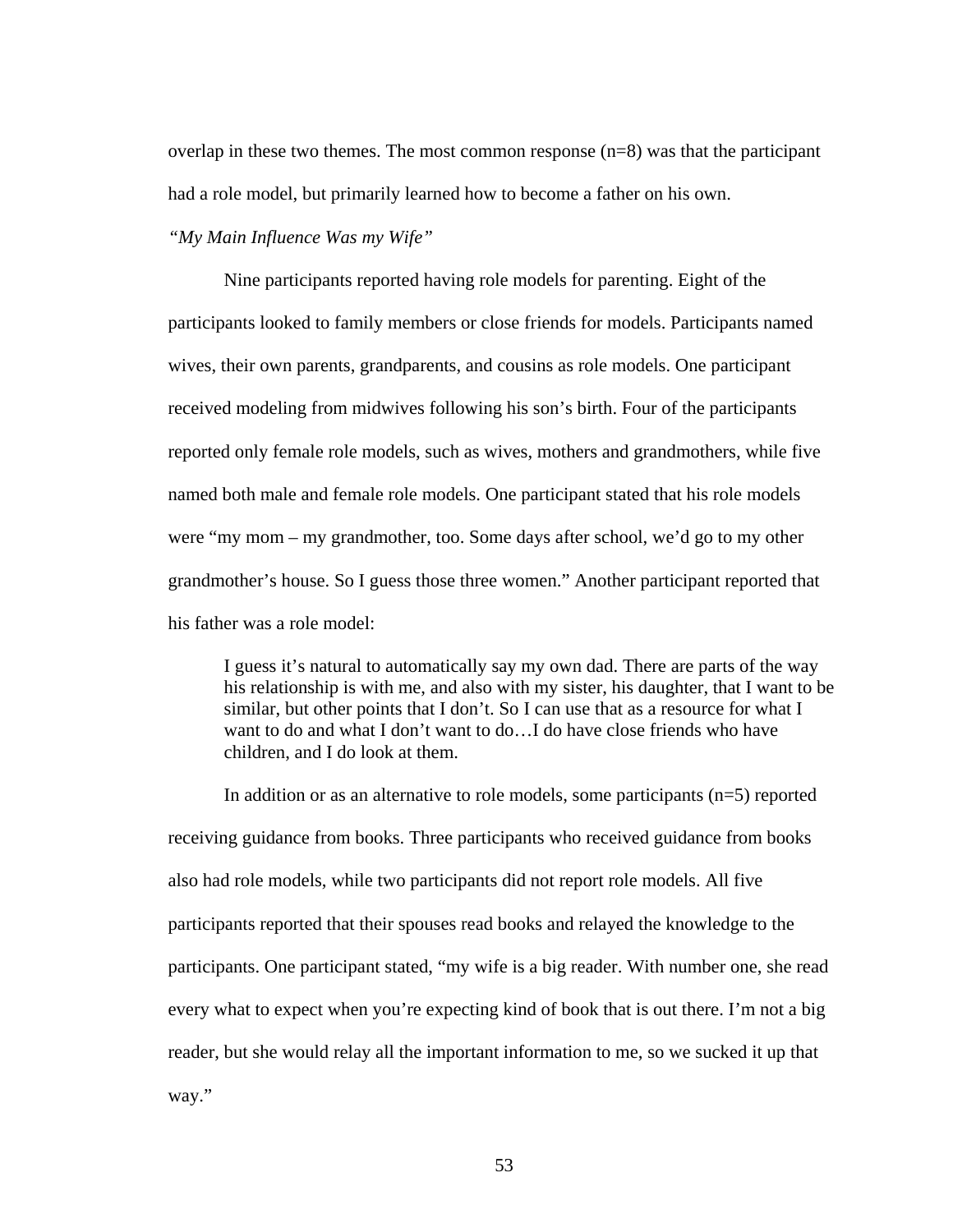overlap in these two themes. The most common response (n=8) was that the participant had a role model, but primarily learned how to become a father on his own.

*"My Main Influence Was my Wife"*

Nine participants reported having role models for parenting. Eight of the participants looked to family members or close friends for models. Participants named wives, their own parents, grandparents, and cousins as role models. One participant received modeling from midwives following his son's birth. Four of the participants reported only female role models, such as wives, mothers and grandmothers, while five named both male and female role models. One participant stated that his role models were "my mom – my grandmother, too. Some days after school, we'd go to my other grandmother's house. So I guess those three women." Another participant reported that his father was a role model:

> I guess it's natural to automatically say my own dad. There are parts of the way his relationship is with me, and also with my sister, his daughter, that I want to be similar, but other points that I don't. So I can use that as a resource for what I want to do and what I don't want to do…I do have close friends who have children, and I do look at them.

In addition or as an alternative to role models, some participants (n=5) reported receiving guidance from books. Three participants who received guidance from books also had role models, while two participants did not report role models. All five participants reported that their spouses read books and relayed the knowledge to the participants. One participant stated, "my wife is a big reader. With number one, she read every what to expect when you're expecting kind of book that is out there. I'm not a big reader, but she would relay all the important information to me, so we sucked it up that way."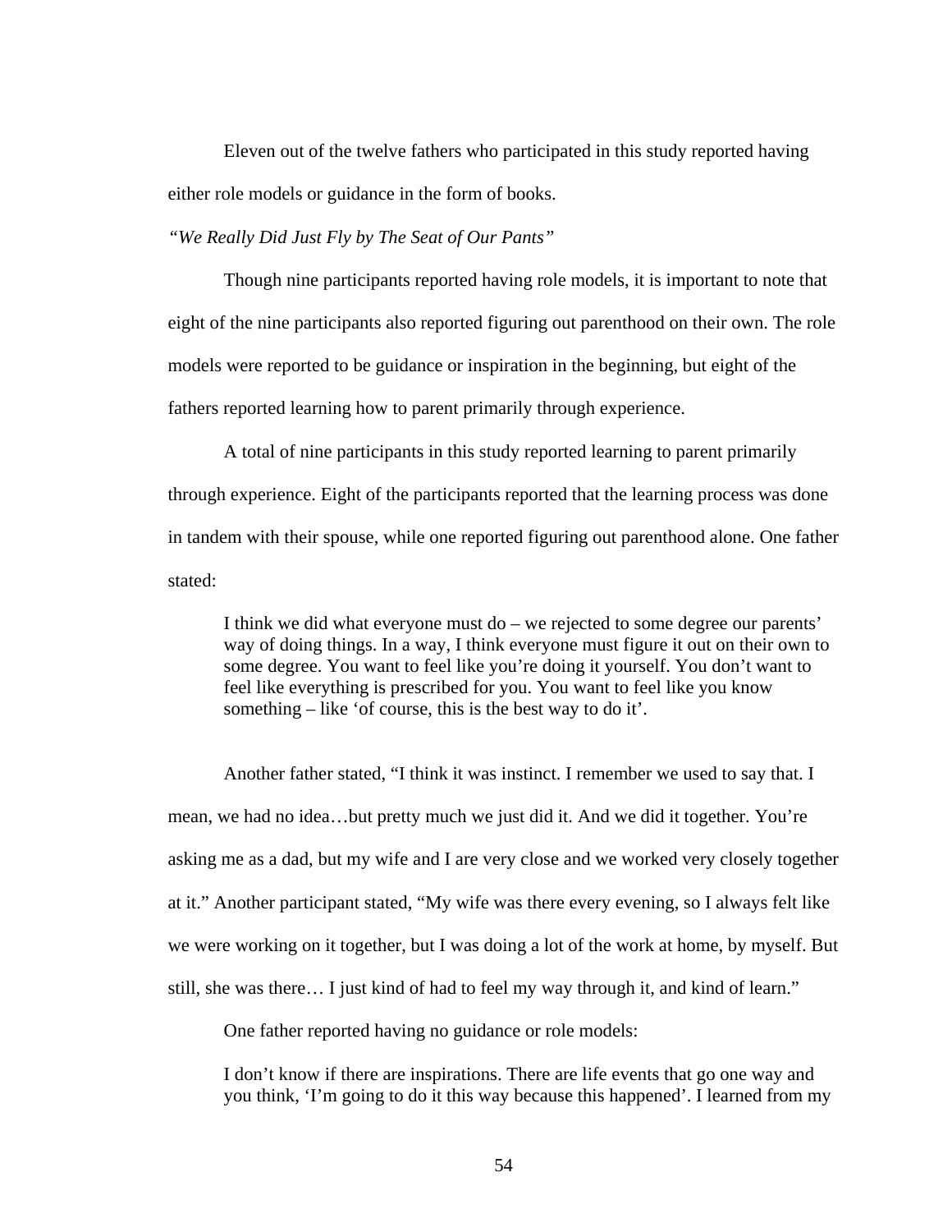Eleven out of the twelve fathers who participated in this study reported having either role models or guidance in the form of books.

*"We Really Did Just Fly by The Seat of Our Pants"*

Though nine participants reported having role models, it is important to note that eight of the nine participants also reported figuring out parenthood on their own. The role models were reported to be guidance or inspiration in the beginning, but eight of the fathers reported learning how to parent primarily through experience.

A total of nine participants in this study reported learning to parent primarily through experience. Eight of the participants reported that the learning process was done in tandem with their spouse, while one reported figuring out parenthood alone. One father stated:

> I think we did what everyone must do – we rejected to some degree our parents' way of doing things. In a way, I think everyone must figure it out on their own to some degree. You want to feel like you're doing it yourself. You don't want to feel like everything is prescribed for you. You want to feel like you know something – like 'of course, this is the best way to do it'.

Another father stated, "I think it was instinct. I remember we used to say that. I mean, we had no idea…but pretty much we just did it. And we did it together. You're asking me as a dad, but my wife and I are very close and we worked very closely together at it." Another participant stated, "My wife was there every evening, so I always felt like we were working on it together, but I was doing a lot of the work at home, by myself. But still, she was there… I just kind of had to feel my way through it, and kind of learn."

One father reported having no guidance or role models:

> I don't know if there are inspirations. There are life events that go one way and you think, 'I'm going to do it this way because this happened'. I learned from my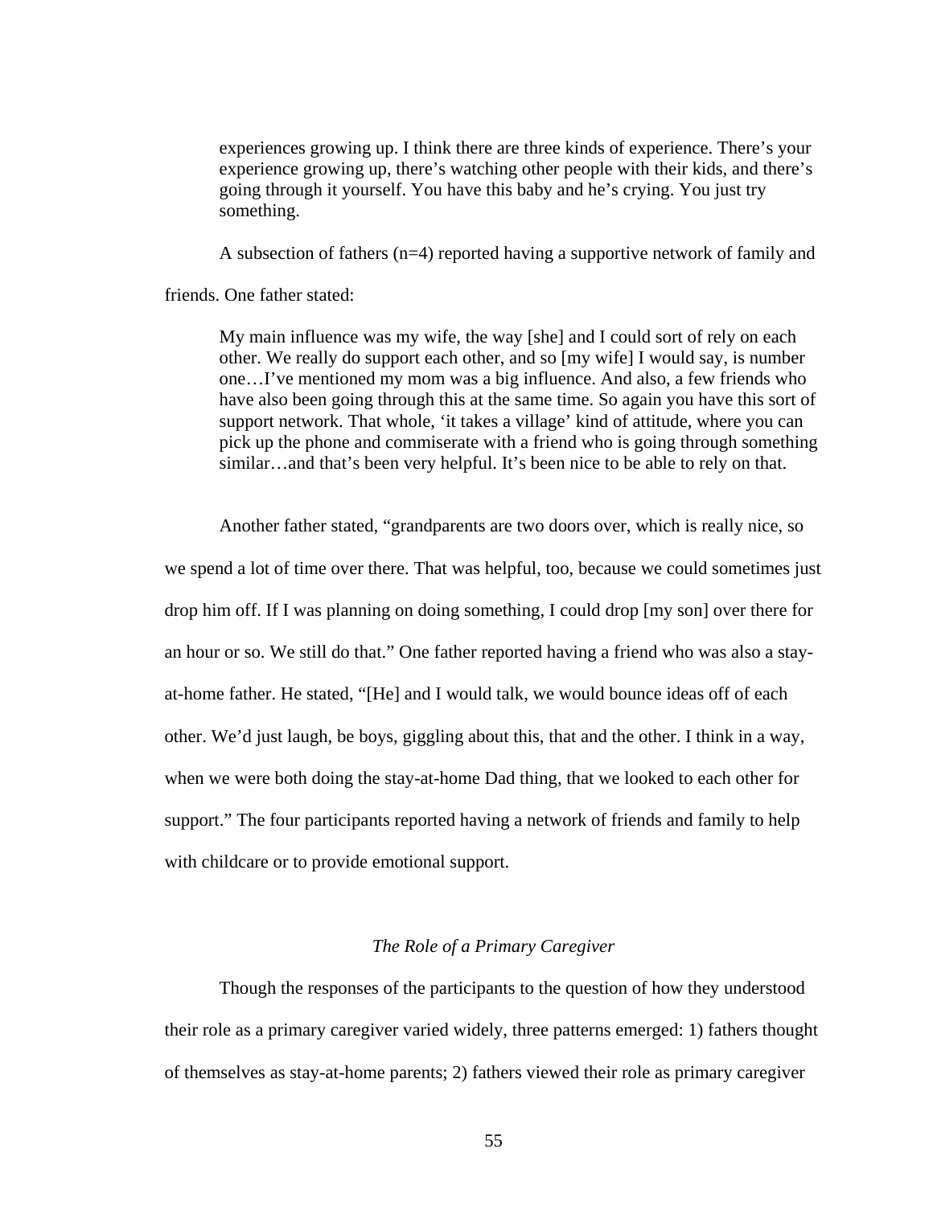> experiences growing up. I think there are three kinds of experience. There's your experience growing up, there's watching other people with their kids, and there's going through it yourself. You have this baby and he's crying. You just try something.

A subsection of fathers (n=4) reported having a supportive network of family and friends. One father stated:

> My main influence was my wife, the way [she] and I could sort of rely on each other. We really do support each other, and so [my wife] I would say, is number one…I've mentioned my mom was a big influence. And also, a few friends who have also been going through this at the same time. So again you have this sort of support network. That whole, 'it takes a village' kind of attitude, where you can pick up the phone and commiserate with a friend who is going through something similar…and that's been very helpful. It's been nice to be able to rely on that.

Another father stated, "grandparents are two doors over, which is really nice, so we spend a lot of time over there. That was helpful, too, because we could sometimes just drop him off. If I was planning on doing something, I could drop [my son] over there for an hour or so. We still do that." One father reported having a friend who was also a stay-at-home father. He stated, "[He] and I would talk, we would bounce ideas off of each other. We'd just laugh, be boys, giggling about this, that and the other. I think in a way, when we were both doing the stay-at-home Dad thing, that we looked to each other for support." The four participants reported having a network of friends and family to help with childcare or to provide emotional support.

### *The Role of a Primary Caregiver*

Though the responses of the participants to the question of how they understood their role as a primary caregiver varied widely, three patterns emerged: 1) fathers thought of themselves as stay-at-home parents; 2) fathers viewed their role as primary caregiver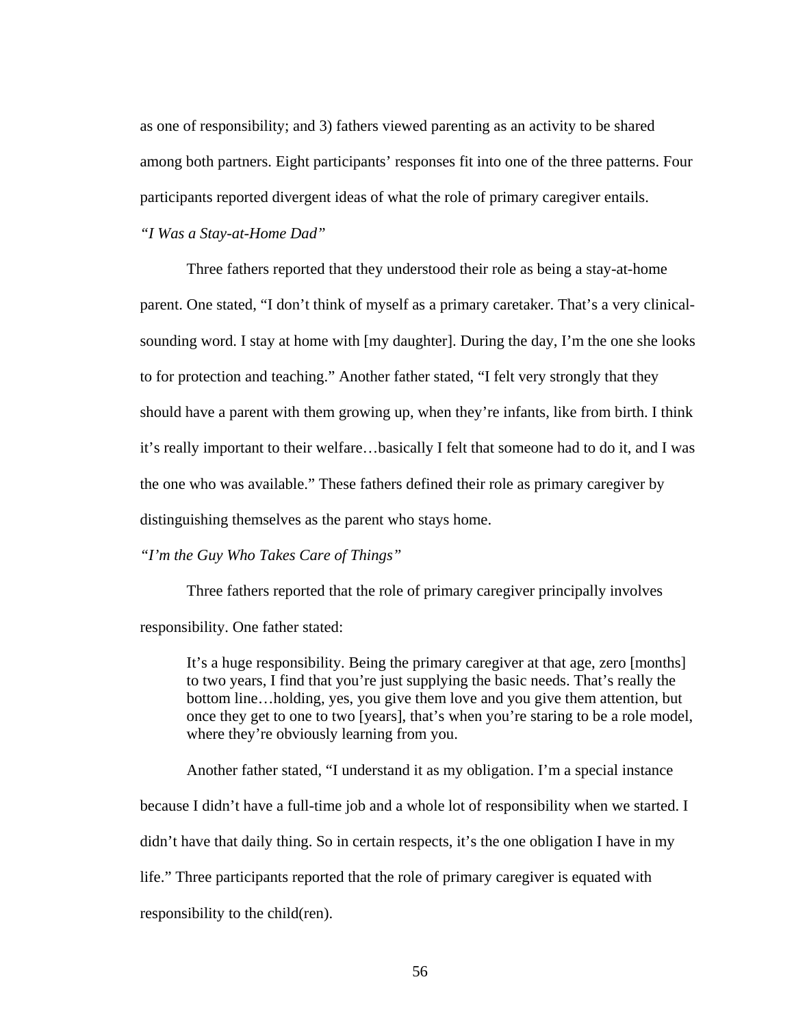as one of responsibility; and 3) fathers viewed parenting as an activity to be shared among both partners. Eight participants' responses fit into one of the three patterns. Four participants reported divergent ideas of what the role of primary caregiver entails.

*"I Was a Stay-at-Home Dad"*

Three fathers reported that they understood their role as being a stay-at-home parent. One stated, "I don't think of myself as a primary caretaker. That's a very clinical-sounding word. I stay at home with [my daughter]. During the day, I'm the one she looks to for protection and teaching." Another father stated, "I felt very strongly that they should have a parent with them growing up, when they're infants, like from birth. I think it's really important to their welfare…basically I felt that someone had to do it, and I was the one who was available." These fathers defined their role as primary caregiver by distinguishing themselves as the parent who stays home.

*"I'm the Guy Who Takes Care of Things"*

Three fathers reported that the role of primary caregiver principally involves responsibility. One father stated:

> It's a huge responsibility. Being the primary caregiver at that age, zero [months] to two years, I find that you're just supplying the basic needs. That's really the bottom line…holding, yes, you give them love and you give them attention, but once they get to one to two [years], that's when you're staring to be a role model, where they're obviously learning from you.

Another father stated, "I understand it as my obligation. I'm a special instance because I didn't have a full-time job and a whole lot of responsibility when we started. I didn't have that daily thing. So in certain respects, it's the one obligation I have in my life." Three participants reported that the role of primary caregiver is equated with responsibility to the child(ren).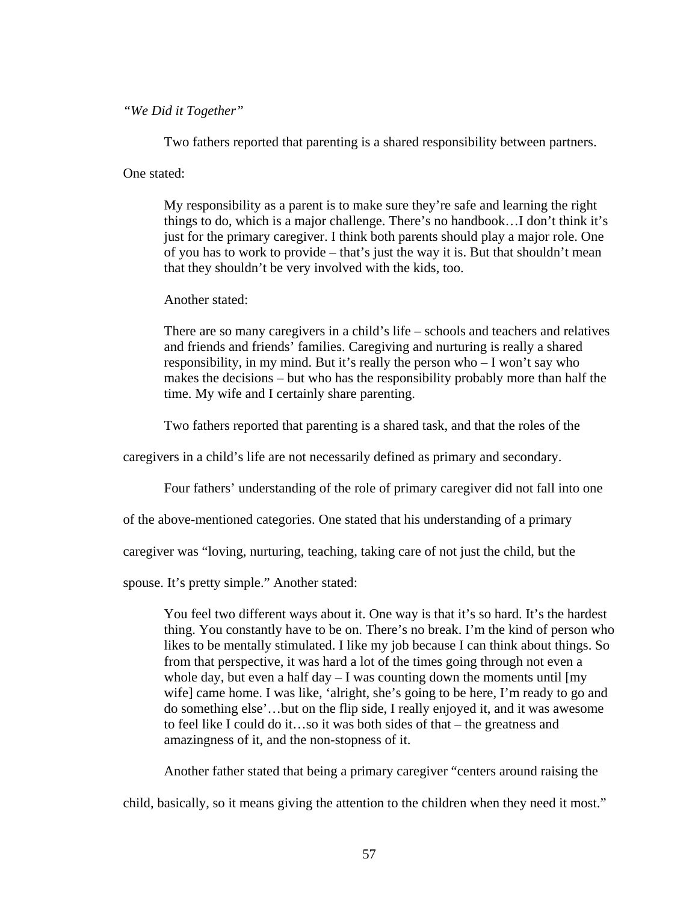*"We Did it Together"*

Two fathers reported that parenting is a shared responsibility between partners. One stated:

> My responsibility as a parent is to make sure they're safe and learning the right things to do, which is a major challenge. There's no handbook…I don't think it's just for the primary caregiver. I think both parents should play a major role. One of you has to work to provide – that's just the way it is. But that shouldn't mean that they shouldn't be very involved with the kids, too.
>
> Another stated:
>
> There are so many caregivers in a child's life – schools and teachers and relatives and friends and friends' families. Caregiving and nurturing is really a shared responsibility, in my mind. But it's really the person who – I won't say who makes the decisions – but who has the responsibility probably more than half the time. My wife and I certainly share parenting.

Two fathers reported that parenting is a shared task, and that the roles of the caregivers in a child's life are not necessarily defined as primary and secondary.

Four fathers' understanding of the role of primary caregiver did not fall into one of the above-mentioned categories. One stated that his understanding of a primary caregiver was "loving, nurturing, teaching, taking care of not just the child, but the spouse. It's pretty simple." Another stated:

> You feel two different ways about it. One way is that it's so hard. It's the hardest thing. You constantly have to be on. There's no break. I'm the kind of person who likes to be mentally stimulated. I like my job because I can think about things. So from that perspective, it was hard a lot of the times going through not even a whole day, but even a half day – I was counting down the moments until [my wife] came home. I was like, 'alright, she's going to be here, I'm ready to go and do something else'…but on the flip side, I really enjoyed it, and it was awesome to feel like I could do it…so it was both sides of that – the greatness and amazingness of it, and the non-stopness of it.

Another father stated that being a primary caregiver "centers around raising the child, basically, so it means giving the attention to the children when they need it most."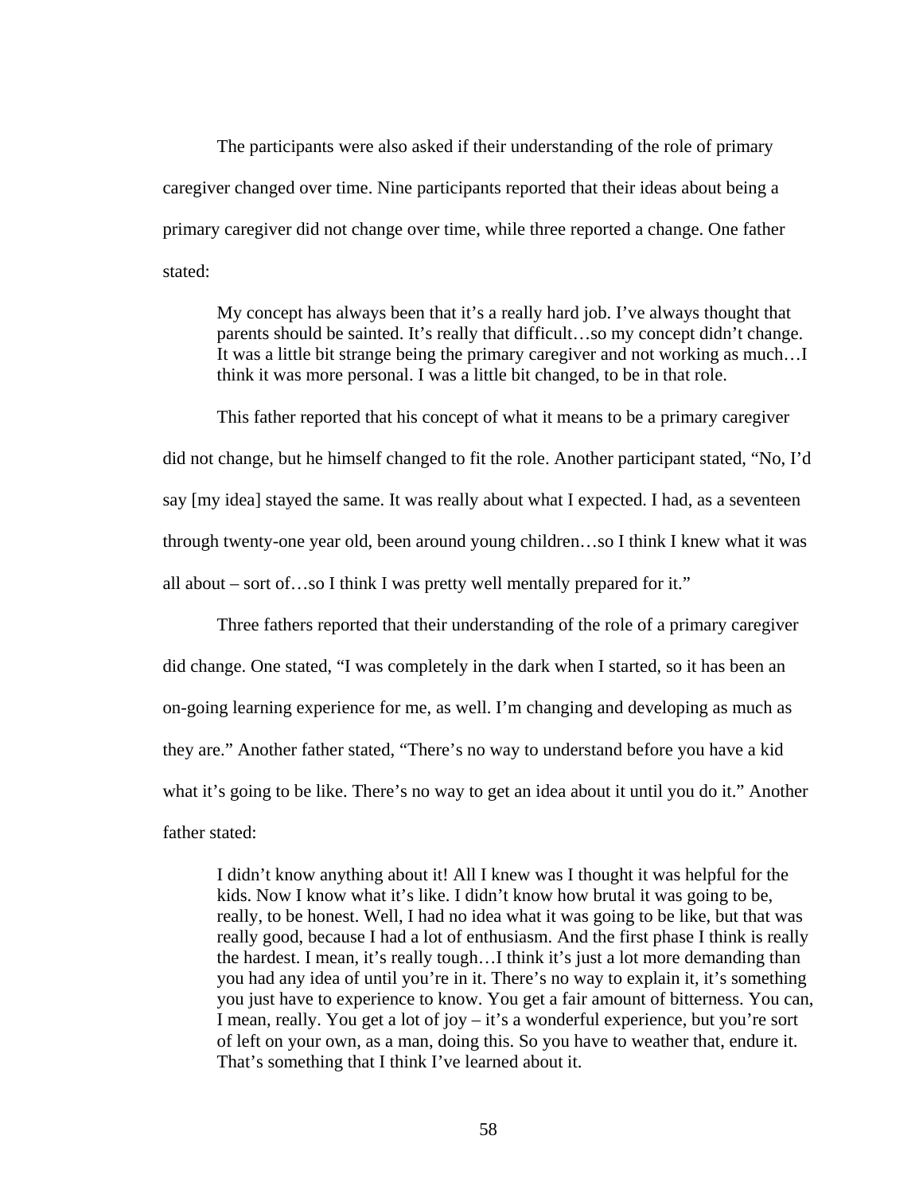The participants were also asked if their understanding of the role of primary caregiver changed over time. Nine participants reported that their ideas about being a primary caregiver did not change over time, while three reported a change. One father stated:

> My concept has always been that it's a really hard job. I've always thought that parents should be sainted. It's really that difficult…so my concept didn't change. It was a little bit strange being the primary caregiver and not working as much…I think it was more personal. I was a little bit changed, to be in that role.

This father reported that his concept of what it means to be a primary caregiver did not change, but he himself changed to fit the role. Another participant stated, "No, I'd say [my idea] stayed the same. It was really about what I expected. I had, as a seventeen through twenty-one year old, been around young children…so I think I knew what it was all about – sort of…so I think I was pretty well mentally prepared for it."

Three fathers reported that their understanding of the role of a primary caregiver did change. One stated, "I was completely in the dark when I started, so it has been an on-going learning experience for me, as well. I'm changing and developing as much as they are." Another father stated, "There's no way to understand before you have a kid what it's going to be like. There's no way to get an idea about it until you do it." Another father stated:

> I didn't know anything about it! All I knew was I thought it was helpful for the kids. Now I know what it's like. I didn't know how brutal it was going to be, really, to be honest. Well, I had no idea what it was going to be like, but that was really good, because I had a lot of enthusiasm. And the first phase I think is really the hardest. I mean, it's really tough…I think it's just a lot more demanding than you had any idea of until you're in it. There's no way to explain it, it's something you just have to experience to know. You get a fair amount of bitterness. You can, I mean, really. You get a lot of joy – it's a wonderful experience, but you're sort of left on your own, as a man, doing this. So you have to weather that, endure it. That's something that I think I've learned about it.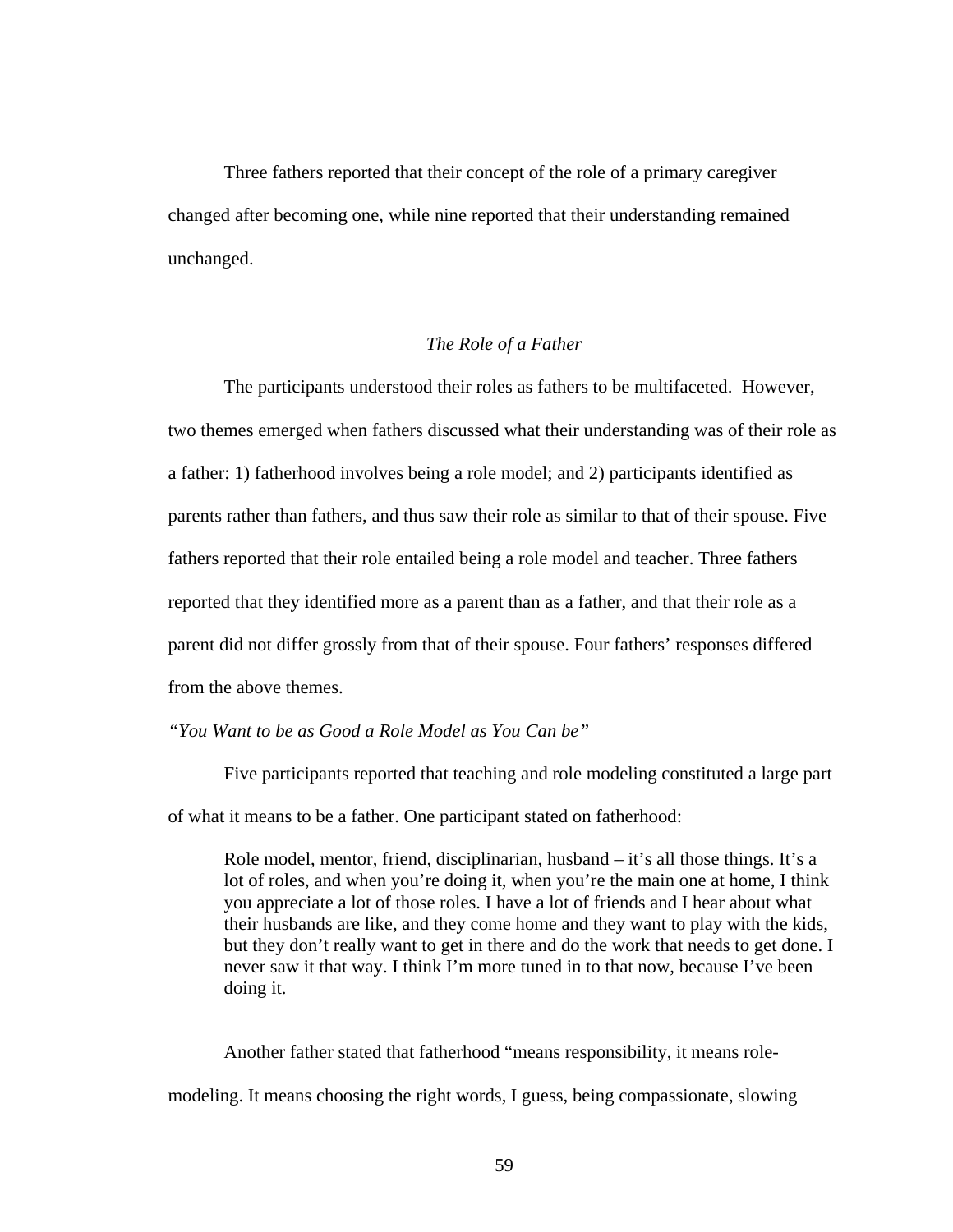Three fathers reported that their concept of the role of a primary caregiver changed after becoming one, while nine reported that their understanding remained unchanged.

### *The Role of a Father*

The participants understood their roles as fathers to be multifaceted. However, two themes emerged when fathers discussed what their understanding was of their role as a father: 1) fatherhood involves being a role model; and 2) participants identified as parents rather than fathers, and thus saw their role as similar to that of their spouse. Five fathers reported that their role entailed being a role model and teacher. Three fathers reported that they identified more as a parent than as a father, and that their role as a parent did not differ grossly from that of their spouse. Four fathers' responses differed from the above themes.

#### *"You Want to be as Good a Role Model as You Can be"*

Five participants reported that teaching and role modeling constituted a large part of what it means to be a father. One participant stated on fatherhood:

> Role model, mentor, friend, disciplinarian, husband – it's all those things. It's a lot of roles, and when you're doing it, when you're the main one at home, I think you appreciate a lot of those roles. I have a lot of friends and I hear about what their husbands are like, and they come home and they want to play with the kids, but they don't really want to get in there and do the work that needs to get done. I never saw it that way. I think I'm more tuned in to that now, because I've been doing it.

Another father stated that fatherhood "means responsibility, it means role-modeling. It means choosing the right words, I guess, being compassionate, slowing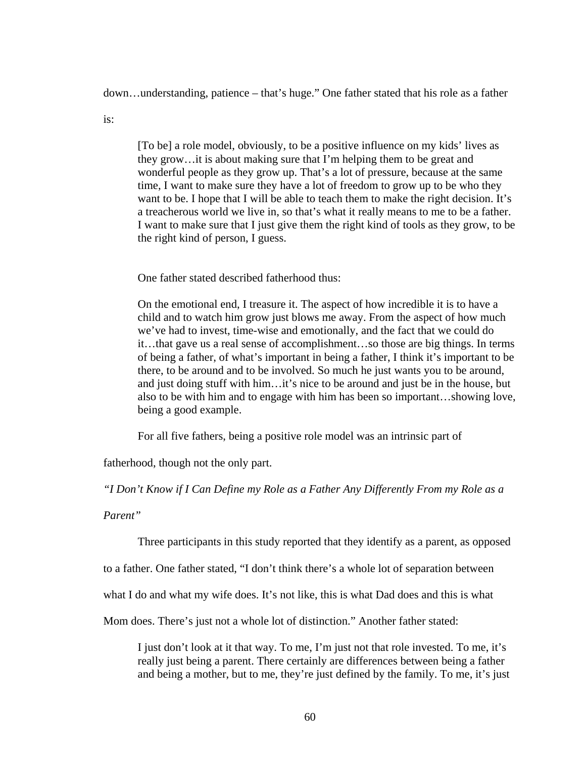down…understanding, patience – that's huge." One father stated that his role as a father is:

> [To be] a role model, obviously, to be a positive influence on my kids' lives as they grow…it is about making sure that I'm helping them to be great and wonderful people as they grow up. That's a lot of pressure, because at the same time, I want to make sure they have a lot of freedom to grow up to be who they want to be. I hope that I will be able to teach them to make the right decision. It's a treacherous world we live in, so that's what it really means to me to be a father. I want to make sure that I just give them the right kind of tools as they grow, to be the right kind of person, I guess.

One father stated described fatherhood thus:

> On the emotional end, I treasure it. The aspect of how incredible it is to have a child and to watch him grow just blows me away. From the aspect of how much we've had to invest, time-wise and emotionally, and the fact that we could do it…that gave us a real sense of accomplishment…so those are big things. In terms of being a father, of what's important in being a father, I think it's important to be there, to be around and to be involved. So much he just wants you to be around, and just doing stuff with him…it's nice to be around and just be in the house, but also to be with him and to engage with him has been so important…showing love, being a good example.

For all five fathers, being a positive role model was an intrinsic part of fatherhood, though not the only part.

*"I Don't Know if I Can Define my Role as a Father Any Differently From my Role as a Parent"*

Three participants in this study reported that they identify as a parent, as opposed to a father. One father stated, "I don't think there's a whole lot of separation between what I do and what my wife does. It's not like, this is what Dad does and this is what Mom does. There's just not a whole lot of distinction." Another father stated:

> I just don't look at it that way. To me, I'm just not that role invested. To me, it's really just being a parent. There certainly are differences between being a father and being a mother, but to me, they're just defined by the family. To me, it's just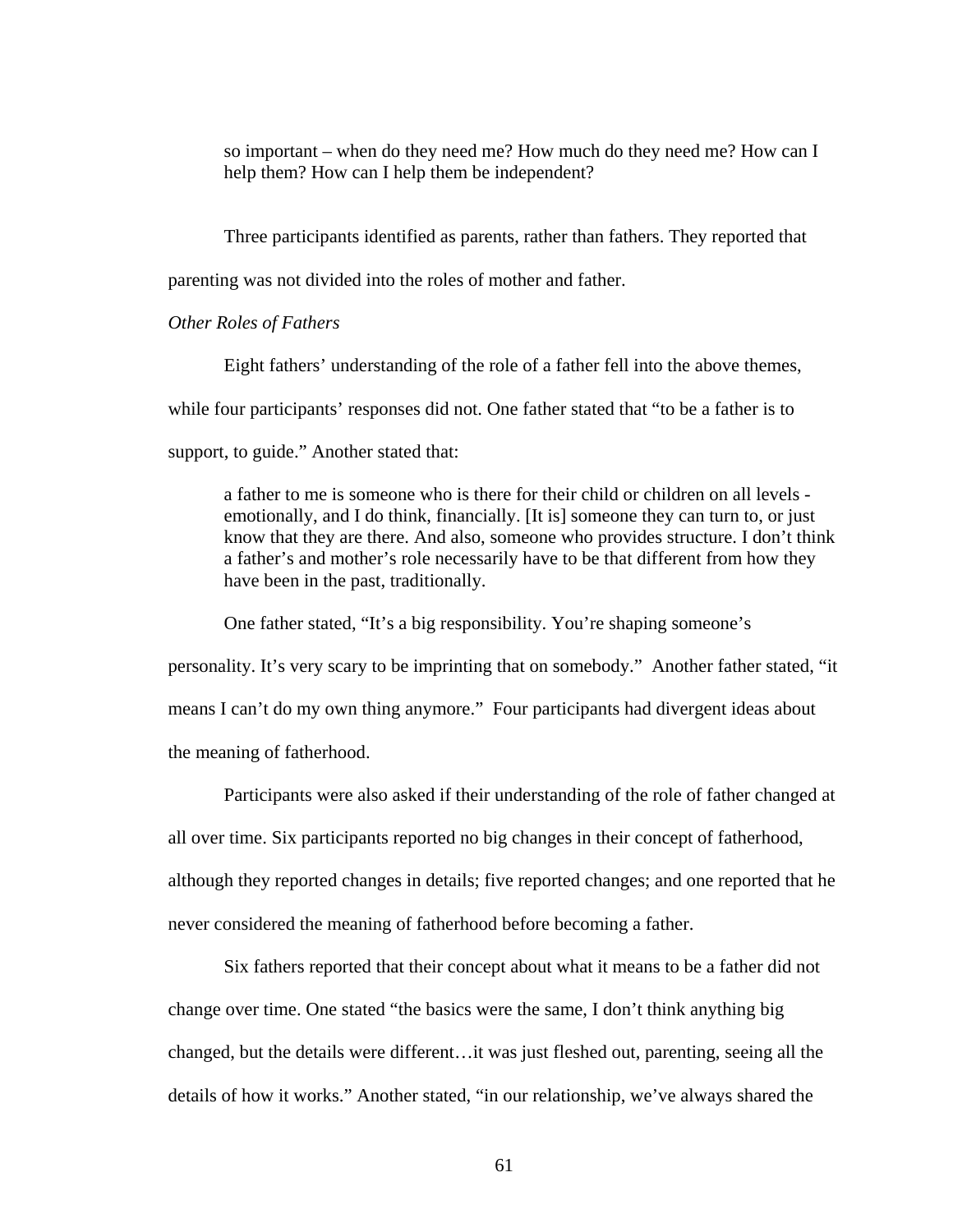> so important – when do they need me? How much do they need me? How can I help them? How can I help them be independent?

Three participants identified as parents, rather than fathers. They reported that parenting was not divided into the roles of mother and father.

*Other Roles of Fathers*

Eight fathers' understanding of the role of a father fell into the above themes, while four participants' responses did not. One father stated that "to be a father is to support, to guide." Another stated that:

> a father to me is someone who is there for their child or children on all levels - emotionally, and I do think, financially. [It is] someone they can turn to, or just know that they are there. And also, someone who provides structure. I don't think a father's and mother's role necessarily have to be that different from how they have been in the past, traditionally.

One father stated, "It's a big responsibility. You're shaping someone's personality. It's very scary to be imprinting that on somebody." Another father stated, "it means I can't do my own thing anymore." Four participants had divergent ideas about the meaning of fatherhood.

Participants were also asked if their understanding of the role of father changed at all over time. Six participants reported no big changes in their concept of fatherhood, although they reported changes in details; five reported changes; and one reported that he never considered the meaning of fatherhood before becoming a father.

Six fathers reported that their concept about what it means to be a father did not change over time. One stated "the basics were the same, I don't think anything big changed, but the details were different…it was just fleshed out, parenting, seeing all the details of how it works." Another stated, "in our relationship, we've always shared the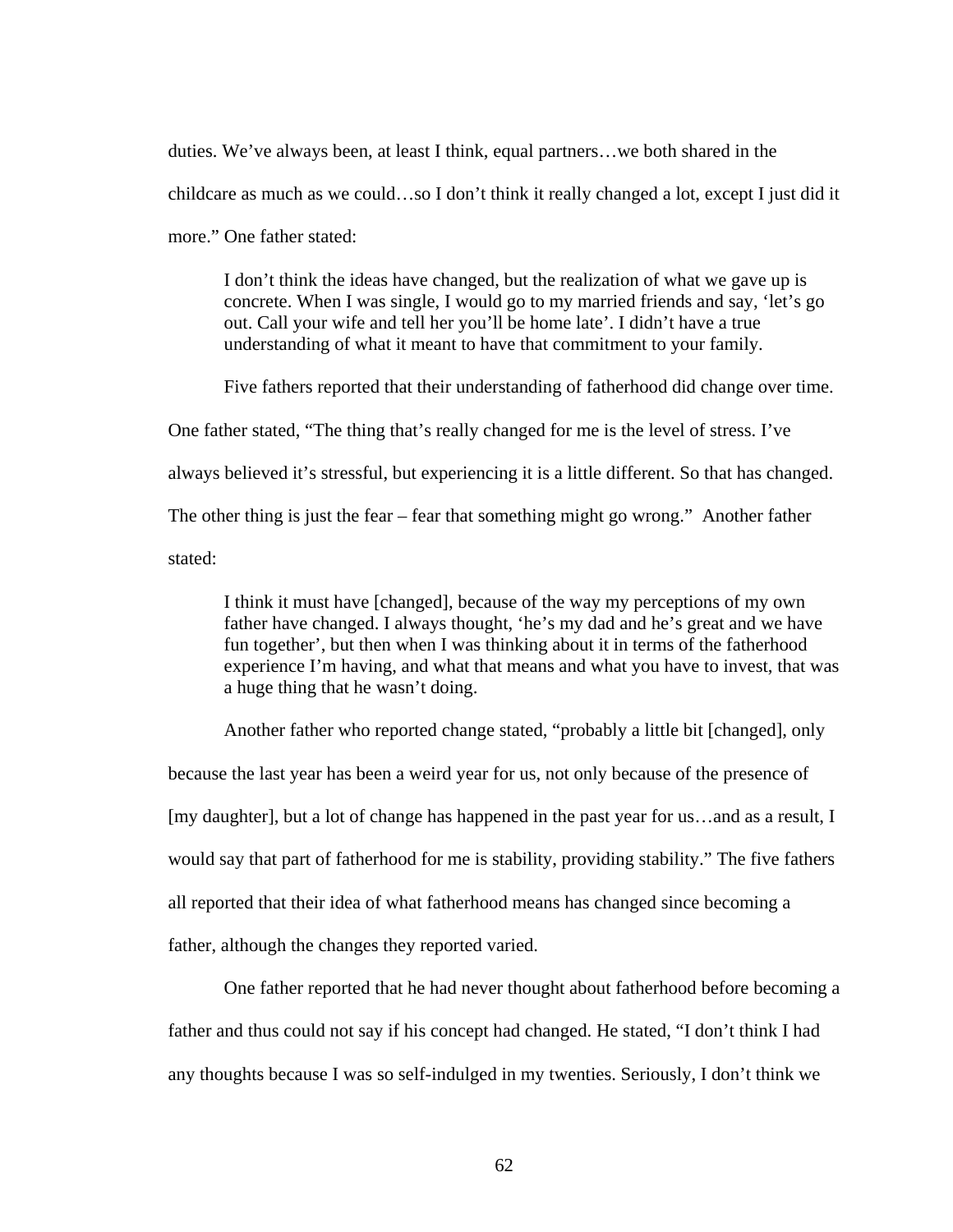duties. We've always been, at least I think, equal partners…we both shared in the childcare as much as we could…so I don't think it really changed a lot, except I just did it more." One father stated:

> I don't think the ideas have changed, but the realization of what we gave up is concrete. When I was single, I would go to my married friends and say, 'let's go out. Call your wife and tell her you'll be home late'. I didn't have a true understanding of what it meant to have that commitment to your family.

Five fathers reported that their understanding of fatherhood did change over time. One father stated, "The thing that's really changed for me is the level of stress. I've always believed it's stressful, but experiencing it is a little different. So that has changed. The other thing is just the fear – fear that something might go wrong." Another father stated:

> I think it must have [changed], because of the way my perceptions of my own father have changed. I always thought, 'he's my dad and he's great and we have fun together', but then when I was thinking about it in terms of the fatherhood experience I'm having, and what that means and what you have to invest, that was a huge thing that he wasn't doing.

Another father who reported change stated, "probably a little bit [changed], only because the last year has been a weird year for us, not only because of the presence of [my daughter], but a lot of change has happened in the past year for us…and as a result, I would say that part of fatherhood for me is stability, providing stability." The five fathers all reported that their idea of what fatherhood means has changed since becoming a father, although the changes they reported varied.

One father reported that he had never thought about fatherhood before becoming a father and thus could not say if his concept had changed. He stated, "I don't think I had any thoughts because I was so self-indulged in my twenties. Seriously, I don't think we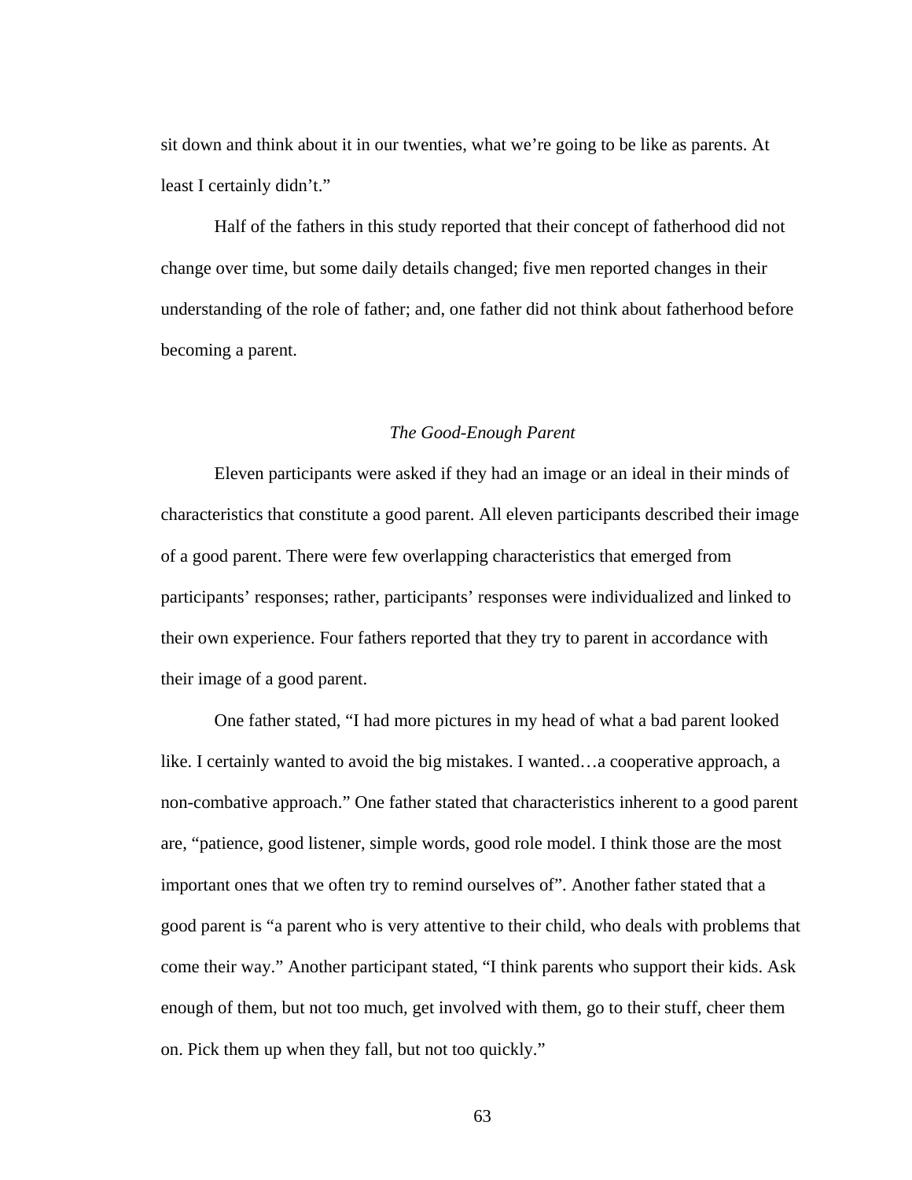sit down and think about it in our twenties, what we're going to be like as parents. At least I certainly didn't."

Half of the fathers in this study reported that their concept of fatherhood did not change over time, but some daily details changed; five men reported changes in their understanding of the role of father; and, one father did not think about fatherhood before becoming a parent.

*The Good-Enough Parent*

Eleven participants were asked if they had an image or an ideal in their minds of characteristics that constitute a good parent. All eleven participants described their image of a good parent. There were few overlapping characteristics that emerged from participants' responses; rather, participants' responses were individualized and linked to their own experience. Four fathers reported that they try to parent in accordance with their image of a good parent.

One father stated, "I had more pictures in my head of what a bad parent looked like. I certainly wanted to avoid the big mistakes. I wanted…a cooperative approach, a non-combative approach." One father stated that characteristics inherent to a good parent are, "patience, good listener, simple words, good role model. I think those are the most important ones that we often try to remind ourselves of". Another father stated that a good parent is "a parent who is very attentive to their child, who deals with problems that come their way." Another participant stated, "I think parents who support their kids. Ask enough of them, but not too much, get involved with them, go to their stuff, cheer them on. Pick them up when they fall, but not too quickly."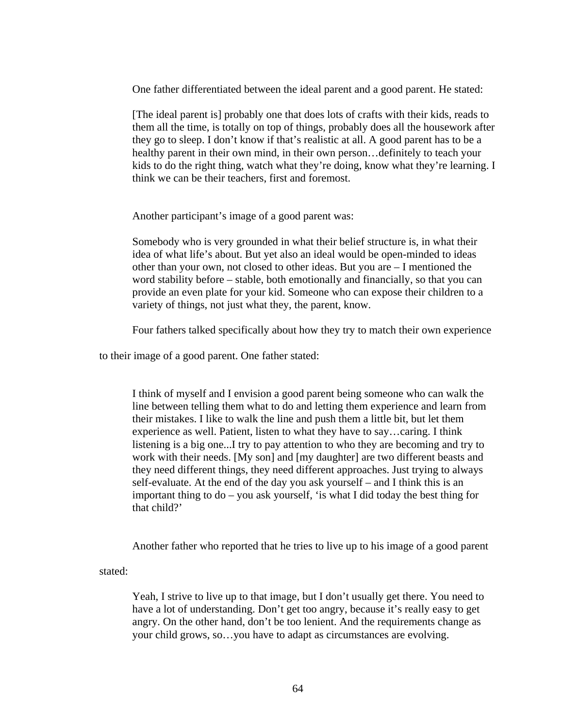One father differentiated between the ideal parent and a good parent. He stated:

> [The ideal parent is] probably one that does lots of crafts with their kids, reads to them all the time, is totally on top of things, probably does all the housework after they go to sleep. I don't know if that's realistic at all. A good parent has to be a healthy parent in their own mind, in their own person…definitely to teach your kids to do the right thing, watch what they're doing, know what they're learning. I think we can be their teachers, first and foremost.

Another participant's image of a good parent was:

> Somebody who is very grounded in what their belief structure is, in what their idea of what life's about. But yet also an ideal would be open-minded to ideas other than your own, not closed to other ideas. But you are – I mentioned the word stability before – stable, both emotionally and financially, so that you can provide an even plate for your kid. Someone who can expose their children to a variety of things, not just what they, the parent, know.

Four fathers talked specifically about how they try to match their own experience to their image of a good parent. One father stated:

> I think of myself and I envision a good parent being someone who can walk the line between telling them what to do and letting them experience and learn from their mistakes. I like to walk the line and push them a little bit, but let them experience as well. Patient, listen to what they have to say…caring. I think listening is a big one...I try to pay attention to who they are becoming and try to work with their needs. [My son] and [my daughter] are two different beasts and they need different things, they need different approaches. Just trying to always self-evaluate. At the end of the day you ask yourself – and I think this is an important thing to do – you ask yourself, 'is what I did today the best thing for that child?'

Another father who reported that he tries to live up to his image of a good parent stated:

> Yeah, I strive to live up to that image, but I don't usually get there. You need to have a lot of understanding. Don't get too angry, because it's really easy to get angry. On the other hand, don't be too lenient. And the requirements change as your child grows, so…you have to adapt as circumstances are evolving.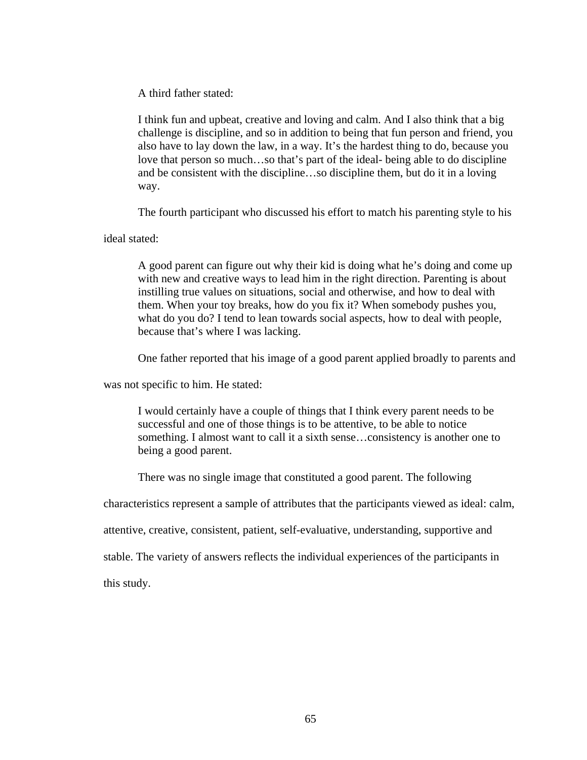A third father stated:

> I think fun and upbeat, creative and loving and calm. And I also think that a big challenge is discipline, and so in addition to being that fun person and friend, you also have to lay down the law, in a way. It's the hardest thing to do, because you love that person so much…so that's part of the ideal- being able to do discipline and be consistent with the discipline…so discipline them, but do it in a loving way.

The fourth participant who discussed his effort to match his parenting style to his ideal stated:

> A good parent can figure out why their kid is doing what he's doing and come up with new and creative ways to lead him in the right direction. Parenting is about instilling true values on situations, social and otherwise, and how to deal with them. When your toy breaks, how do you fix it? When somebody pushes you, what do you do? I tend to lean towards social aspects, how to deal with people, because that's where I was lacking.

One father reported that his image of a good parent applied broadly to parents and was not specific to him. He stated:

> I would certainly have a couple of things that I think every parent needs to be successful and one of those things is to be attentive, to be able to notice something. I almost want to call it a sixth sense…consistency is another one to being a good parent.

There was no single image that constituted a good parent. The following characteristics represent a sample of attributes that the participants viewed as ideal: calm, attentive, creative, consistent, patient, self-evaluative, understanding, supportive and stable. The variety of answers reflects the individual experiences of the participants in this study.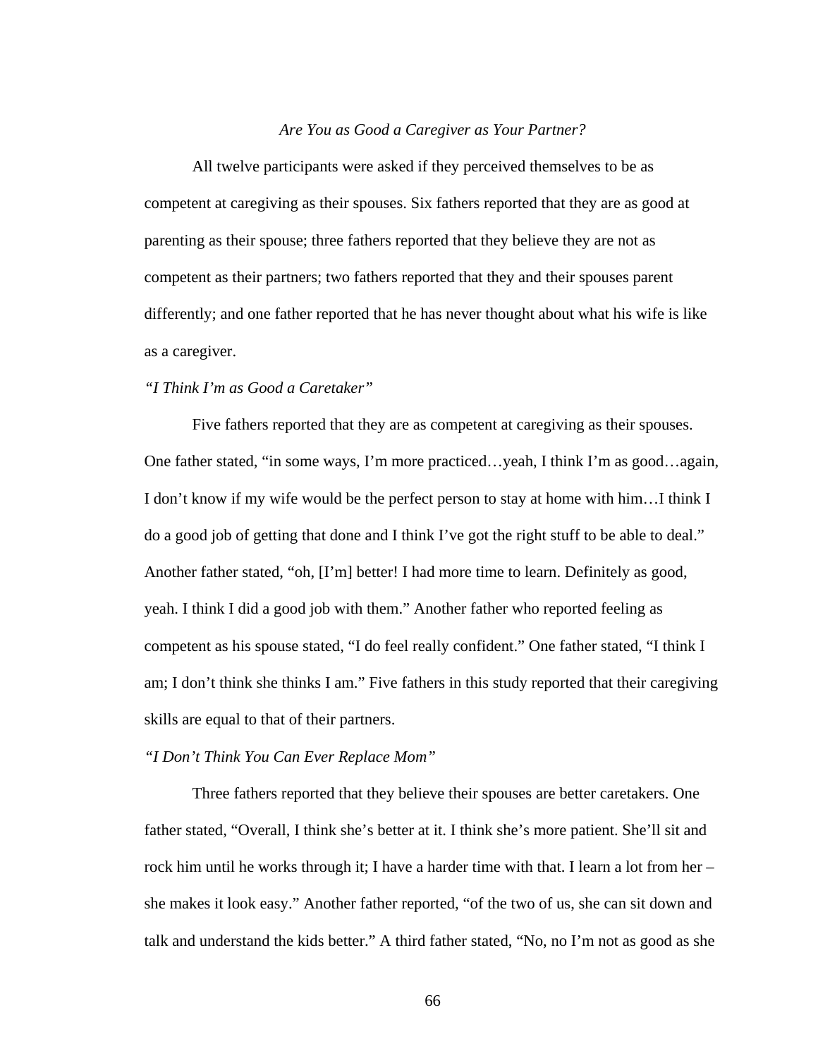*Are You as Good a Caregiver as Your Partner?*

All twelve participants were asked if they perceived themselves to be as competent at caregiving as their spouses. Six fathers reported that they are as good at parenting as their spouse; three fathers reported that they believe they are not as competent as their partners; two fathers reported that they and their spouses parent differently; and one father reported that he has never thought about what his wife is like as a caregiver.

*"I Think I'm as Good a Caretaker"*

Five fathers reported that they are as competent at caregiving as their spouses. One father stated, "in some ways, I'm more practiced…yeah, I think I'm as good…again, I don't know if my wife would be the perfect person to stay at home with him…I think I do a good job of getting that done and I think I've got the right stuff to be able to deal." Another father stated, "oh, [I'm] better! I had more time to learn. Definitely as good, yeah. I think I did a good job with them." Another father who reported feeling as competent as his spouse stated, "I do feel really confident." One father stated, "I think I am; I don't think she thinks I am." Five fathers in this study reported that their caregiving skills are equal to that of their partners.

*"I Don't Think You Can Ever Replace Mom"*

Three fathers reported that they believe their spouses are better caretakers. One father stated, "Overall, I think she's better at it. I think she's more patient. She'll sit and rock him until he works through it; I have a harder time with that. I learn a lot from her – she makes it look easy." Another father reported, "of the two of us, she can sit down and talk and understand the kids better." A third father stated, "No, no I'm not as good as she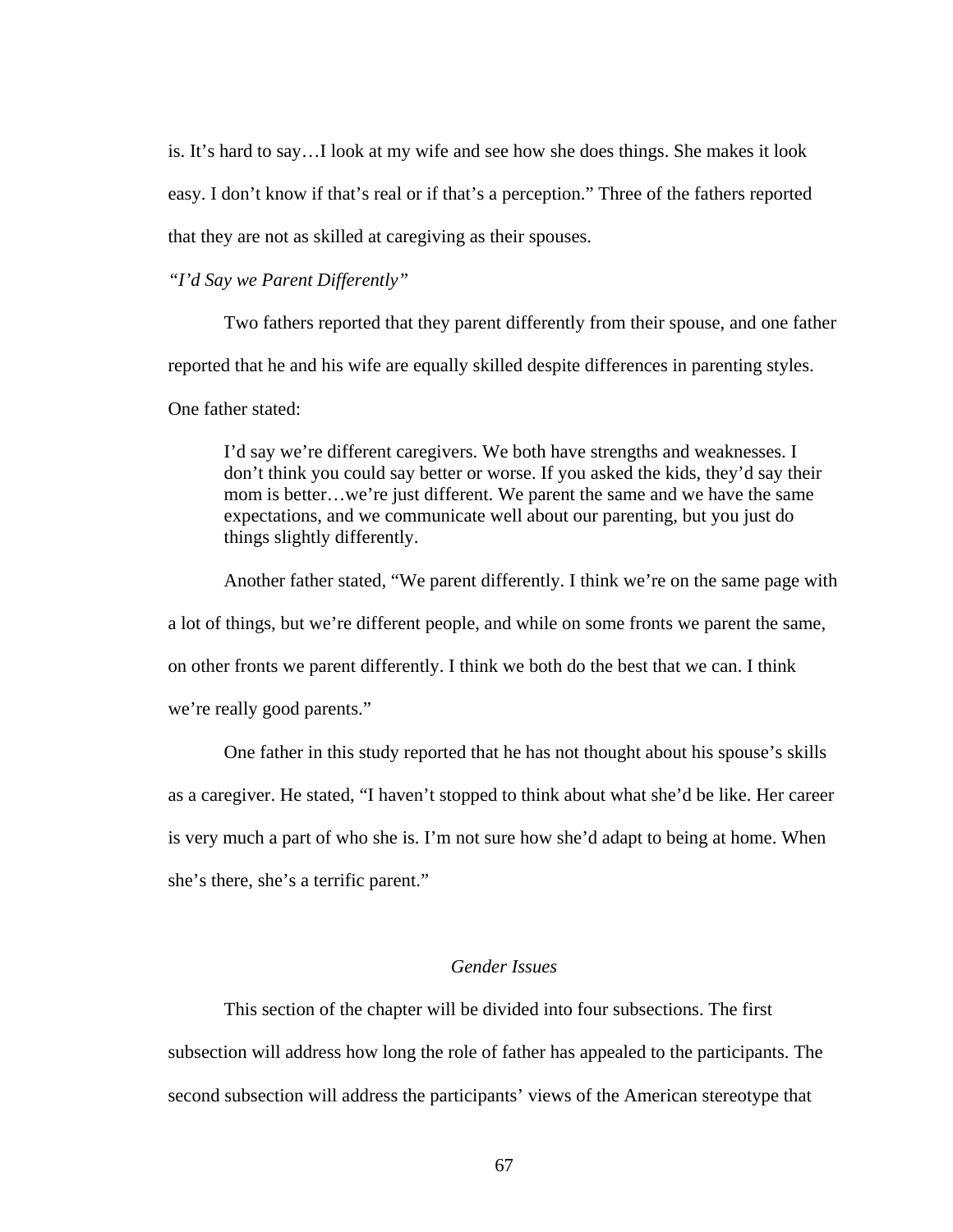is. It's hard to say…I look at my wife and see how she does things. She makes it look easy. I don't know if that's real or if that's a perception." Three of the fathers reported that they are not as skilled at caregiving as their spouses.

*"I'd Say we Parent Differently"*

Two fathers reported that they parent differently from their spouse, and one father reported that he and his wife are equally skilled despite differences in parenting styles. One father stated:

> I'd say we're different caregivers. We both have strengths and weaknesses. I don't think you could say better or worse. If you asked the kids, they'd say their mom is better…we're just different. We parent the same and we have the same expectations, and we communicate well about our parenting, but you just do things slightly differently.

Another father stated, "We parent differently. I think we're on the same page with a lot of things, but we're different people, and while on some fronts we parent the same, on other fronts we parent differently. I think we both do the best that we can. I think we're really good parents."

One father in this study reported that he has not thought about his spouse's skills as a caregiver. He stated, "I haven't stopped to think about what she'd be like. Her career is very much a part of who she is. I'm not sure how she'd adapt to being at home. When she's there, she's a terrific parent."

## *Gender Issues*

This section of the chapter will be divided into four subsections. The first subsection will address how long the role of father has appealed to the participants. The second subsection will address the participants' views of the American stereotype that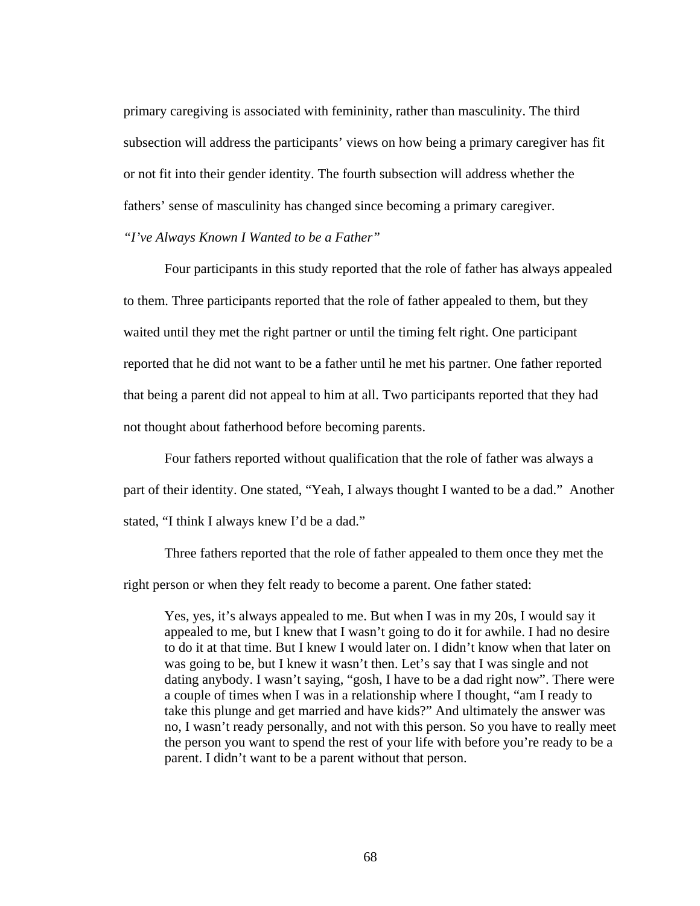primary caregiving is associated with femininity, rather than masculinity. The third subsection will address the participants' views on how being a primary caregiver has fit or not fit into their gender identity. The fourth subsection will address whether the fathers' sense of masculinity has changed since becoming a primary caregiver.

*"I've Always Known I Wanted to be a Father"*

Four participants in this study reported that the role of father has always appealed to them. Three participants reported that the role of father appealed to them, but they waited until they met the right partner or until the timing felt right. One participant reported that he did not want to be a father until he met his partner. One father reported that being a parent did not appeal to him at all. Two participants reported that they had not thought about fatherhood before becoming parents.

Four fathers reported without qualification that the role of father was always a part of their identity. One stated, "Yeah, I always thought I wanted to be a dad." Another stated, "I think I always knew I'd be a dad."

Three fathers reported that the role of father appealed to them once they met the right person or when they felt ready to become a parent. One father stated:

> Yes, yes, it's always appealed to me. But when I was in my 20s, I would say it appealed to me, but I knew that I wasn't going to do it for awhile. I had no desire to do it at that time. But I knew I would later on. I didn't know when that later on was going to be, but I knew it wasn't then. Let's say that I was single and not dating anybody. I wasn't saying, "gosh, I have to be a dad right now". There were a couple of times when I was in a relationship where I thought, "am I ready to take this plunge and get married and have kids?" And ultimately the answer was no, I wasn't ready personally, and not with this person. So you have to really meet the person you want to spend the rest of your life with before you're ready to be a parent. I didn't want to be a parent without that person.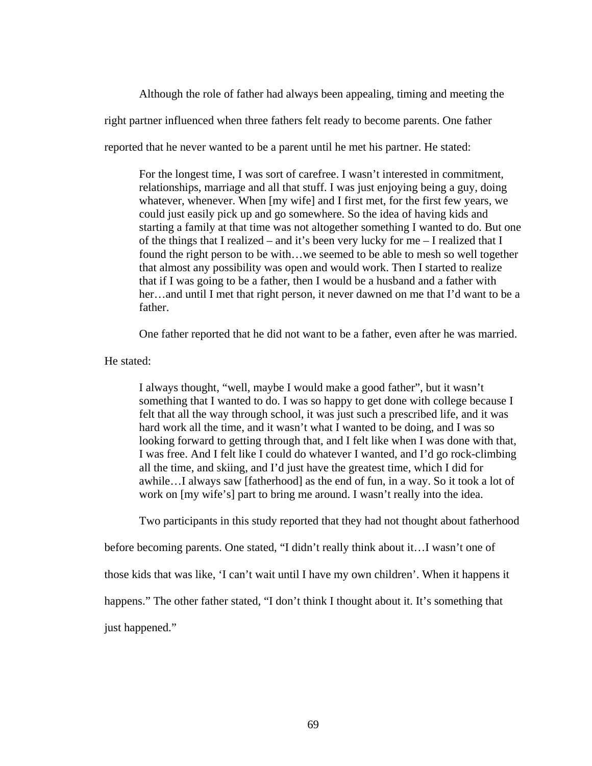Although the role of father had always been appealing, timing and meeting the right partner influenced when three fathers felt ready to become parents. One father reported that he never wanted to be a parent until he met his partner. He stated:

> For the longest time, I was sort of carefree. I wasn't interested in commitment, relationships, marriage and all that stuff. I was just enjoying being a guy, doing whatever, whenever. When [my wife] and I first met, for the first few years, we could just easily pick up and go somewhere. So the idea of having kids and starting a family at that time was not altogether something I wanted to do. But one of the things that I realized – and it's been very lucky for me – I realized that I found the right person to be with…we seemed to be able to mesh so well together that almost any possibility was open and would work. Then I started to realize that if I was going to be a father, then I would be a husband and a father with her…and until I met that right person, it never dawned on me that I'd want to be a father.

One father reported that he did not want to be a father, even after he was married. He stated:

> I always thought, "well, maybe I would make a good father", but it wasn't something that I wanted to do. I was so happy to get done with college because I felt that all the way through school, it was just such a prescribed life, and it was hard work all the time, and it wasn't what I wanted to be doing, and I was so looking forward to getting through that, and I felt like when I was done with that, I was free. And I felt like I could do whatever I wanted, and I'd go rock-climbing all the time, and skiing, and I'd just have the greatest time, which I did for awhile…I always saw [fatherhood] as the end of fun, in a way. So it took a lot of work on [my wife's] part to bring me around. I wasn't really into the idea.

Two participants in this study reported that they had not thought about fatherhood before becoming parents. One stated, "I didn't really think about it…I wasn't one of those kids that was like, 'I can't wait until I have my own children'. When it happens it happens." The other father stated, "I don't think I thought about it. It's something that just happened."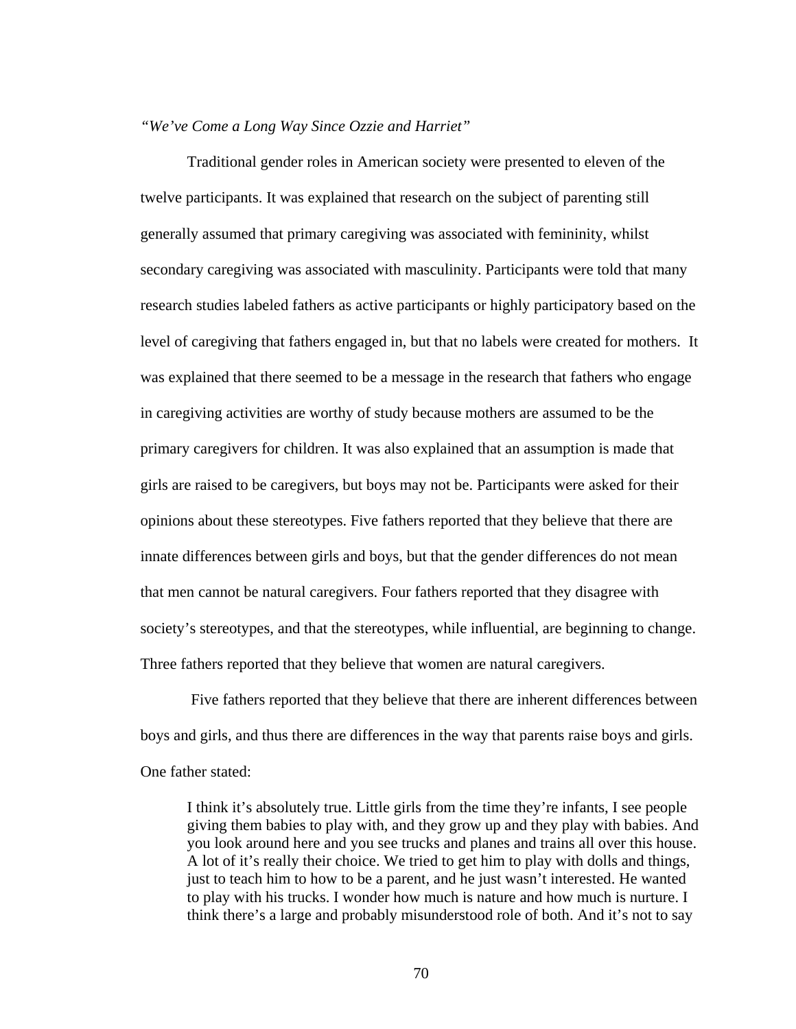*"We've Come a Long Way Since Ozzie and Harriet"*

Traditional gender roles in American society were presented to eleven of the twelve participants. It was explained that research on the subject of parenting still generally assumed that primary caregiving was associated with femininity, whilst secondary caregiving was associated with masculinity. Participants were told that many research studies labeled fathers as active participants or highly participatory based on the level of caregiving that fathers engaged in, but that no labels were created for mothers. It was explained that there seemed to be a message in the research that fathers who engage in caregiving activities are worthy of study because mothers are assumed to be the primary caregivers for children. It was also explained that an assumption is made that girls are raised to be caregivers, but boys may not be. Participants were asked for their opinions about these stereotypes. Five fathers reported that they believe that there are innate differences between girls and boys, but that the gender differences do not mean that men cannot be natural caregivers. Four fathers reported that they disagree with society's stereotypes, and that the stereotypes, while influential, are beginning to change. Three fathers reported that they believe that women are natural caregivers.

Five fathers reported that they believe that there are inherent differences between boys and girls, and thus there are differences in the way that parents raise boys and girls. One father stated:

> I think it's absolutely true. Little girls from the time they're infants, I see people giving them babies to play with, and they grow up and they play with babies. And you look around here and you see trucks and planes and trains all over this house. A lot of it's really their choice. We tried to get him to play with dolls and things, just to teach him to how to be a parent, and he just wasn't interested. He wanted to play with his trucks. I wonder how much is nature and how much is nurture. I think there's a large and probably misunderstood role of both. And it's not to say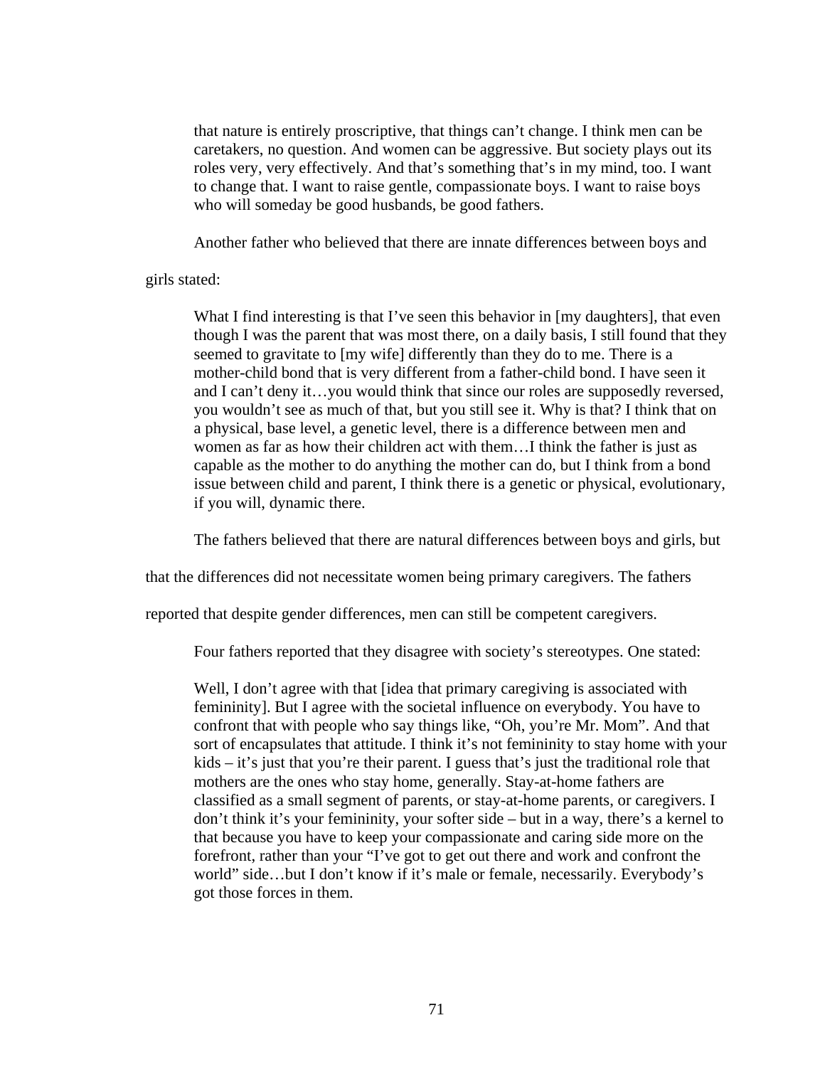> that nature is entirely proscriptive, that things can't change. I think men can be caretakers, no question. And women can be aggressive. But society plays out its roles very, very effectively. And that's something that's in my mind, too. I want to change that. I want to raise gentle, compassionate boys. I want to raise boys who will someday be good husbands, be good fathers.

Another father who believed that there are innate differences between boys and girls stated:

> What I find interesting is that I've seen this behavior in [my daughters], that even though I was the parent that was most there, on a daily basis, I still found that they seemed to gravitate to [my wife] differently than they do to me. There is a mother-child bond that is very different from a father-child bond. I have seen it and I can't deny it…you would think that since our roles are supposedly reversed, you wouldn't see as much of that, but you still see it. Why is that? I think that on a physical, base level, a genetic level, there is a difference between men and women as far as how their children act with them…I think the father is just as capable as the mother to do anything the mother can do, but I think from a bond issue between child and parent, I think there is a genetic or physical, evolutionary, if you will, dynamic there.

The fathers believed that there are natural differences between boys and girls, but that the differences did not necessitate women being primary caregivers. The fathers reported that despite gender differences, men can still be competent caregivers.

Four fathers reported that they disagree with society's stereotypes. One stated:

> Well, I don't agree with that [idea that primary caregiving is associated with femininity]. But I agree with the societal influence on everybody. You have to confront that with people who say things like, "Oh, you're Mr. Mom". And that sort of encapsulates that attitude. I think it's not femininity to stay home with your kids – it's just that you're their parent. I guess that's just the traditional role that mothers are the ones who stay home, generally. Stay-at-home fathers are classified as a small segment of parents, or stay-at-home parents, or caregivers. I don't think it's your femininity, your softer side – but in a way, there's a kernel to that because you have to keep your compassionate and caring side more on the forefront, rather than your "I've got to get out there and work and confront the world" side…but I don't know if it's male or female, necessarily. Everybody's got those forces in them.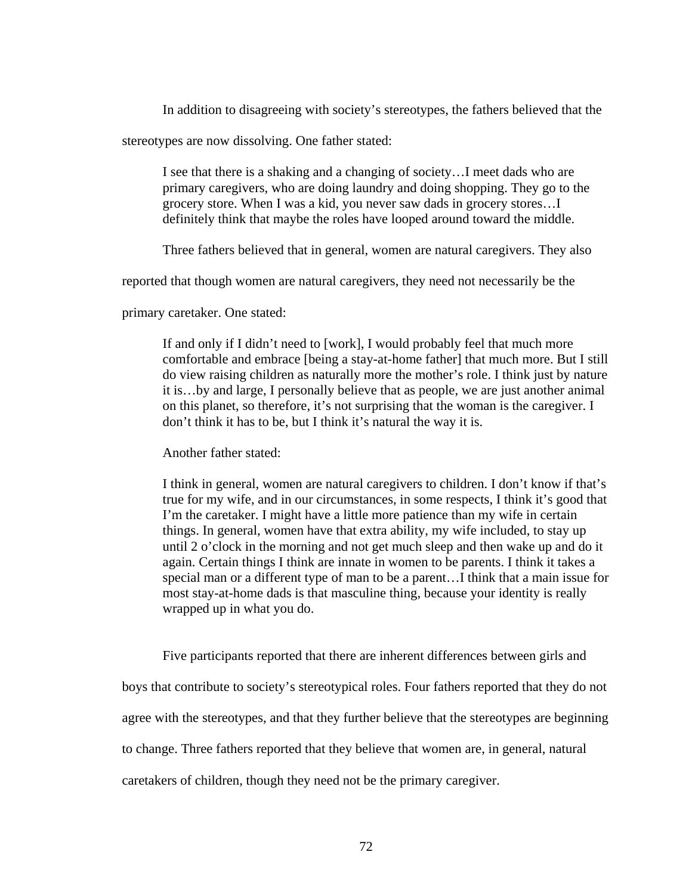In addition to disagreeing with society's stereotypes, the fathers believed that the stereotypes are now dissolving. One father stated:

> I see that there is a shaking and a changing of society…I meet dads who are primary caregivers, who are doing laundry and doing shopping. They go to the grocery store. When I was a kid, you never saw dads in grocery stores…I definitely think that maybe the roles have looped around toward the middle.

Three fathers believed that in general, women are natural caregivers. They also reported that though women are natural caregivers, they need not necessarily be the primary caretaker. One stated:

> If and only if I didn't need to [work], I would probably feel that much more comfortable and embrace [being a stay-at-home father] that much more. But I still do view raising children as naturally more the mother's role. I think just by nature it is…by and large, I personally believe that as people, we are just another animal on this planet, so therefore, it's not surprising that the woman is the caregiver. I don't think it has to be, but I think it's natural the way it is.

Another father stated:

> I think in general, women are natural caregivers to children. I don't know if that's true for my wife, and in our circumstances, in some respects, I think it's good that I'm the caretaker. I might have a little more patience than my wife in certain things. In general, women have that extra ability, my wife included, to stay up until 2 o'clock in the morning and not get much sleep and then wake up and do it again. Certain things I think are innate in women to be parents. I think it takes a special man or a different type of man to be a parent…I think that a main issue for most stay-at-home dads is that masculine thing, because your identity is really wrapped up in what you do.

Five participants reported that there are inherent differences between girls and boys that contribute to society's stereotypical roles. Four fathers reported that they do not agree with the stereotypes, and that they further believe that the stereotypes are beginning to change. Three fathers reported that they believe that women are, in general, natural caretakers of children, though they need not be the primary caregiver.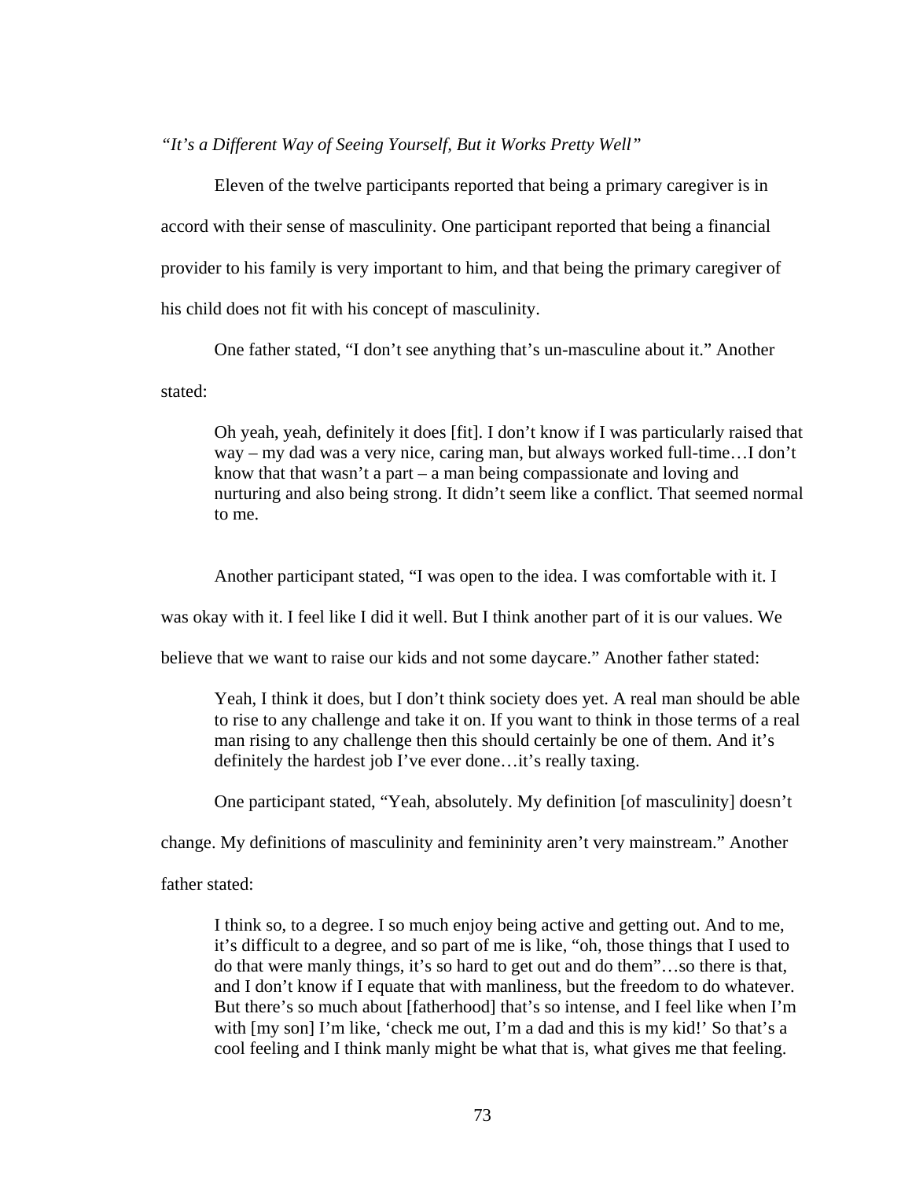*"It's a Different Way of Seeing Yourself, But it Works Pretty Well"*

Eleven of the twelve participants reported that being a primary caregiver is in accord with their sense of masculinity. One participant reported that being a financial provider to his family is very important to him, and that being the primary caregiver of his child does not fit with his concept of masculinity.

One father stated, "I don't see anything that's un-masculine about it." Another stated:

> Oh yeah, yeah, definitely it does [fit]. I don't know if I was particularly raised that way – my dad was a very nice, caring man, but always worked full-time…I don't know that that wasn't a part – a man being compassionate and loving and nurturing and also being strong. It didn't seem like a conflict. That seemed normal to me.

Another participant stated, "I was open to the idea. I was comfortable with it. I was okay with it. I feel like I did it well. But I think another part of it is our values. We believe that we want to raise our kids and not some daycare." Another father stated:

> Yeah, I think it does, but I don't think society does yet. A real man should be able to rise to any challenge and take it on. If you want to think in those terms of a real man rising to any challenge then this should certainly be one of them. And it's definitely the hardest job I've ever done…it's really taxing.

One participant stated, "Yeah, absolutely. My definition [of masculinity] doesn't change. My definitions of masculinity and femininity aren't very mainstream." Another father stated:

> I think so, to a degree. I so much enjoy being active and getting out. And to me, it's difficult to a degree, and so part of me is like, "oh, those things that I used to do that were manly things, it's so hard to get out and do them"…so there is that, and I don't know if I equate that with manliness, but the freedom to do whatever. But there's so much about [fatherhood] that's so intense, and I feel like when I'm with [my son] I'm like, 'check me out, I'm a dad and this is my kid!' So that's a cool feeling and I think manly might be what that is, what gives me that feeling.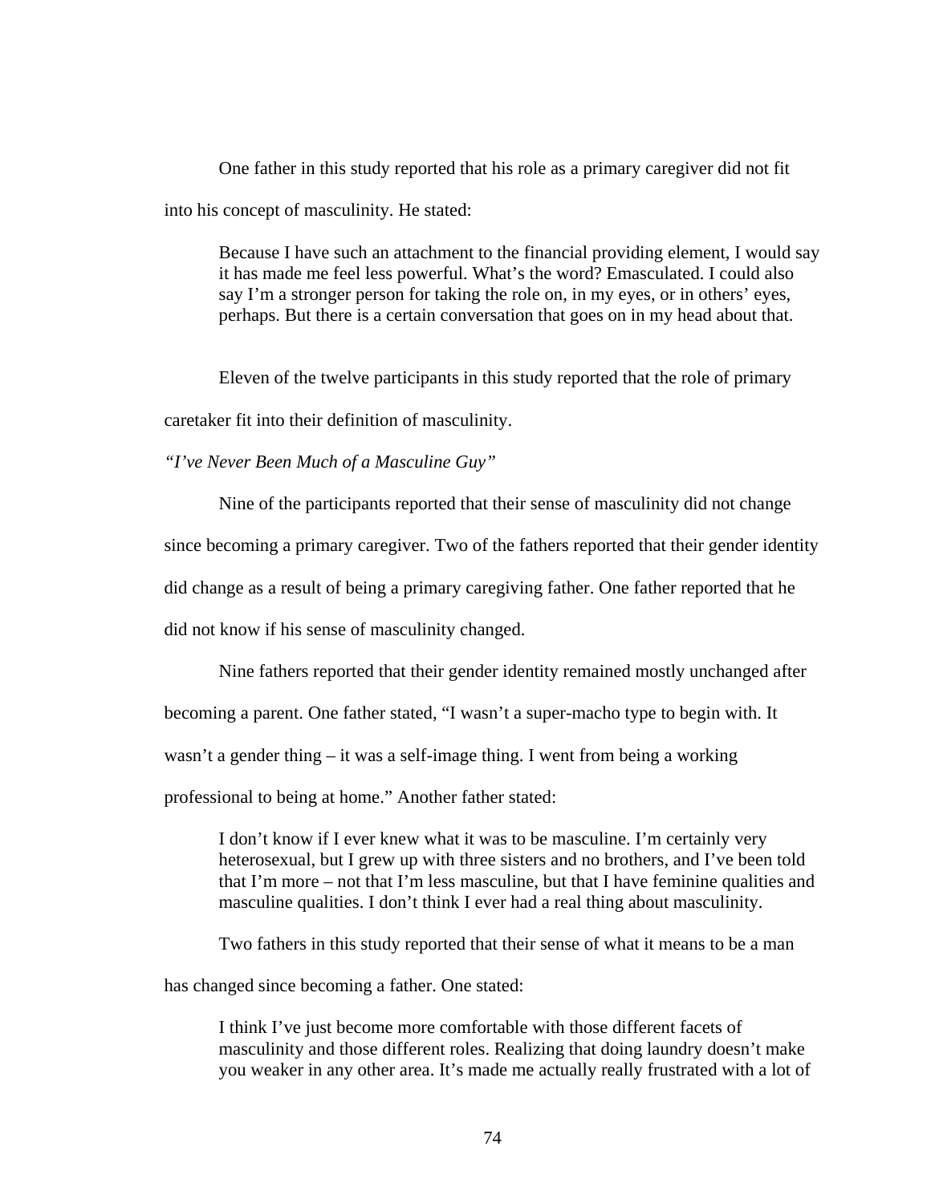One father in this study reported that his role as a primary caregiver did not fit into his concept of masculinity. He stated:

> Because I have such an attachment to the financial providing element, I would say it has made me feel less powerful. What's the word? Emasculated. I could also say I'm a stronger person for taking the role on, in my eyes, or in others' eyes, perhaps. But there is a certain conversation that goes on in my head about that.

Eleven of the twelve participants in this study reported that the role of primary caretaker fit into their definition of masculinity.

*"I've Never Been Much of a Masculine Guy"*

Nine of the participants reported that their sense of masculinity did not change since becoming a primary caregiver. Two of the fathers reported that their gender identity did change as a result of being a primary caregiving father. One father reported that he did not know if his sense of masculinity changed.

Nine fathers reported that their gender identity remained mostly unchanged after becoming a parent. One father stated, "I wasn't a super-macho type to begin with. It wasn't a gender thing – it was a self-image thing. I went from being a working professional to being at home." Another father stated:

> I don't know if I ever knew what it was to be masculine. I'm certainly very heterosexual, but I grew up with three sisters and no brothers, and I've been told that I'm more – not that I'm less masculine, but that I have feminine qualities and masculine qualities. I don't think I ever had a real thing about masculinity.

Two fathers in this study reported that their sense of what it means to be a man has changed since becoming a father. One stated:

> I think I've just become more comfortable with those different facets of masculinity and those different roles. Realizing that doing laundry doesn't make you weaker in any other area. It's made me actually really frustrated with a lot of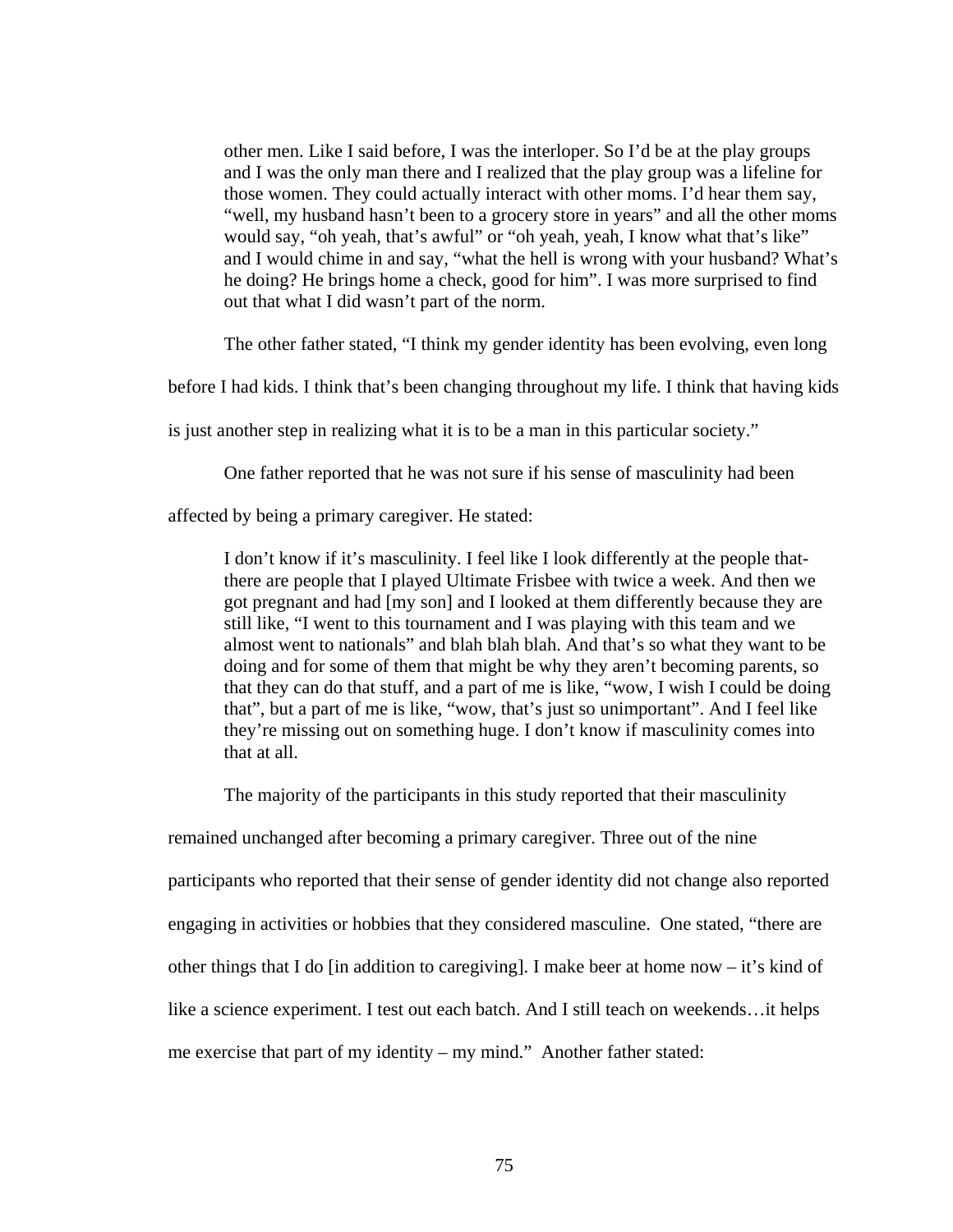other men. Like I said before, I was the interloper. So I'd be at the play groups and I was the only man there and I realized that the play group was a lifeline for those women. They could actually interact with other moms. I'd hear them say, "well, my husband hasn't been to a grocery store in years" and all the other moms would say, "oh yeah, that's awful" or "oh yeah, yeah, I know what that's like" and I would chime in and say, "what the hell is wrong with your husband? What's he doing? He brings home a check, good for him". I was more surprised to find out that what I did wasn't part of the norm.

The other father stated, "I think my gender identity has been evolving, even long before I had kids. I think that's been changing throughout my life. I think that having kids is just another step in realizing what it is to be a man in this particular society."

One father reported that he was not sure if his sense of masculinity had been affected by being a primary caregiver. He stated:

> I don't know if it's masculinity. I feel like I look differently at the people that- there are people that I played Ultimate Frisbee with twice a week. And then we got pregnant and had [my son] and I looked at them differently because they are still like, "I went to this tournament and I was playing with this team and we almost went to nationals" and blah blah blah. And that's so what they want to be doing and for some of them that might be why they aren't becoming parents, so that they can do that stuff, and a part of me is like, "wow, I wish I could be doing that", but a part of me is like, "wow, that's just so unimportant". And I feel like they're missing out on something huge. I don't know if masculinity comes into that at all.

The majority of the participants in this study reported that their masculinity remained unchanged after becoming a primary caregiver. Three out of the nine participants who reported that their sense of gender identity did not change also reported engaging in activities or hobbies that they considered masculine. One stated, "there are other things that I do [in addition to caregiving]. I make beer at home now – it's kind of like a science experiment. I test out each batch. And I still teach on weekends…it helps me exercise that part of my identity – my mind." Another father stated: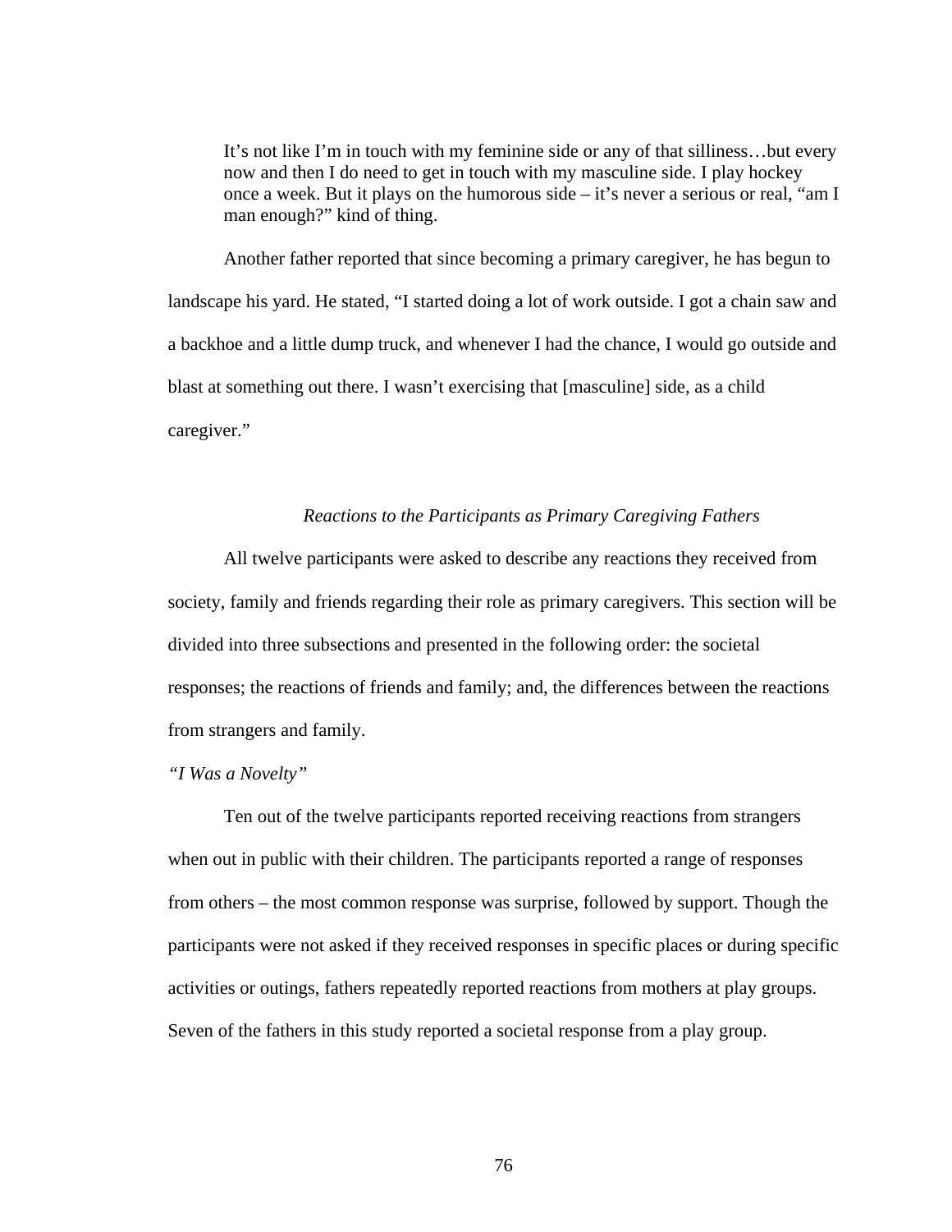> It's not like I'm in touch with my feminine side or any of that silliness…but every now and then I do need to get in touch with my masculine side. I play hockey once a week. But it plays on the humorous side – it's never a serious or real, "am I man enough?" kind of thing.

Another father reported that since becoming a primary caregiver, he has begun to landscape his yard. He stated, "I started doing a lot of work outside. I got a chain saw and a backhoe and a little dump truck, and whenever I had the chance, I would go outside and blast at something out there. I wasn't exercising that [masculine] side, as a child caregiver."

### *Reactions to the Participants as Primary Caregiving Fathers*

All twelve participants were asked to describe any reactions they received from society, family and friends regarding their role as primary caregivers. This section will be divided into three subsections and presented in the following order: the societal responses; the reactions of friends and family; and, the differences between the reactions from strangers and family.

#### *"I Was a Novelty"*

Ten out of the twelve participants reported receiving reactions from strangers when out in public with their children. The participants reported a range of responses from others – the most common response was surprise, followed by support. Though the participants were not asked if they received responses in specific places or during specific activities or outings, fathers repeatedly reported reactions from mothers at play groups. Seven of the fathers in this study reported a societal response from a play group.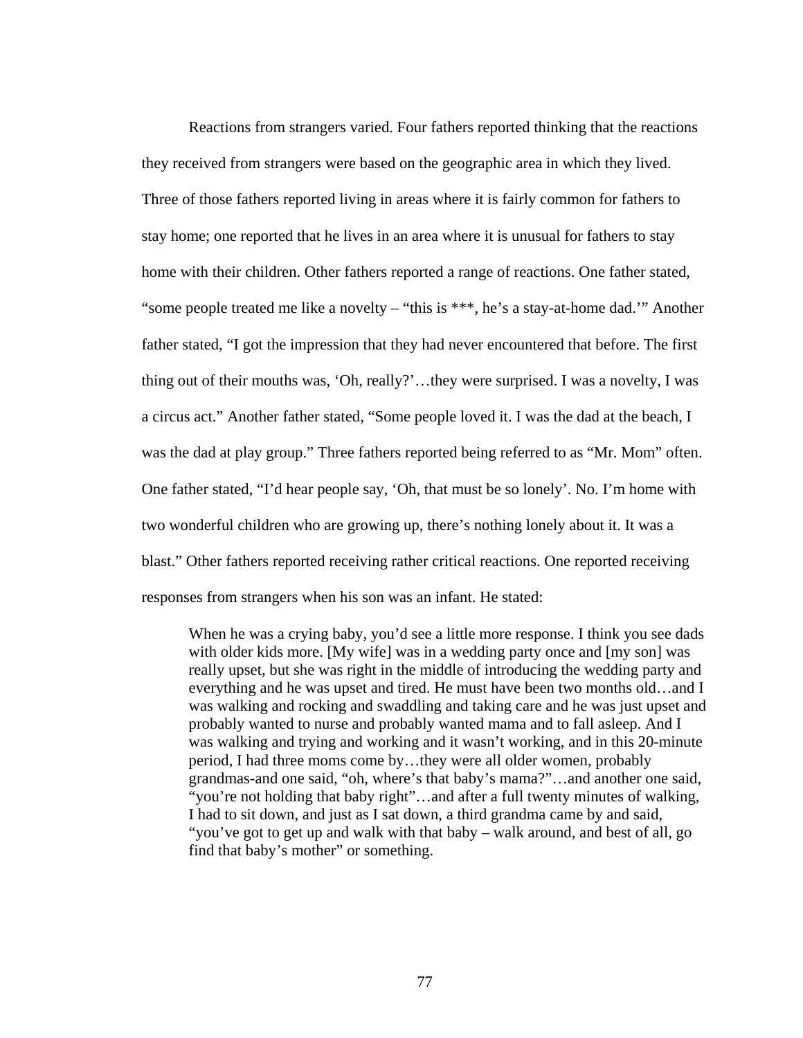Reactions from strangers varied. Four fathers reported thinking that the reactions they received from strangers were based on the geographic area in which they lived. Three of those fathers reported living in areas where it is fairly common for fathers to stay home; one reported that he lives in an area where it is unusual for fathers to stay home with their children. Other fathers reported a range of reactions. One father stated, "some people treated me like a novelty – "this is ***, he's a stay-at-home dad.'" Another father stated, "I got the impression that they had never encountered that before. The first thing out of their mouths was, 'Oh, really?'…they were surprised. I was a novelty, I was a circus act." Another father stated, "Some people loved it. I was the dad at the beach, I was the dad at play group." Three fathers reported being referred to as "Mr. Mom" often. One father stated, "I'd hear people say, 'Oh, that must be so lonely'. No. I'm home with two wonderful children who are growing up, there's nothing lonely about it. It was a blast." Other fathers reported receiving rather critical reactions. One reported receiving responses from strangers when his son was an infant. He stated:

> When he was a crying baby, you'd see a little more response. I think you see dads with older kids more. [My wife] was in a wedding party once and [my son] was really upset, but she was right in the middle of introducing the wedding party and everything and he was upset and tired. He must have been two months old…and I was walking and rocking and swaddling and taking care and he was just upset and probably wanted to nurse and probably wanted mama and to fall asleep. And I was walking and trying and working and it wasn't working, and in this 20-minute period, I had three moms come by…they were all older women, probably grandmas-and one said, "oh, where's that baby's mama?"…and another one said, "you're not holding that baby right"…and after a full twenty minutes of walking, I had to sit down, and just as I sat down, a third grandma came by and said, "you've got to get up and walk with that baby – walk around, and best of all, go find that baby's mother" or something.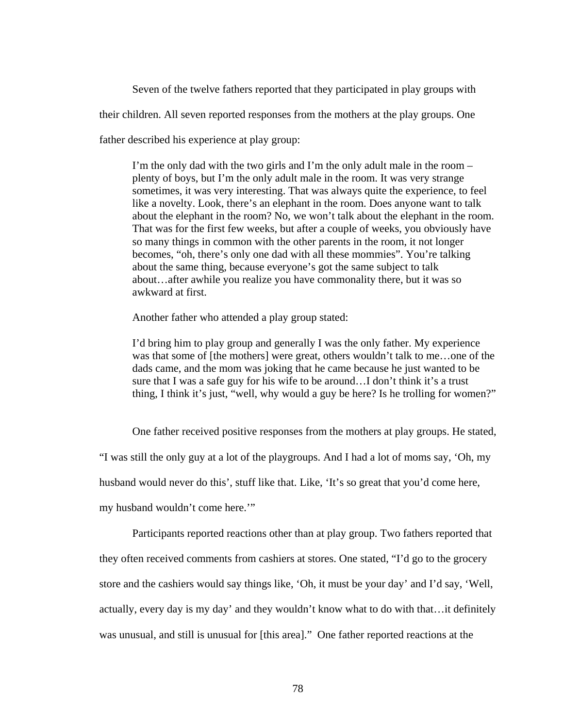Seven of the twelve fathers reported that they participated in play groups with their children. All seven reported responses from the mothers at the play groups. One father described his experience at play group:

> I'm the only dad with the two girls and I'm the only adult male in the room – plenty of boys, but I'm the only adult male in the room. It was very strange sometimes, it was very interesting. That was always quite the experience, to feel like a novelty. Look, there's an elephant in the room. Does anyone want to talk about the elephant in the room? No, we won't talk about the elephant in the room. That was for the first few weeks, but after a couple of weeks, you obviously have so many things in common with the other parents in the room, it not longer becomes, "oh, there's only one dad with all these mommies". You're talking about the same thing, because everyone's got the same subject to talk about…after awhile you realize you have commonality there, but it was so awkward at first.

Another father who attended a play group stated:

> I'd bring him to play group and generally I was the only father. My experience was that some of [the mothers] were great, others wouldn't talk to me…one of the dads came, and the mom was joking that he came because he just wanted to be sure that I was a safe guy for his wife to be around…I don't think it's a trust thing, I think it's just, "well, why would a guy be here? Is he trolling for women?"

One father received positive responses from the mothers at play groups. He stated, "I was still the only guy at a lot of the playgroups. And I had a lot of moms say, 'Oh, my husband would never do this', stuff like that. Like, 'It's so great that you'd come here, my husband wouldn't come here.'"

Participants reported reactions other than at play group. Two fathers reported that they often received comments from cashiers at stores. One stated, "I'd go to the grocery store and the cashiers would say things like, 'Oh, it must be your day' and I'd say, 'Well, actually, every day is my day' and they wouldn't know what to do with that…it definitely was unusual, and still is unusual for [this area]." One father reported reactions at the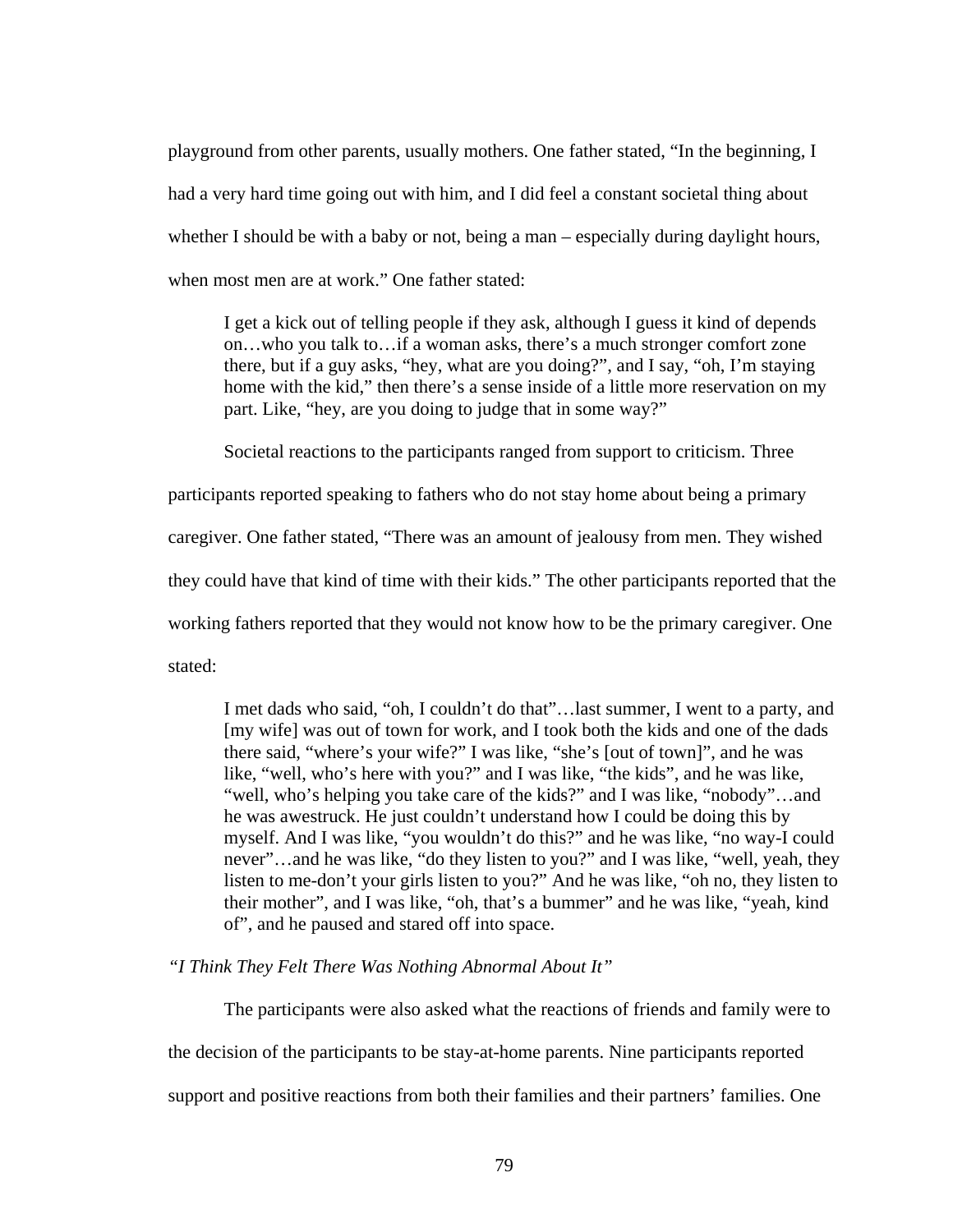playground from other parents, usually mothers. One father stated, "In the beginning, I had a very hard time going out with him, and I did feel a constant societal thing about whether I should be with a baby or not, being a man – especially during daylight hours, when most men are at work." One father stated:

> I get a kick out of telling people if they ask, although I guess it kind of depends on…who you talk to…if a woman asks, there's a much stronger comfort zone there, but if a guy asks, "hey, what are you doing?", and I say, "oh, I'm staying home with the kid," then there's a sense inside of a little more reservation on my part. Like, "hey, are you doing to judge that in some way?"

Societal reactions to the participants ranged from support to criticism. Three participants reported speaking to fathers who do not stay home about being a primary caregiver. One father stated, "There was an amount of jealousy from men. They wished they could have that kind of time with their kids." The other participants reported that the working fathers reported that they would not know how to be the primary caregiver. One stated:

> I met dads who said, "oh, I couldn't do that"…last summer, I went to a party, and [my wife] was out of town for work, and I took both the kids and one of the dads there said, "where's your wife?" I was like, "she's [out of town]", and he was like, "well, who's here with you?" and I was like, "the kids", and he was like, "well, who's helping you take care of the kids?" and I was like, "nobody"…and he was awestruck. He just couldn't understand how I could be doing this by myself. And I was like, "you wouldn't do this?" and he was like, "no way-I could never"…and he was like, "do they listen to you?" and I was like, "well, yeah, they listen to me-don't your girls listen to you?" And he was like, "oh no, they listen to their mother", and I was like, "oh, that's a bummer" and he was like, "yeah, kind of", and he paused and stared off into space.

*"I Think They Felt There Was Nothing Abnormal About It"*

The participants were also asked what the reactions of friends and family were to the decision of the participants to be stay-at-home parents. Nine participants reported support and positive reactions from both their families and their partners' families. One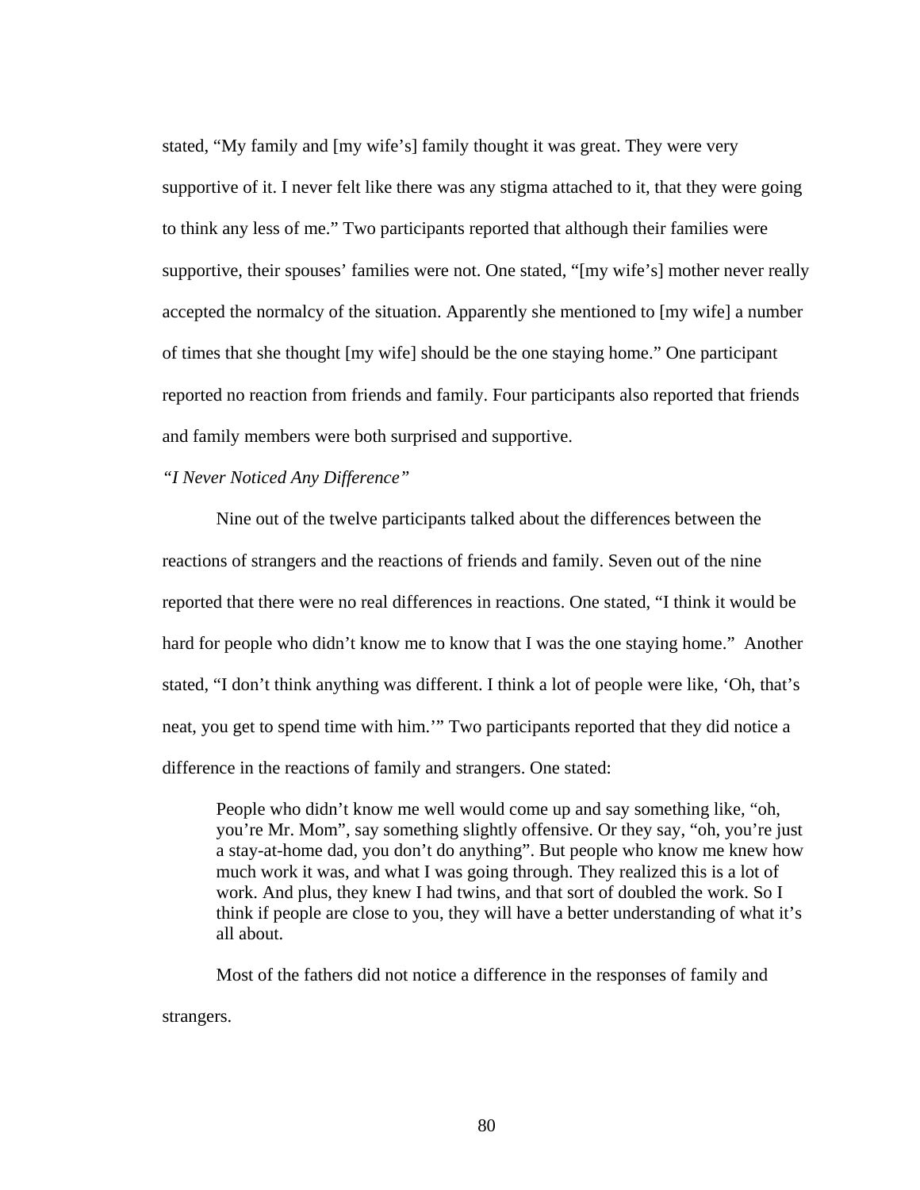stated, "My family and [my wife's] family thought it was great. They were very supportive of it. I never felt like there was any stigma attached to it, that they were going to think any less of me." Two participants reported that although their families were supportive, their spouses' families were not. One stated, "[my wife's] mother never really accepted the normalcy of the situation. Apparently she mentioned to [my wife] a number of times that she thought [my wife] should be the one staying home." One participant reported no reaction from friends and family. Four participants also reported that friends and family members were both surprised and supportive.

*"I Never Noticed Any Difference"*

Nine out of the twelve participants talked about the differences between the reactions of strangers and the reactions of friends and family. Seven out of the nine reported that there were no real differences in reactions. One stated, "I think it would be hard for people who didn't know me to know that I was the one staying home." Another stated, "I don't think anything was different. I think a lot of people were like, 'Oh, that's neat, you get to spend time with him.'" Two participants reported that they did notice a difference in the reactions of family and strangers. One stated:

> People who didn't know me well would come up and say something like, "oh, you're Mr. Mom", say something slightly offensive. Or they say, "oh, you're just a stay-at-home dad, you don't do anything". But people who know me knew how much work it was, and what I was going through. They realized this is a lot of work. And plus, they knew I had twins, and that sort of doubled the work. So I think if people are close to you, they will have a better understanding of what it's all about.

Most of the fathers did not notice a difference in the responses of family and strangers.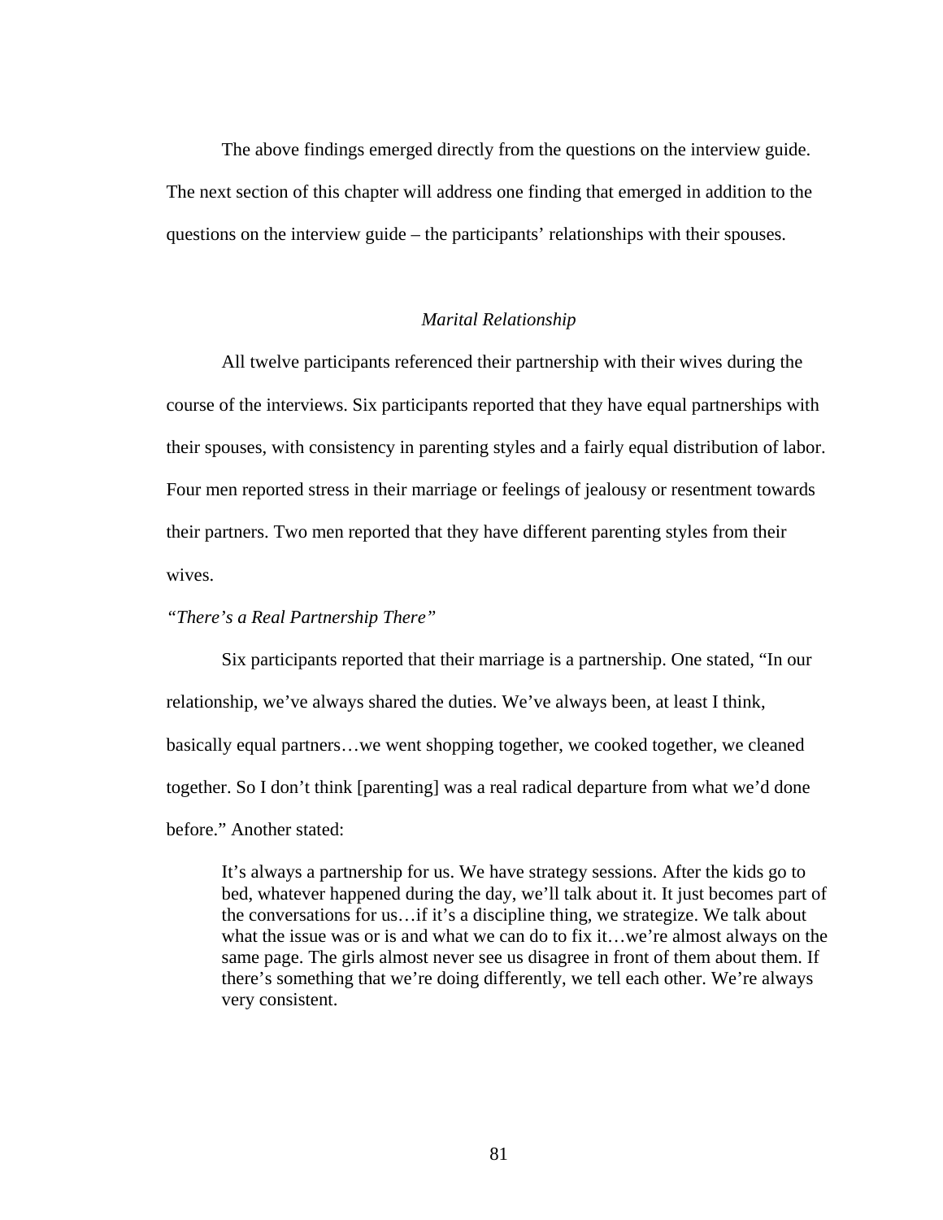The above findings emerged directly from the questions on the interview guide. The next section of this chapter will address one finding that emerged in addition to the questions on the interview guide – the participants' relationships with their spouses.

## *Marital Relationship*

All twelve participants referenced their partnership with their wives during the course of the interviews. Six participants reported that they have equal partnerships with their spouses, with consistency in parenting styles and a fairly equal distribution of labor. Four men reported stress in their marriage or feelings of jealousy or resentment towards their partners. Two men reported that they have different parenting styles from their wives.

### *"There's a Real Partnership There"*

Six participants reported that their marriage is a partnership. One stated, "In our relationship, we've always shared the duties. We've always been, at least I think, basically equal partners…we went shopping together, we cooked together, we cleaned together. So I don't think [parenting] was a real radical departure from what we'd done before." Another stated:

> It's always a partnership for us. We have strategy sessions. After the kids go to bed, whatever happened during the day, we'll talk about it. It just becomes part of the conversations for us…if it's a discipline thing, we strategize. We talk about what the issue was or is and what we can do to fix it…we're almost always on the same page. The girls almost never see us disagree in front of them about them. If there's something that we're doing differently, we tell each other. We're always very consistent.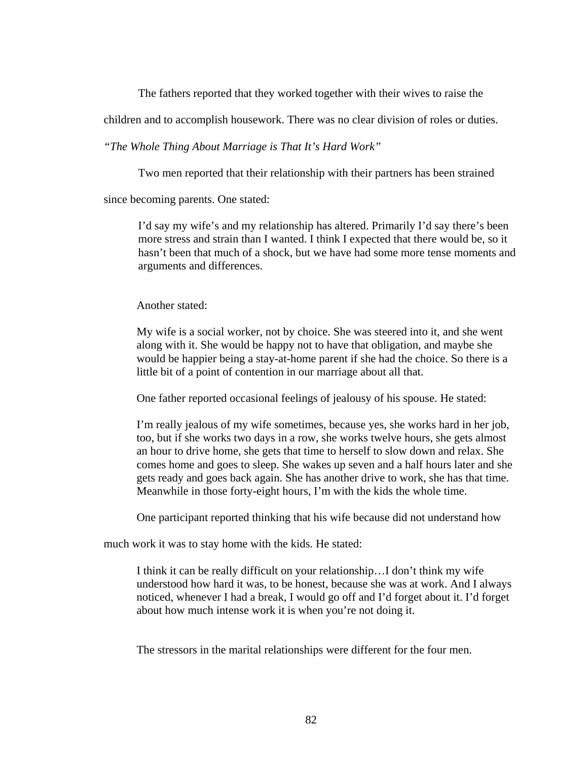The fathers reported that they worked together with their wives to raise the children and to accomplish housework. There was no clear division of roles or duties.

*"The Whole Thing About Marriage is That It's Hard Work"*

Two men reported that their relationship with their partners has been strained since becoming parents. One stated:

> I'd say my wife's and my relationship has altered. Primarily I'd say there's been more stress and strain than I wanted. I think I expected that there would be, so it hasn't been that much of a shock, but we have had some more tense moments and arguments and differences.

Another stated:

> My wife is a social worker, not by choice. She was steered into it, and she went along with it. She would be happy not to have that obligation, and maybe she would be happier being a stay-at-home parent if she had the choice. So there is a little bit of a point of contention in our marriage about all that.

One father reported occasional feelings of jealousy of his spouse. He stated:

> I'm really jealous of my wife sometimes, because yes, she works hard in her job, too, but if she works two days in a row, she works twelve hours, she gets almost an hour to drive home, she gets that time to herself to slow down and relax. She comes home and goes to sleep. She wakes up seven and a half hours later and she gets ready and goes back again. She has another drive to work, she has that time. Meanwhile in those forty-eight hours, I'm with the kids the whole time.

One participant reported thinking that his wife because did not understand how much work it was to stay home with the kids. He stated:

> I think it can be really difficult on your relationship…I don't think my wife understood how hard it was, to be honest, because she was at work. And I always noticed, whenever I had a break, I would go off and I'd forget about it. I'd forget about how much intense work it is when you're not doing it.

The stressors in the marital relationships were different for the four men.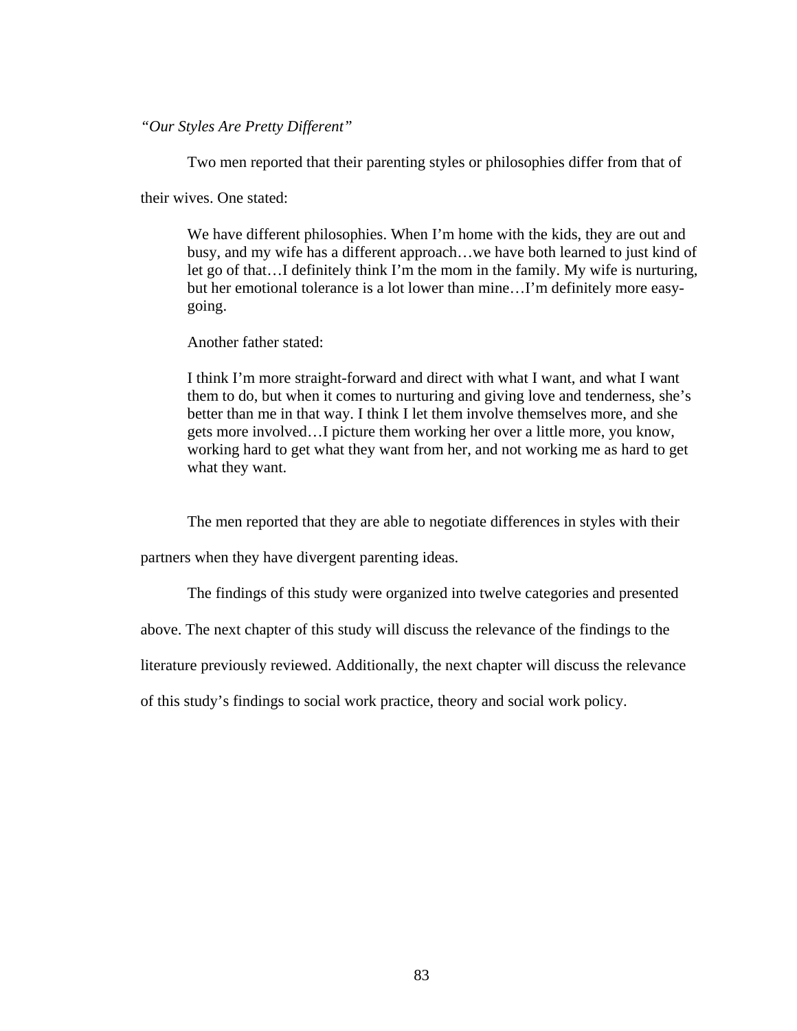*"Our Styles Are Pretty Different"*

Two men reported that their parenting styles or philosophies differ from that of their wives. One stated:

> We have different philosophies. When I'm home with the kids, they are out and busy, and my wife has a different approach…we have both learned to just kind of let go of that…I definitely think I'm the mom in the family. My wife is nurturing, but her emotional tolerance is a lot lower than mine…I'm definitely more easy-going.
>
> Another father stated:
>
> I think I'm more straight-forward and direct with what I want, and what I want them to do, but when it comes to nurturing and giving love and tenderness, she's better than me in that way. I think I let them involve themselves more, and she gets more involved…I picture them working her over a little more, you know, working hard to get what they want from her, and not working me as hard to get what they want.

The men reported that they are able to negotiate differences in styles with their partners when they have divergent parenting ideas.

The findings of this study were organized into twelve categories and presented above. The next chapter of this study will discuss the relevance of the findings to the literature previously reviewed. Additionally, the next chapter will discuss the relevance of this study's findings to social work practice, theory and social work policy.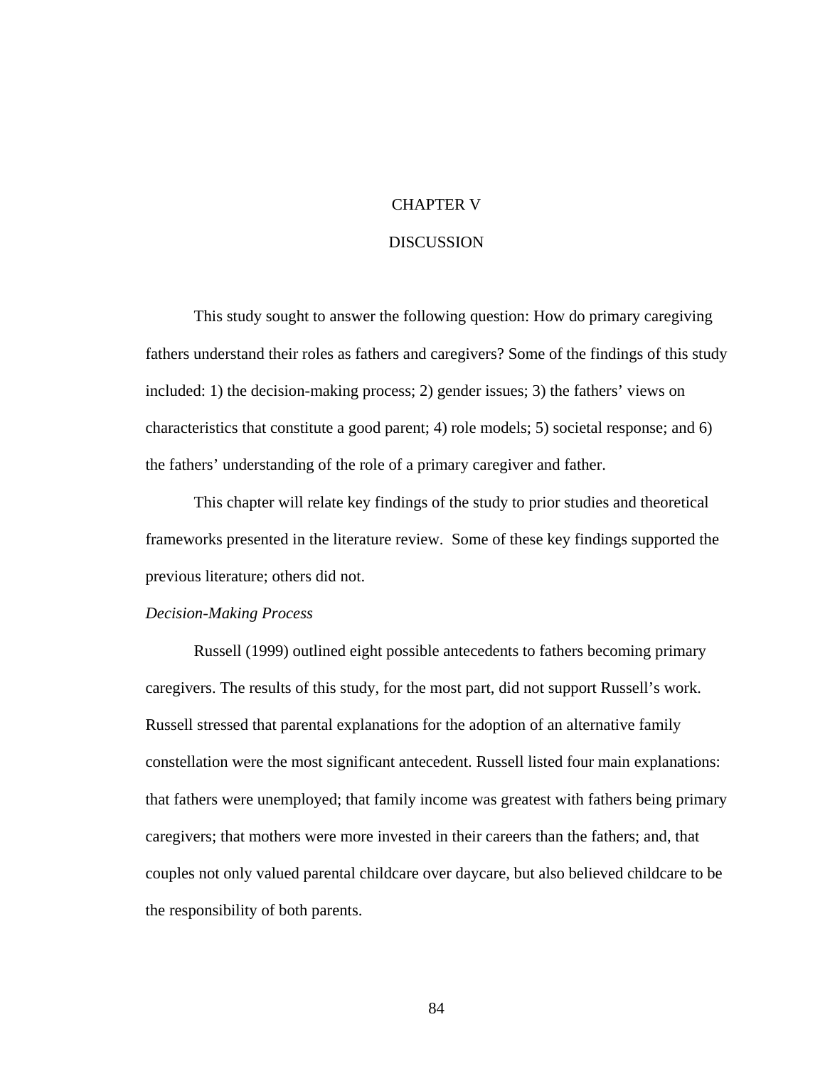# CHAPTER V

# DISCUSSION

This study sought to answer the following question: How do primary caregiving fathers understand their roles as fathers and caregivers? Some of the findings of this study included: 1) the decision-making process; 2) gender issues; 3) the fathers' views on characteristics that constitute a good parent; 4) role models; 5) societal response; and 6) the fathers' understanding of the role of a primary caregiver and father.

This chapter will relate key findings of the study to prior studies and theoretical frameworks presented in the literature review. Some of these key findings supported the previous literature; others did not.

*Decision-Making Process*

Russell (1999) outlined eight possible antecedents to fathers becoming primary caregivers. The results of this study, for the most part, did not support Russell's work. Russell stressed that parental explanations for the adoption of an alternative family constellation were the most significant antecedent. Russell listed four main explanations: that fathers were unemployed; that family income was greatest with fathers being primary caregivers; that mothers were more invested in their careers than the fathers; and, that couples not only valued parental childcare over daycare, but also believed childcare to be the responsibility of both parents.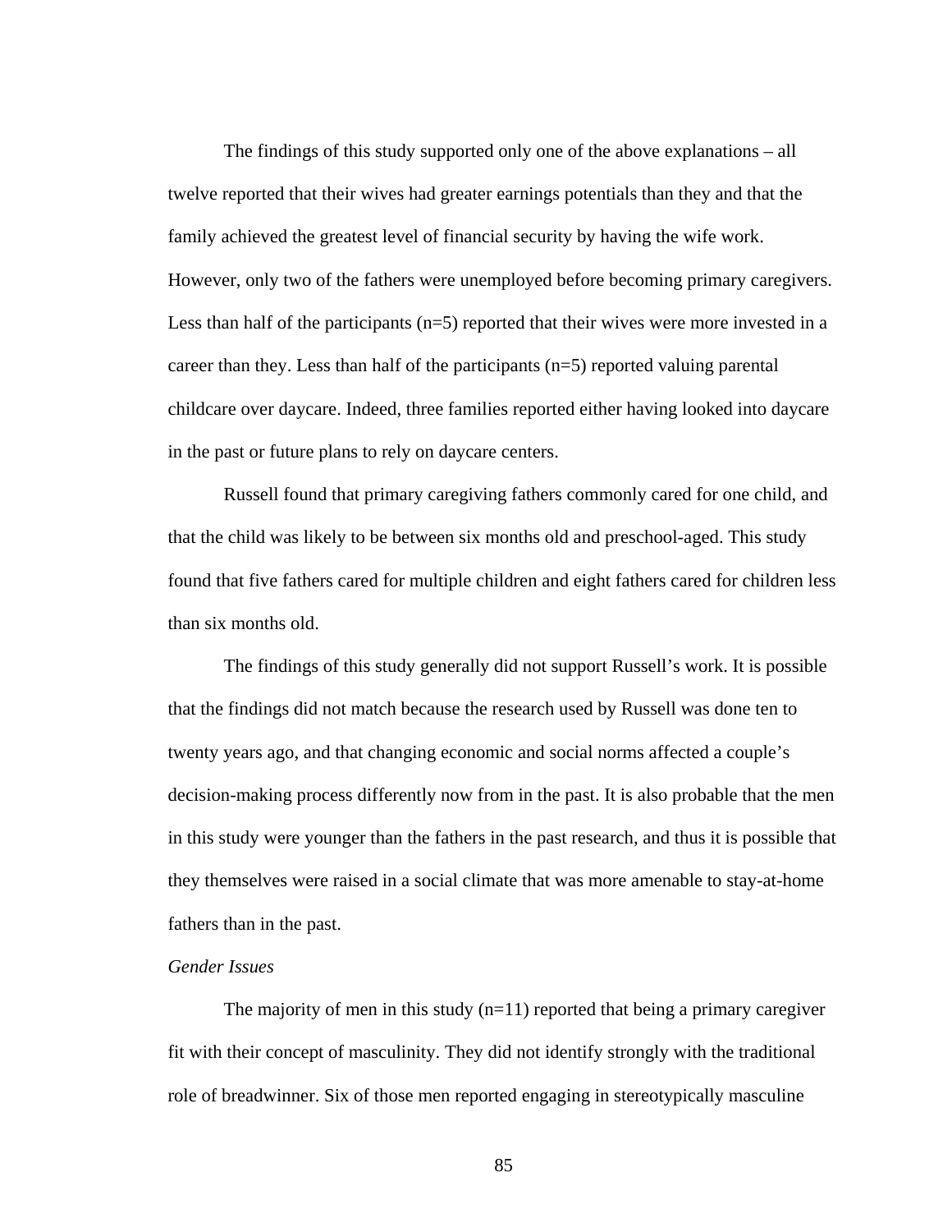The findings of this study supported only one of the above explanations – all twelve reported that their wives had greater earnings potentials than they and that the family achieved the greatest level of financial security by having the wife work. However, only two of the fathers were unemployed before becoming primary caregivers. Less than half of the participants (n=5) reported that their wives were more invested in a career than they. Less than half of the participants (n=5) reported valuing parental childcare over daycare. Indeed, three families reported either having looked into daycare in the past or future plans to rely on daycare centers.

Russell found that primary caregiving fathers commonly cared for one child, and that the child was likely to be between six months old and preschool-aged. This study found that five fathers cared for multiple children and eight fathers cared for children less than six months old.

The findings of this study generally did not support Russell's work. It is possible that the findings did not match because the research used by Russell was done ten to twenty years ago, and that changing economic and social norms affected a couple's decision-making process differently now from in the past. It is also probable that the men in this study were younger than the fathers in the past research, and thus it is possible that they themselves were raised in a social climate that was more amenable to stay-at-home fathers than in the past.

*Gender Issues*

The majority of men in this study (n=11) reported that being a primary caregiver fit with their concept of masculinity. They did not identify strongly with the traditional role of breadwinner. Six of those men reported engaging in stereotypically masculine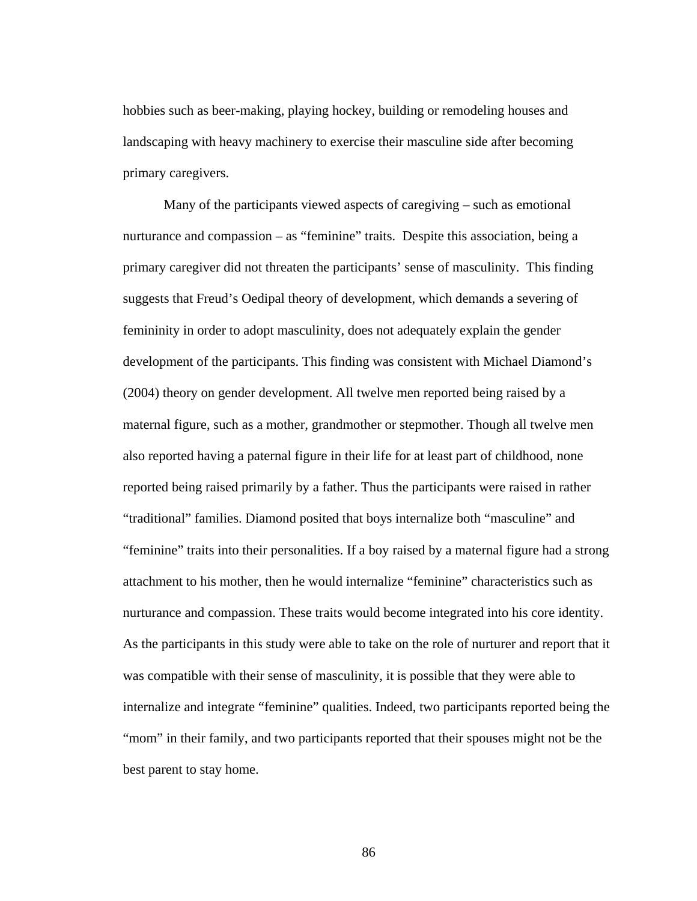hobbies such as beer-making, playing hockey, building or remodeling houses and landscaping with heavy machinery to exercise their masculine side after becoming primary caregivers.

Many of the participants viewed aspects of caregiving – such as emotional nurturance and compassion – as “feminine” traits. Despite this association, being a primary caregiver did not threaten the participants’ sense of masculinity. This finding suggests that Freud’s Oedipal theory of development, which demands a severing of femininity in order to adopt masculinity, does not adequately explain the gender development of the participants. This finding was consistent with Michael Diamond’s (2004) theory on gender development. All twelve men reported being raised by a maternal figure, such as a mother, grandmother or stepmother. Though all twelve men also reported having a paternal figure in their life for at least part of childhood, none reported being raised primarily by a father. Thus the participants were raised in rather “traditional” families. Diamond posited that boys internalize both “masculine” and “feminine” traits into their personalities. If a boy raised by a maternal figure had a strong attachment to his mother, then he would internalize “feminine” characteristics such as nurturance and compassion. These traits would become integrated into his core identity. As the participants in this study were able to take on the role of nurturer and report that it was compatible with their sense of masculinity, it is possible that they were able to internalize and integrate “feminine” qualities. Indeed, two participants reported being the “mom” in their family, and two participants reported that their spouses might not be the best parent to stay home.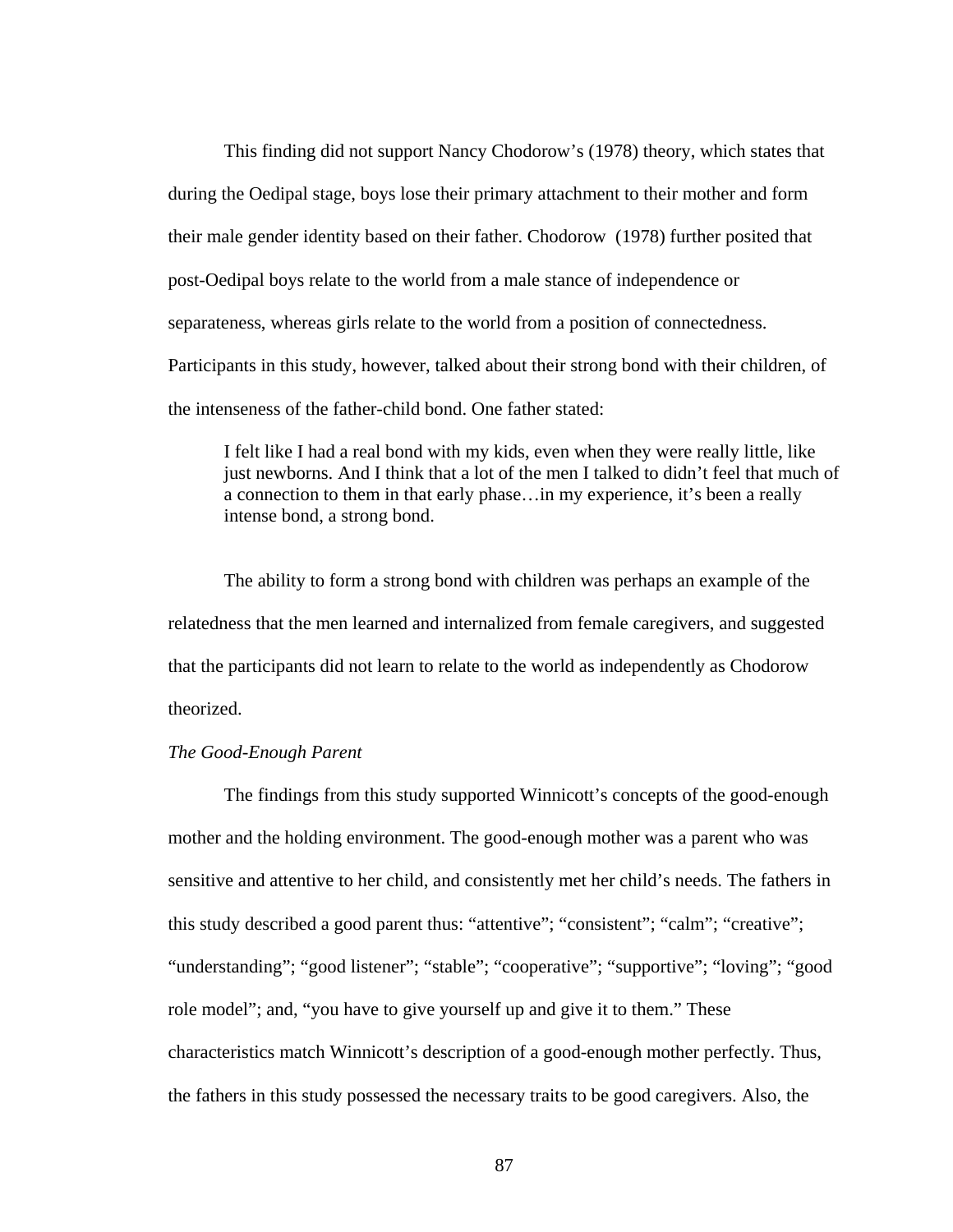This finding did not support Nancy Chodorow's (1978) theory, which states that during the Oedipal stage, boys lose their primary attachment to their mother and form their male gender identity based on their father. Chodorow (1978) further posited that post-Oedipal boys relate to the world from a male stance of independence or separateness, whereas girls relate to the world from a position of connectedness. Participants in this study, however, talked about their strong bond with their children, of the intenseness of the father-child bond. One father stated:

> I felt like I had a real bond with my kids, even when they were really little, like just newborns. And I think that a lot of the men I talked to didn't feel that much of a connection to them in that early phase…in my experience, it's been a really intense bond, a strong bond.

The ability to form a strong bond with children was perhaps an example of the relatedness that the men learned and internalized from female caregivers, and suggested that the participants did not learn to relate to the world as independently as Chodorow theorized.

*The Good-Enough Parent*

The findings from this study supported Winnicott's concepts of the good-enough mother and the holding environment. The good-enough mother was a parent who was sensitive and attentive to her child, and consistently met her child's needs. The fathers in this study described a good parent thus: "attentive"; "consistent"; "calm"; "creative"; "understanding"; "good listener"; "stable"; "cooperative"; "supportive"; "loving"; "good role model"; and, "you have to give yourself up and give it to them." These characteristics match Winnicott's description of a good-enough mother perfectly. Thus, the fathers in this study possessed the necessary traits to be good caregivers. Also, the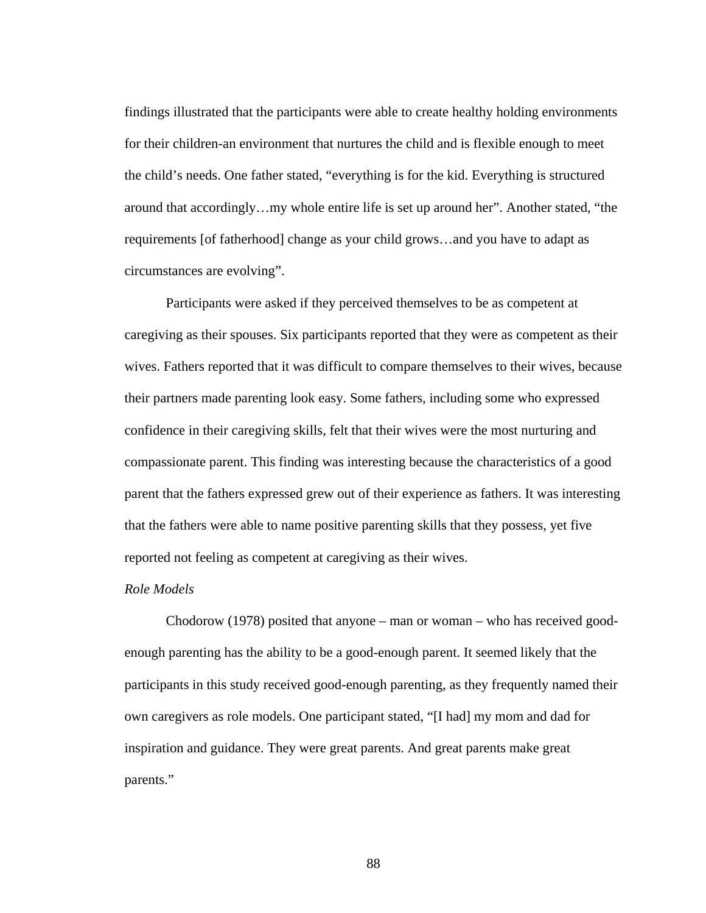findings illustrated that the participants were able to create healthy holding environments for their children-an environment that nurtures the child and is flexible enough to meet the child's needs. One father stated, "everything is for the kid. Everything is structured around that accordingly…my whole entire life is set up around her". Another stated, "the requirements [of fatherhood] change as your child grows…and you have to adapt as circumstances are evolving".

Participants were asked if they perceived themselves to be as competent at caregiving as their spouses. Six participants reported that they were as competent as their wives. Fathers reported that it was difficult to compare themselves to their wives, because their partners made parenting look easy. Some fathers, including some who expressed confidence in their caregiving skills, felt that their wives were the most nurturing and compassionate parent. This finding was interesting because the characteristics of a good parent that the fathers expressed grew out of their experience as fathers. It was interesting that the fathers were able to name positive parenting skills that they possess, yet five reported not feeling as competent at caregiving as their wives.

*Role Models*

Chodorow (1978) posited that anyone – man or woman – who has received good-enough parenting has the ability to be a good-enough parent. It seemed likely that the participants in this study received good-enough parenting, as they frequently named their own caregivers as role models. One participant stated, "[I had] my mom and dad for inspiration and guidance. They were great parents. And great parents make great parents."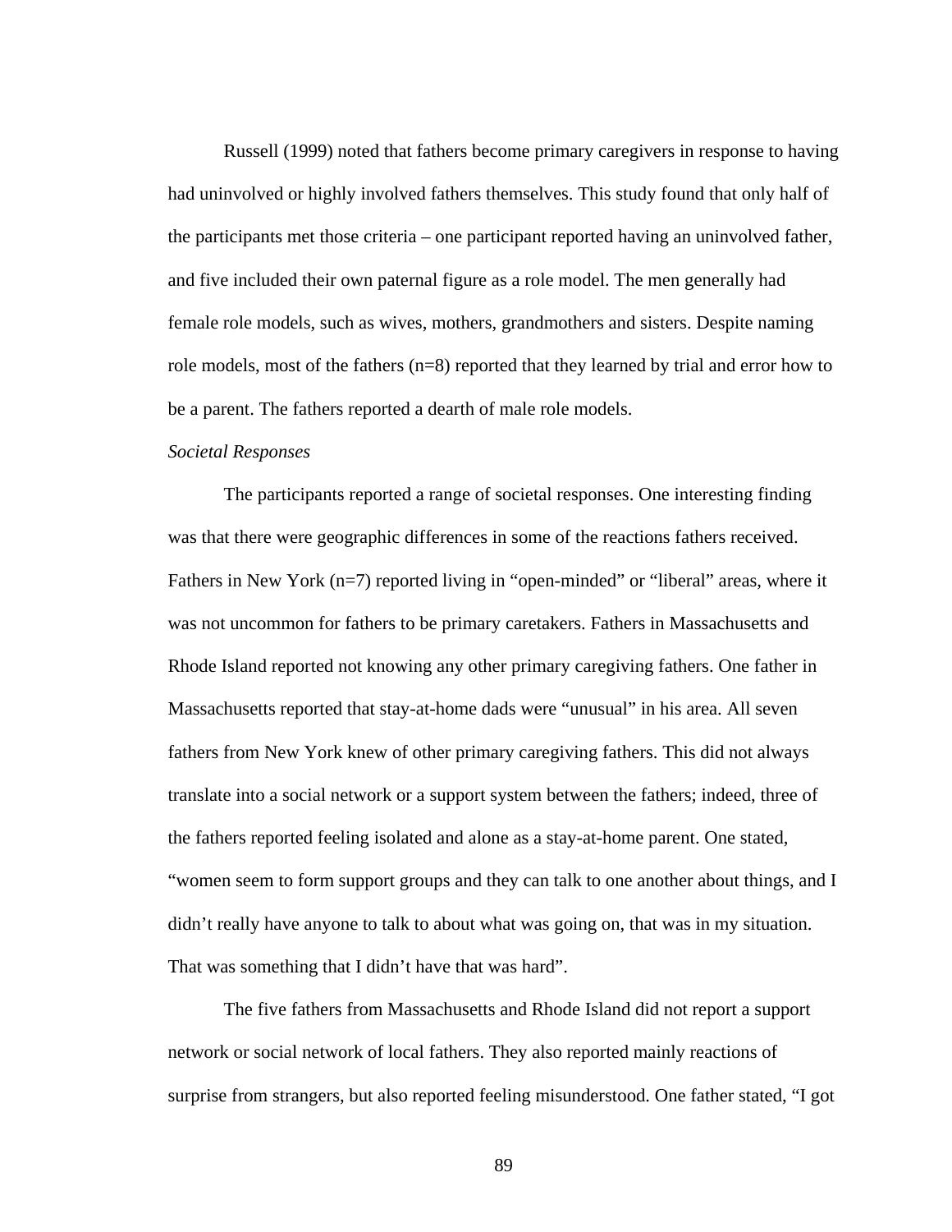Russell (1999) noted that fathers become primary caregivers in response to having had uninvolved or highly involved fathers themselves. This study found that only half of the participants met those criteria – one participant reported having an uninvolved father, and five included their own paternal figure as a role model. The men generally had female role models, such as wives, mothers, grandmothers and sisters. Despite naming role models, most of the fathers (n=8) reported that they learned by trial and error how to be a parent. The fathers reported a dearth of male role models.

*Societal Responses*

The participants reported a range of societal responses. One interesting finding was that there were geographic differences in some of the reactions fathers received. Fathers in New York (n=7) reported living in “open-minded” or “liberal” areas, where it was not uncommon for fathers to be primary caretakers. Fathers in Massachusetts and Rhode Island reported not knowing any other primary caregiving fathers. One father in Massachusetts reported that stay-at-home dads were “unusual” in his area. All seven fathers from New York knew of other primary caregiving fathers. This did not always translate into a social network or a support system between the fathers; indeed, three of the fathers reported feeling isolated and alone as a stay-at-home parent. One stated, “women seem to form support groups and they can talk to one another about things, and I didn’t really have anyone to talk to about what was going on, that was in my situation. That was something that I didn’t have that was hard”.

The five fathers from Massachusetts and Rhode Island did not report a support network or social network of local fathers. They also reported mainly reactions of surprise from strangers, but also reported feeling misunderstood. One father stated, “I got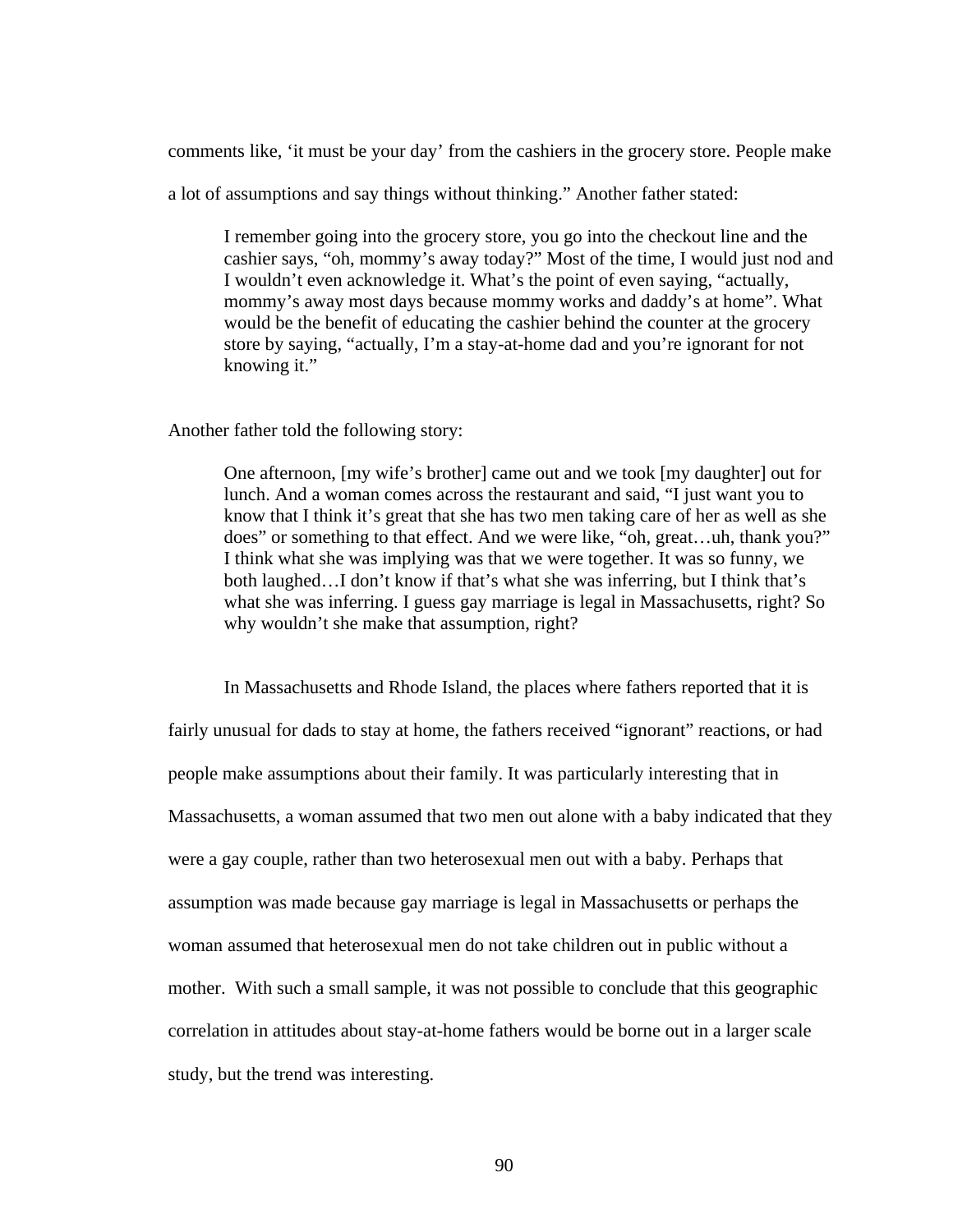comments like, 'it must be your day' from the cashiers in the grocery store. People make a lot of assumptions and say things without thinking." Another father stated:

> I remember going into the grocery store, you go into the checkout line and the cashier says, "oh, mommy's away today?" Most of the time, I would just nod and I wouldn't even acknowledge it. What's the point of even saying, "actually, mommy's away most days because mommy works and daddy's at home". What would be the benefit of educating the cashier behind the counter at the grocery store by saying, "actually, I'm a stay-at-home dad and you're ignorant for not knowing it."

Another father told the following story:

> One afternoon, [my wife's brother] came out and we took [my daughter] out for lunch. And a woman comes across the restaurant and said, "I just want you to know that I think it's great that she has two men taking care of her as well as she does" or something to that effect. And we were like, "oh, great…uh, thank you?" I think what she was implying was that we were together. It was so funny, we both laughed…I don't know if that's what she was inferring, but I think that's what she was inferring. I guess gay marriage is legal in Massachusetts, right? So why wouldn't she make that assumption, right?

In Massachusetts and Rhode Island, the places where fathers reported that it is fairly unusual for dads to stay at home, the fathers received "ignorant" reactions, or had people make assumptions about their family. It was particularly interesting that in Massachusetts, a woman assumed that two men out alone with a baby indicated that they were a gay couple, rather than two heterosexual men out with a baby. Perhaps that assumption was made because gay marriage is legal in Massachusetts or perhaps the woman assumed that heterosexual men do not take children out in public without a mother. With such a small sample, it was not possible to conclude that this geographic correlation in attitudes about stay-at-home fathers would be borne out in a larger scale study, but the trend was interesting.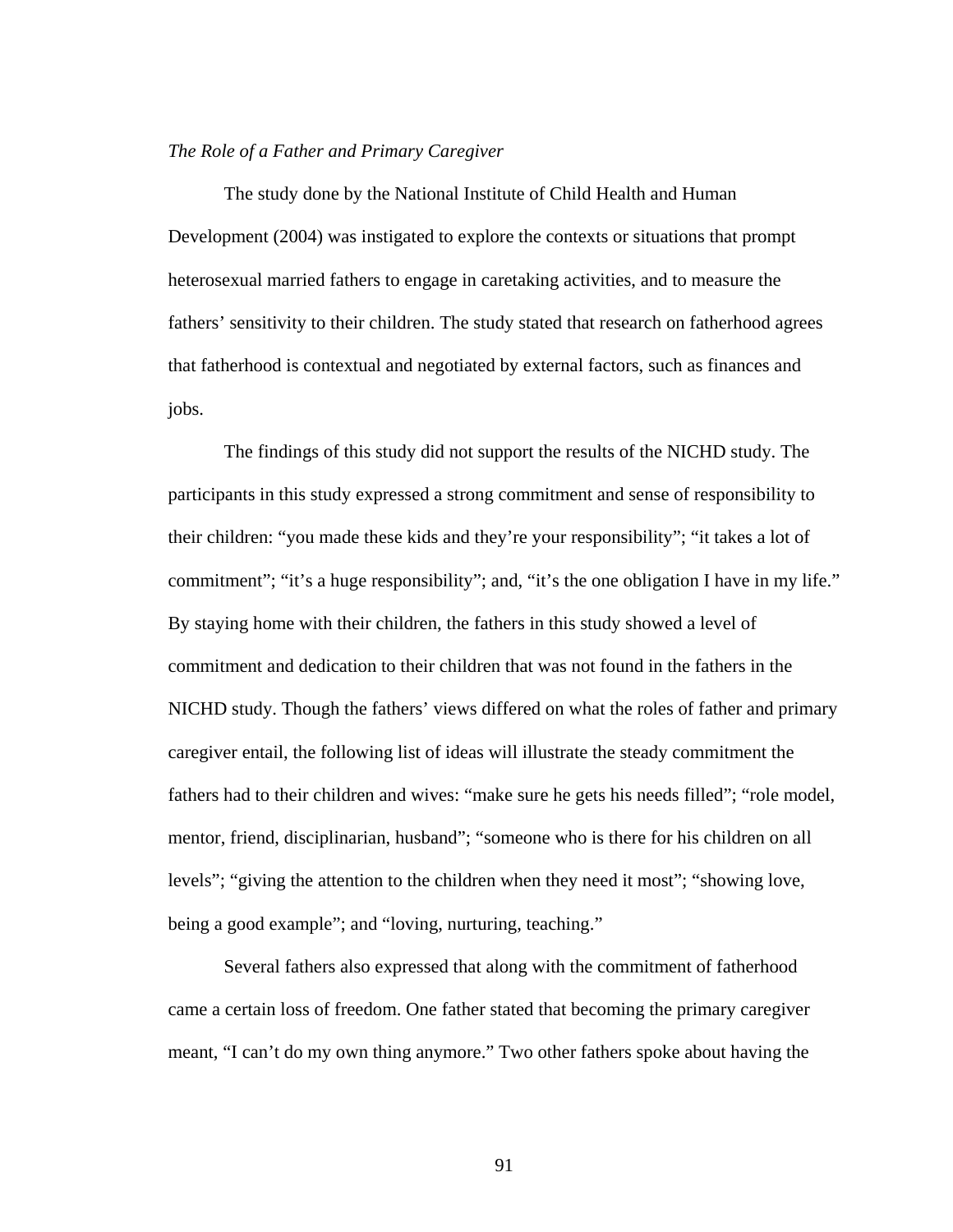*The Role of a Father and Primary Caregiver*

The study done by the National Institute of Child Health and Human Development (2004) was instigated to explore the contexts or situations that prompt heterosexual married fathers to engage in caretaking activities, and to measure the fathers' sensitivity to their children. The study stated that research on fatherhood agrees that fatherhood is contextual and negotiated by external factors, such as finances and jobs.

The findings of this study did not support the results of the NICHD study. The participants in this study expressed a strong commitment and sense of responsibility to their children: "you made these kids and they're your responsibility"; "it takes a lot of commitment"; "it's a huge responsibility"; and, "it's the one obligation I have in my life." By staying home with their children, the fathers in this study showed a level of commitment and dedication to their children that was not found in the fathers in the NICHD study. Though the fathers' views differed on what the roles of father and primary caregiver entail, the following list of ideas will illustrate the steady commitment the fathers had to their children and wives: "make sure he gets his needs filled"; "role model, mentor, friend, disciplinarian, husband"; "someone who is there for his children on all levels"; "giving the attention to the children when they need it most"; "showing love, being a good example"; and "loving, nurturing, teaching."

Several fathers also expressed that along with the commitment of fatherhood came a certain loss of freedom. One father stated that becoming the primary caregiver meant, "I can't do my own thing anymore." Two other fathers spoke about having the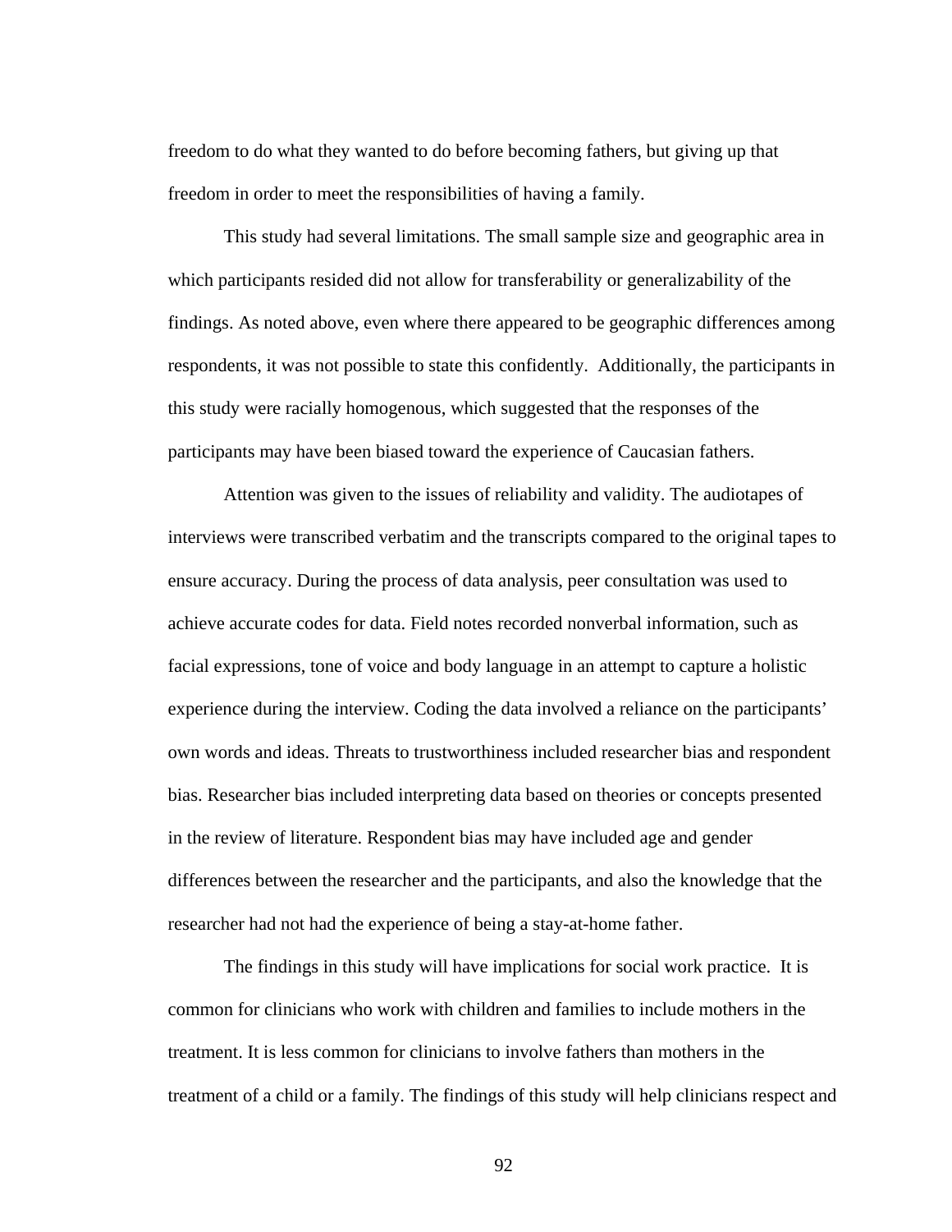freedom to do what they wanted to do before becoming fathers, but giving up that freedom in order to meet the responsibilities of having a family.

This study had several limitations. The small sample size and geographic area in which participants resided did not allow for transferability or generalizability of the findings. As noted above, even where there appeared to be geographic differences among respondents, it was not possible to state this confidently. Additionally, the participants in this study were racially homogenous, which suggested that the responses of the participants may have been biased toward the experience of Caucasian fathers.

Attention was given to the issues of reliability and validity. The audiotapes of interviews were transcribed verbatim and the transcripts compared to the original tapes to ensure accuracy. During the process of data analysis, peer consultation was used to achieve accurate codes for data. Field notes recorded nonverbal information, such as facial expressions, tone of voice and body language in an attempt to capture a holistic experience during the interview. Coding the data involved a reliance on the participants' own words and ideas. Threats to trustworthiness included researcher bias and respondent bias. Researcher bias included interpreting data based on theories or concepts presented in the review of literature. Respondent bias may have included age and gender differences between the researcher and the participants, and also the knowledge that the researcher had not had the experience of being a stay-at-home father.

The findings in this study will have implications for social work practice. It is common for clinicians who work with children and families to include mothers in the treatment. It is less common for clinicians to involve fathers than mothers in the treatment of a child or a family. The findings of this study will help clinicians respect and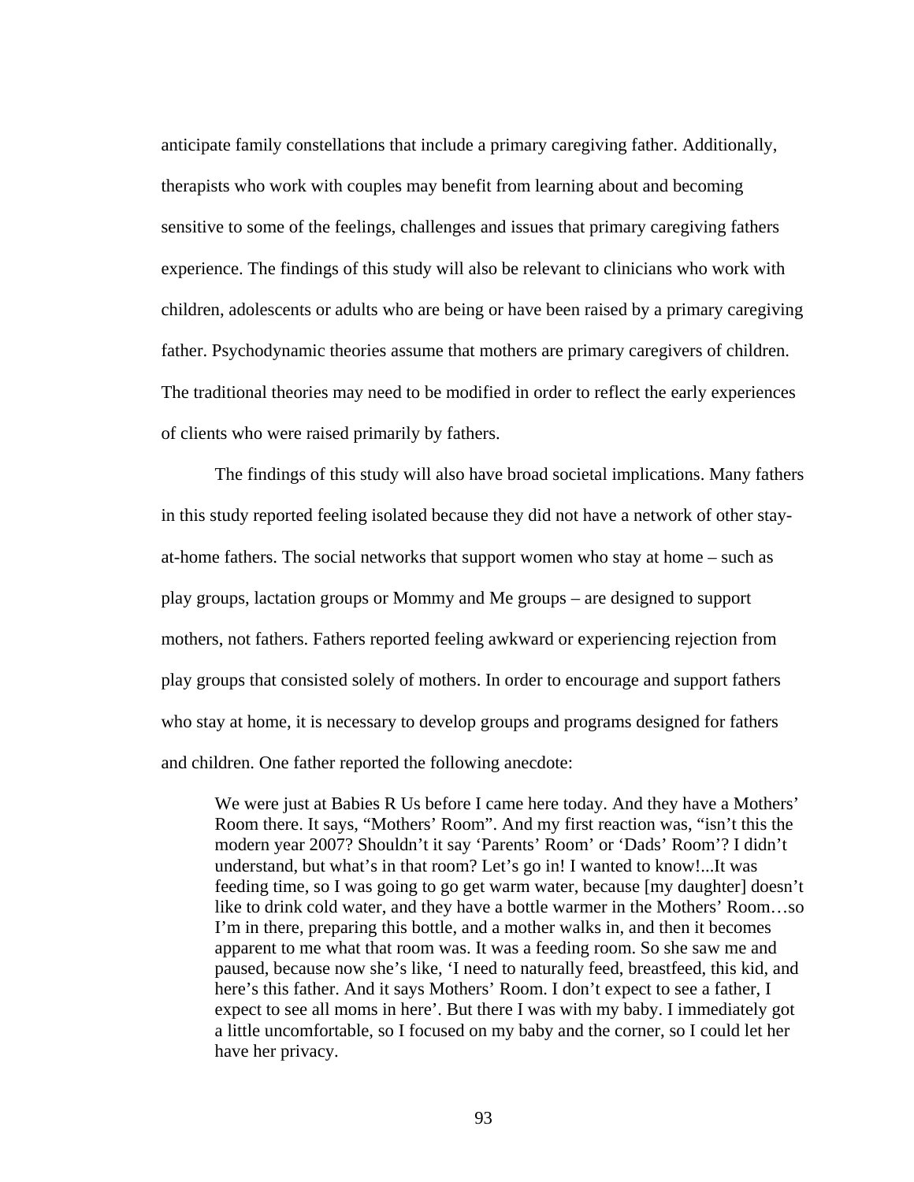anticipate family constellations that include a primary caregiving father. Additionally, therapists who work with couples may benefit from learning about and becoming sensitive to some of the feelings, challenges and issues that primary caregiving fathers experience. The findings of this study will also be relevant to clinicians who work with children, adolescents or adults who are being or have been raised by a primary caregiving father. Psychodynamic theories assume that mothers are primary caregivers of children. The traditional theories may need to be modified in order to reflect the early experiences of clients who were raised primarily by fathers.

The findings of this study will also have broad societal implications. Many fathers in this study reported feeling isolated because they did not have a network of other stay-at-home fathers. The social networks that support women who stay at home – such as play groups, lactation groups or Mommy and Me groups – are designed to support mothers, not fathers. Fathers reported feeling awkward or experiencing rejection from play groups that consisted solely of mothers. In order to encourage and support fathers who stay at home, it is necessary to develop groups and programs designed for fathers and children. One father reported the following anecdote:

> We were just at Babies R Us before I came here today. And they have a Mothers' Room there. It says, "Mothers' Room". And my first reaction was, "isn't this the modern year 2007? Shouldn't it say 'Parents' Room' or 'Dads' Room'? I didn't understand, but what's in that room? Let's go in! I wanted to know!...It was feeding time, so I was going to go get warm water, because [my daughter] doesn't like to drink cold water, and they have a bottle warmer in the Mothers' Room…so I'm in there, preparing this bottle, and a mother walks in, and then it becomes apparent to me what that room was. It was a feeding room. So she saw me and paused, because now she's like, 'I need to naturally feed, breastfeed, this kid, and here's this father. And it says Mothers' Room. I don't expect to see a father, I expect to see all moms in here'. But there I was with my baby. I immediately got a little uncomfortable, so I focused on my baby and the corner, so I could let her have her privacy.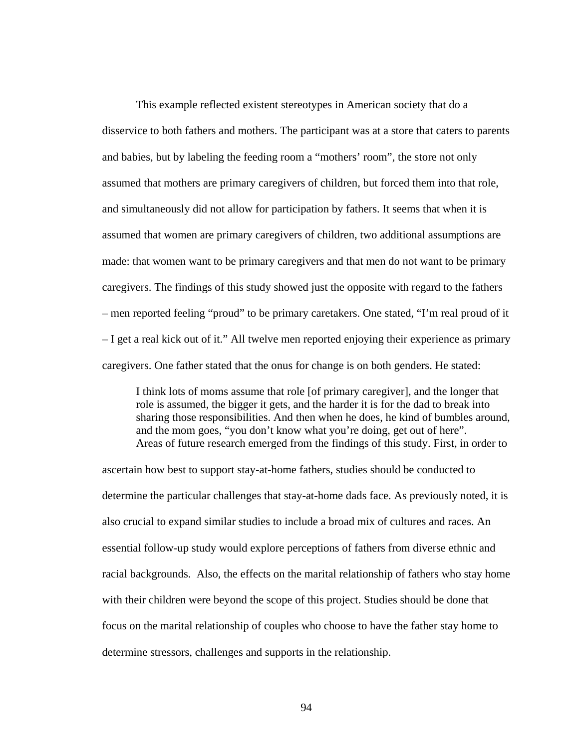This example reflected existent stereotypes in American society that do a disservice to both fathers and mothers. The participant was at a store that caters to parents and babies, but by labeling the feeding room a "mothers' room", the store not only assumed that mothers are primary caregivers of children, but forced them into that role, and simultaneously did not allow for participation by fathers. It seems that when it is assumed that women are primary caregivers of children, two additional assumptions are made: that women want to be primary caregivers and that men do not want to be primary caregivers. The findings of this study showed just the opposite with regard to the fathers – men reported feeling "proud" to be primary caretakers. One stated, "I'm real proud of it – I get a real kick out of it." All twelve men reported enjoying their experience as primary caregivers. One father stated that the onus for change is on both genders. He stated:

> I think lots of moms assume that role [of primary caregiver], and the longer that role is assumed, the bigger it gets, and the harder it is for the dad to break into sharing those responsibilities. And then when he does, he kind of bumbles around, and the mom goes, "you don't know what you're doing, get out of here".

Areas of future research emerged from the findings of this study. First, in order to ascertain how best to support stay-at-home fathers, studies should be conducted to determine the particular challenges that stay-at-home dads face. As previously noted, it is also crucial to expand similar studies to include a broad mix of cultures and races. An essential follow-up study would explore perceptions of fathers from diverse ethnic and racial backgrounds. Also, the effects on the marital relationship of fathers who stay home with their children were beyond the scope of this project. Studies should be done that focus on the marital relationship of couples who choose to have the father stay home to determine stressors, challenges and supports in the relationship.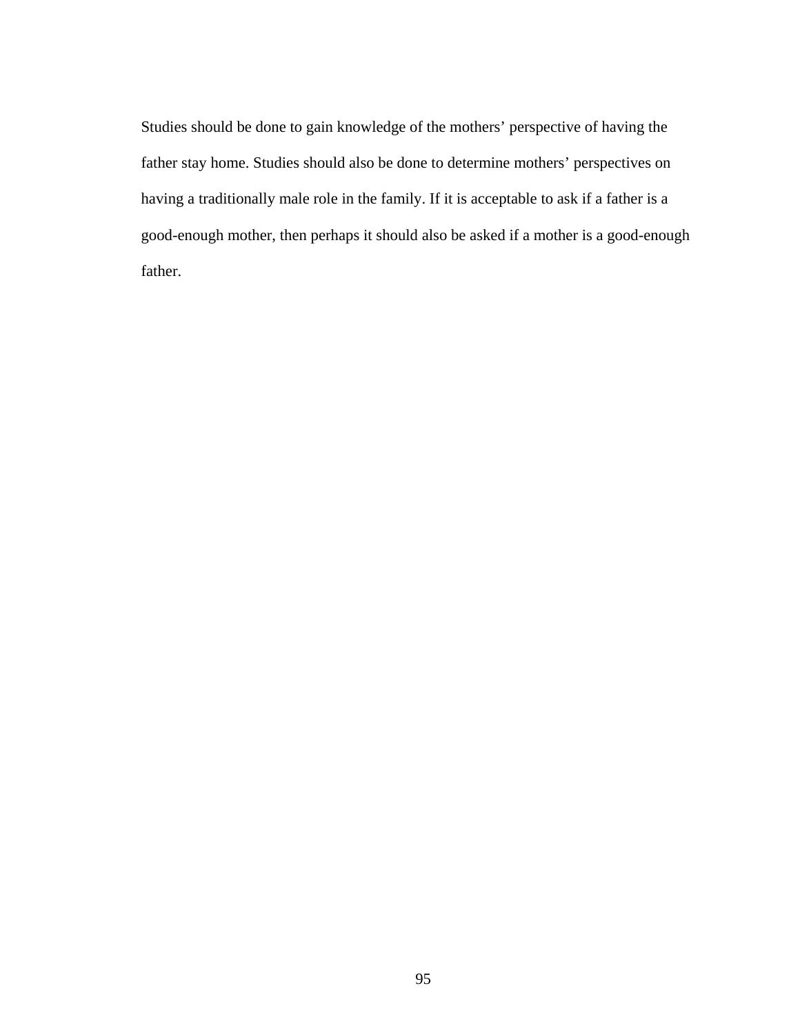Studies should be done to gain knowledge of the mothers’ perspective of having the father stay home. Studies should also be done to determine mothers’ perspectives on having a traditionally male role in the family. If it is acceptable to ask if a father is a good-enough mother, then perhaps it should also be asked if a mother is a good-enough father.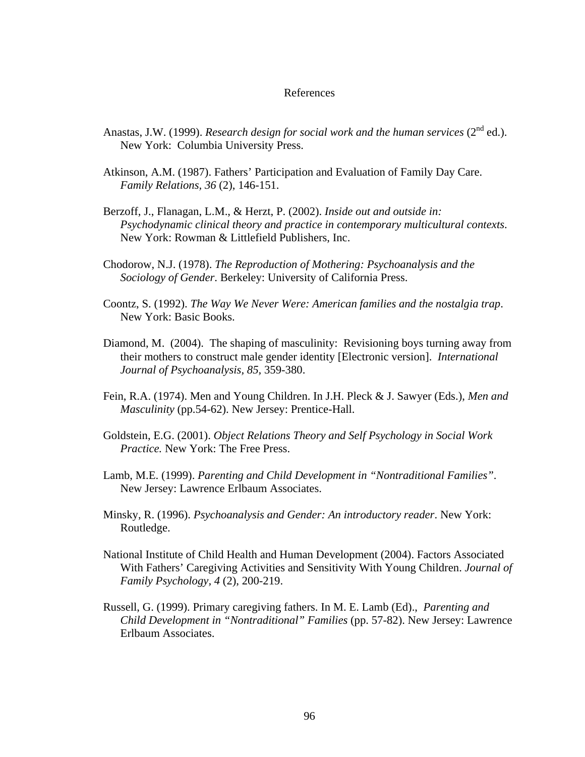# References

Anastas, J.W. (1999). *Research design for social work and the human services* (2nd ed.). New York: Columbia University Press.

Atkinson, A.M. (1987). Fathers' Participation and Evaluation of Family Day Care. *Family Relations*, *36* (2), 146-151.

Berzoff, J., Flanagan, L.M., & Herzt, P. (2002). *Inside out and outside in: Psychodynamic clinical theory and practice in contemporary multicultural contexts*. New York: Rowman & Littlefield Publishers, Inc.

Chodorow, N.J. (1978). *The Reproduction of Mothering: Psychoanalysis and the Sociology of Gender*. Berkeley: University of California Press.

Coontz, S. (1992). *The Way We Never Were: American families and the nostalgia trap*. New York: Basic Books.

Diamond, M. (2004). The shaping of masculinity: Revisioning boys turning away from their mothers to construct male gender identity [Electronic version]. *International Journal of Psychoanalysis*, *85*, 359-380.

Fein, R.A. (1974). Men and Young Children. In J.H. Pleck & J. Sawyer (Eds.), *Men and Masculinity* (pp.54-62). New Jersey: Prentice-Hall.

Goldstein, E.G. (2001). *Object Relations Theory and Self Psychology in Social Work Practice.* New York: The Free Press.

Lamb, M.E. (1999). *Parenting and Child Development in "Nontraditional Families"*. New Jersey: Lawrence Erlbaum Associates.

Minsky, R. (1996). *Psychoanalysis and Gender: An introductory reader*. New York: Routledge.

National Institute of Child Health and Human Development (2004). Factors Associated With Fathers' Caregiving Activities and Sensitivity With Young Children. *Journal of Family Psychology*, *4* (2), 200-219.

Russell, G. (1999). Primary caregiving fathers. In M. E. Lamb (Ed)., *Parenting and Child Development in "Nontraditional" Families* (pp. 57-82). New Jersey: Lawrence Erlbaum Associates.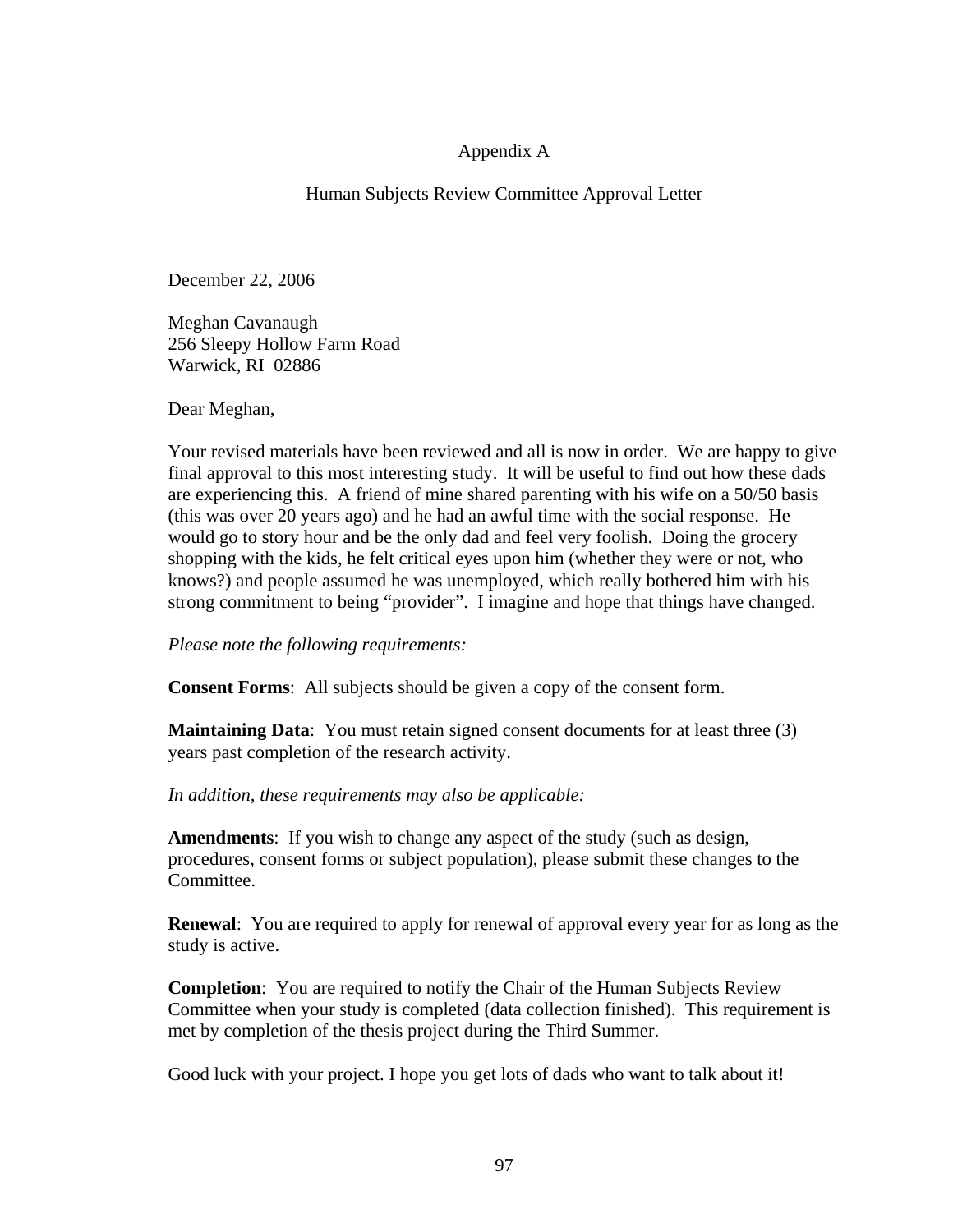# Appendix A

## Human Subjects Review Committee Approval Letter

December 22, 2006

Meghan Cavanaugh
256 Sleepy Hollow Farm Road
Warwick, RI 02886

Dear Meghan,

Your revised materials have been reviewed and all is now in order. We are happy to give final approval to this most interesting study. It will be useful to find out how these dads are experiencing this. A friend of mine shared parenting with his wife on a 50/50 basis (this was over 20 years ago) and he had an awful time with the social response. He would go to story hour and be the only dad and feel very foolish. Doing the grocery shopping with the kids, he felt critical eyes upon him (whether they were or not, who knows?) and people assumed he was unemployed, which really bothered him with his strong commitment to being "provider". I imagine and hope that things have changed.

*Please note the following requirements:*

**Consent Forms**: All subjects should be given a copy of the consent form.

**Maintaining Data**: You must retain signed consent documents for at least three (3) years past completion of the research activity.

*In addition, these requirements may also be applicable:*

**Amendments**: If you wish to change any aspect of the study (such as design, procedures, consent forms or subject population), please submit these changes to the Committee.

**Renewal**: You are required to apply for renewal of approval every year for as long as the study is active.

**Completion**: You are required to notify the Chair of the Human Subjects Review Committee when your study is completed (data collection finished). This requirement is met by completion of the thesis project during the Third Summer.

Good luck with your project. I hope you get lots of dads who want to talk about it!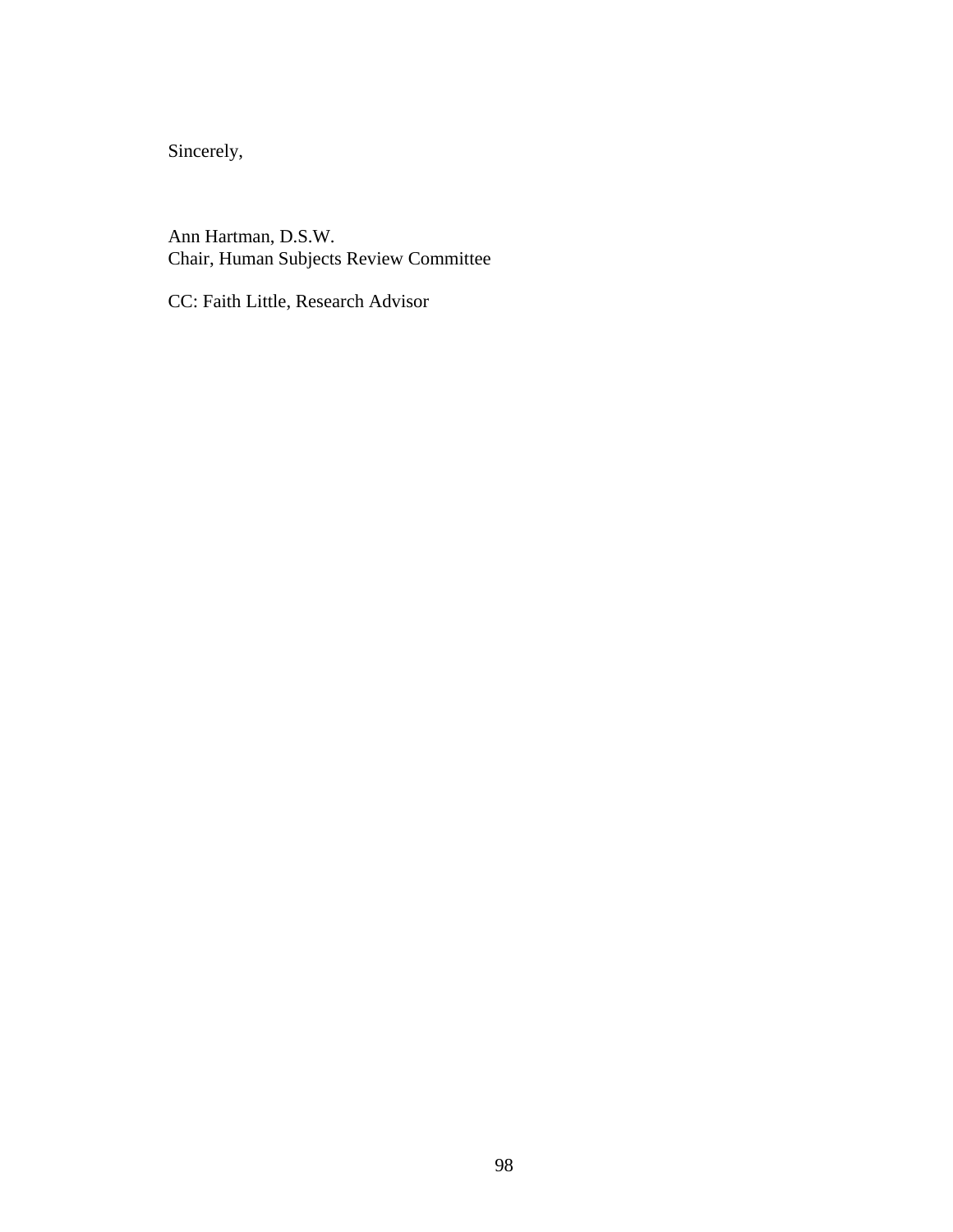Sincerely,

Ann Hartman, D.S.W.
Chair, Human Subjects Review Committee

CC: Faith Little, Research Advisor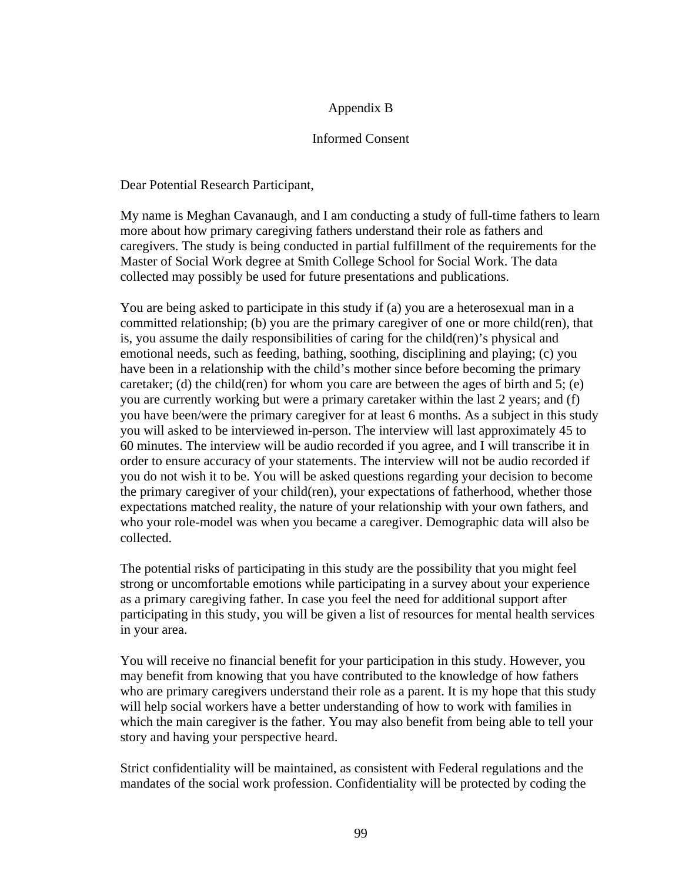# Appendix B

## Informed Consent

Dear Potential Research Participant,

My name is Meghan Cavanaugh, and I am conducting a study of full-time fathers to learn more about how primary caregiving fathers understand their role as fathers and caregivers. The study is being conducted in partial fulfillment of the requirements for the Master of Social Work degree at Smith College School for Social Work. The data collected may possibly be used for future presentations and publications.

You are being asked to participate in this study if (a) you are a heterosexual man in a committed relationship; (b) you are the primary caregiver of one or more child(ren), that is, you assume the daily responsibilities of caring for the child(ren)'s physical and emotional needs, such as feeding, bathing, soothing, disciplining and playing; (c) you have been in a relationship with the child's mother since before becoming the primary caretaker; (d) the child(ren) for whom you care are between the ages of birth and 5; (e) you are currently working but were a primary caretaker within the last 2 years; and (f) you have been/were the primary caregiver for at least 6 months. As a subject in this study you will asked to be interviewed in-person. The interview will last approximately 45 to 60 minutes. The interview will be audio recorded if you agree, and I will transcribe it in order to ensure accuracy of your statements. The interview will not be audio recorded if you do not wish it to be. You will be asked questions regarding your decision to become the primary caregiver of your child(ren), your expectations of fatherhood, whether those expectations matched reality, the nature of your relationship with your own fathers, and who your role-model was when you became a caregiver. Demographic data will also be collected.

The potential risks of participating in this study are the possibility that you might feel strong or uncomfortable emotions while participating in a survey about your experience as a primary caregiving father. In case you feel the need for additional support after participating in this study, you will be given a list of resources for mental health services in your area.

You will receive no financial benefit for your participation in this study. However, you may benefit from knowing that you have contributed to the knowledge of how fathers who are primary caregivers understand their role as a parent. It is my hope that this study will help social workers have a better understanding of how to work with families in which the main caregiver is the father. You may also benefit from being able to tell your story and having your perspective heard.

Strict confidentiality will be maintained, as consistent with Federal regulations and the mandates of the social work profession. Confidentiality will be protected by coding the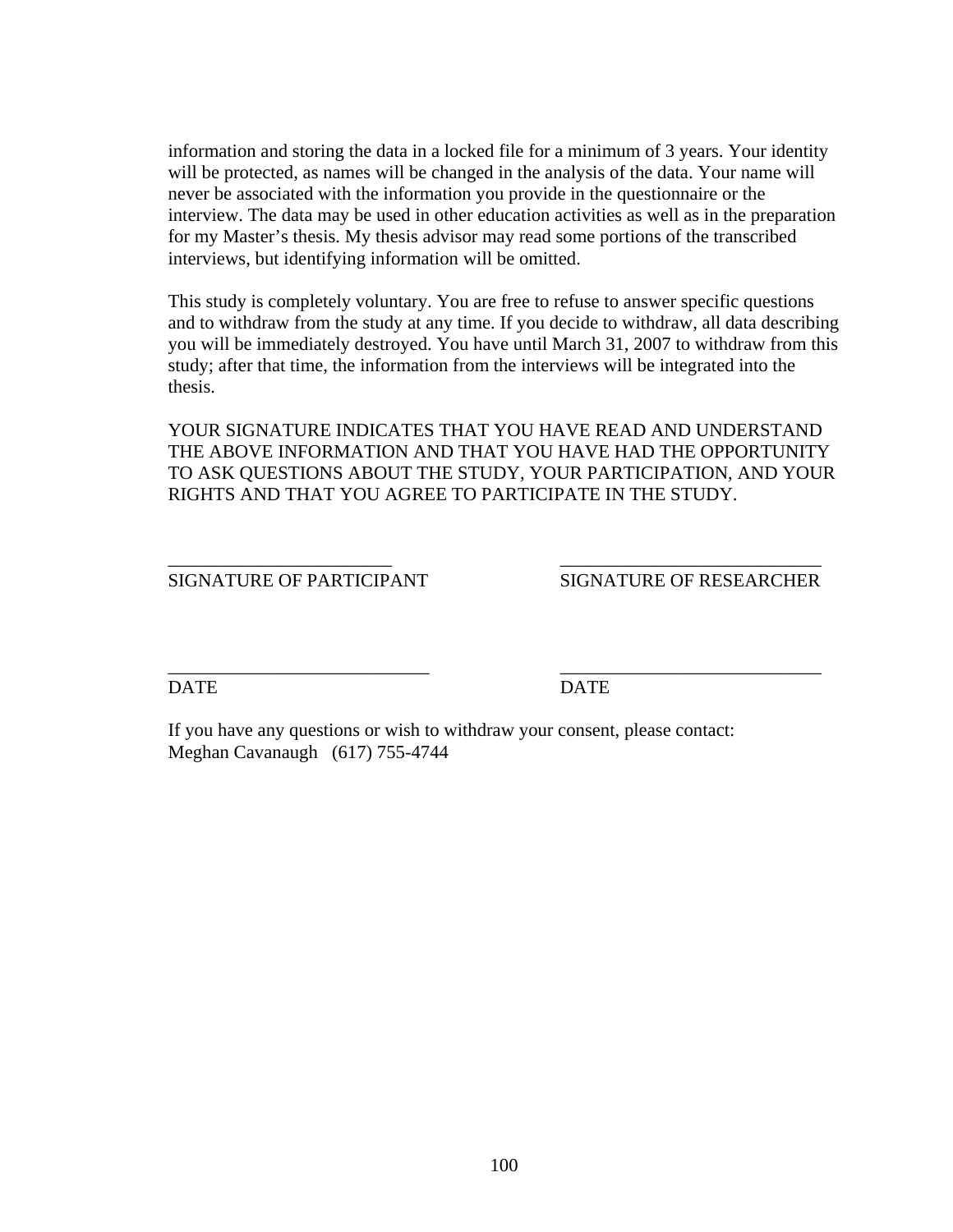information and storing the data in a locked file for a minimum of 3 years. Your identity will be protected, as names will be changed in the analysis of the data. Your name will never be associated with the information you provide in the questionnaire or the interview. The data may be used in other education activities as well as in the preparation for my Master's thesis. My thesis advisor may read some portions of the transcribed interviews, but identifying information will be omitted.

This study is completely voluntary. You are free to refuse to answer specific questions and to withdraw from the study at any time. If you decide to withdraw, all data describing you will be immediately destroyed. You have until March 31, 2007 to withdraw from this study; after that time, the information from the interviews will be integrated into the thesis.

YOUR SIGNATURE INDICATES THAT YOU HAVE READ AND UNDERSTAND THE ABOVE INFORMATION AND THAT YOU HAVE HAD THE OPPORTUNITY TO ASK QUESTIONS ABOUT THE STUDY, YOUR PARTICIPATION, AND YOUR RIGHTS AND THAT YOU AGREE TO PARTICIPATE IN THE STUDY.

________________________ ____________________________
SIGNATURE OF PARTICIPANT SIGNATURE OF RESEARCHER

____________________________ ____________________________
DATE DATE

If you have any questions or wish to withdraw your consent, please contact:
Meghan Cavanaugh (617) 755-4744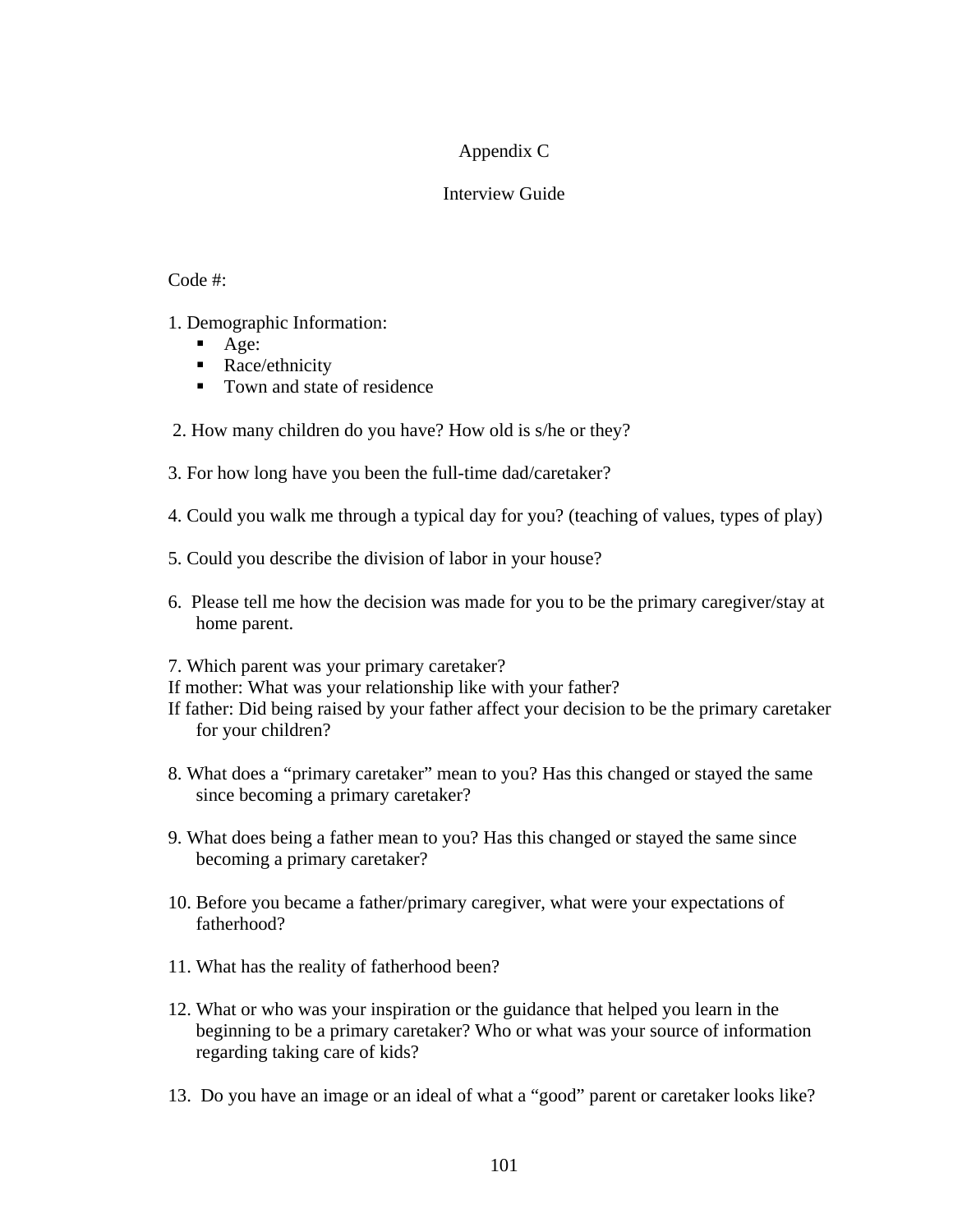# Appendix C

## Interview Guide

Code #:

1. Demographic Information:
   - Age:
   - Race/ethnicity
   - Town and state of residence

2. How many children do you have? How old is s/he or they?

3. For how long have you been the full-time dad/caretaker?

4. Could you walk me through a typical day for you? (teaching of values, types of play)

5. Could you describe the division of labor in your house?

6. Please tell me how the decision was made for you to be the primary caregiver/stay at home parent.

7. Which parent was your primary caretaker?
If mother: What was your relationship like with your father?
If father: Did being raised by your father affect your decision to be the primary caretaker for your children?

8. What does a "primary caretaker" mean to you? Has this changed or stayed the same since becoming a primary caretaker?

9. What does being a father mean to you? Has this changed or stayed the same since becoming a primary caretaker?

10. Before you became a father/primary caregiver, what were your expectations of fatherhood?

11. What has the reality of fatherhood been?

12. What or who was your inspiration or the guidance that helped you learn in the beginning to be a primary caretaker? Who or what was your source of information regarding taking care of kids?

13. Do you have an image or an ideal of what a "good" parent or caretaker looks like?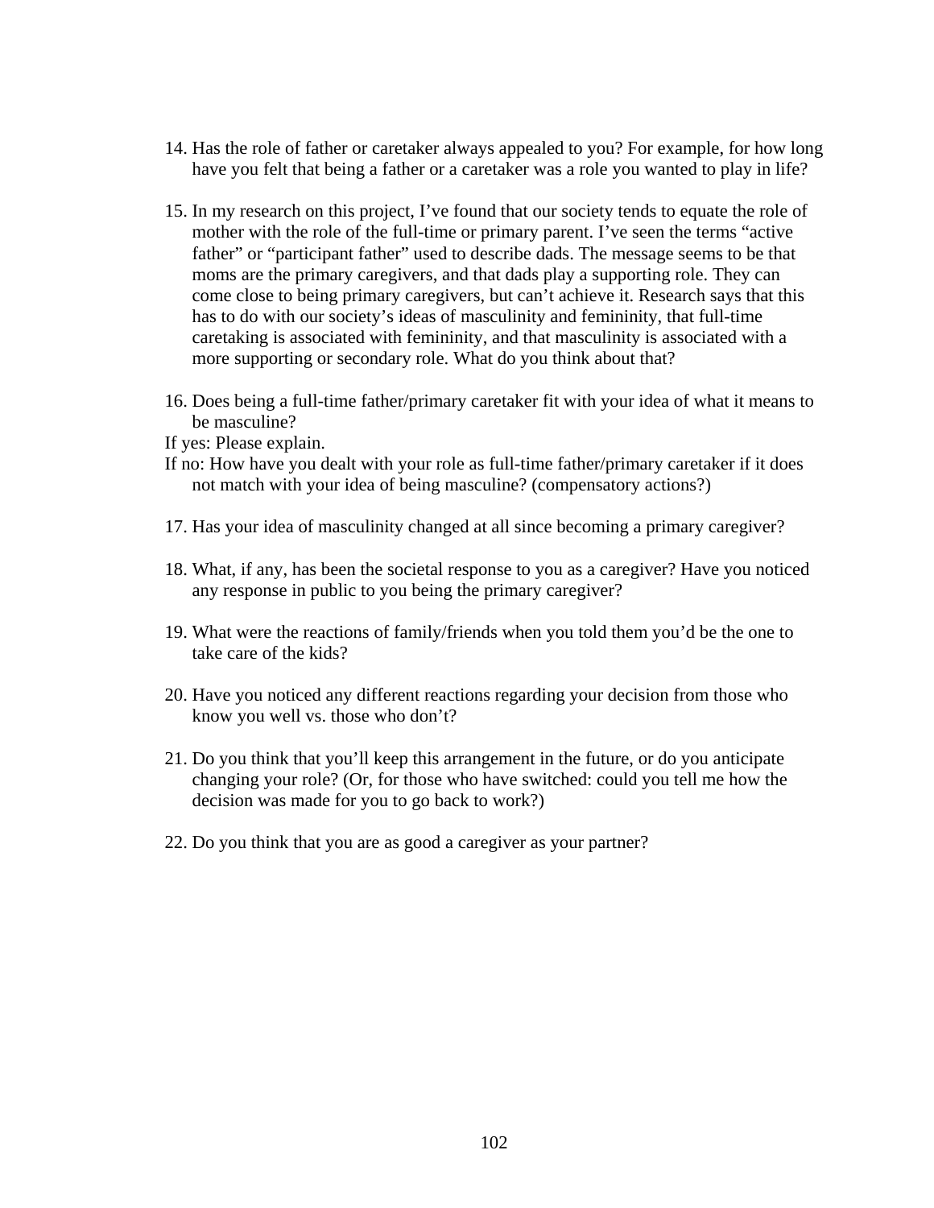14. Has the role of father or caretaker always appealed to you? For example, for how long have you felt that being a father or a caretaker was a role you wanted to play in life?

15. In my research on this project, I've found that our society tends to equate the role of mother with the role of the full-time or primary parent. I've seen the terms "active father" or "participant father" used to describe dads. The message seems to be that moms are the primary caregivers, and that dads play a supporting role. They can come close to being primary caregivers, but can't achieve it. Research says that this has to do with our society's ideas of masculinity and femininity, that full-time caretaking is associated with femininity, and that masculinity is associated with a more supporting or secondary role. What do you think about that?

16. Does being a full-time father/primary caretaker fit with your idea of what it means to be masculine?

If yes: Please explain.

If no: How have you dealt with your role as full-time father/primary caretaker if it does not match with your idea of being masculine? (compensatory actions?)

17. Has your idea of masculinity changed at all since becoming a primary caregiver?

18. What, if any, has been the societal response to you as a caregiver? Have you noticed any response in public to you being the primary caregiver?

19. What were the reactions of family/friends when you told them you'd be the one to take care of the kids?

20. Have you noticed any different reactions regarding your decision from those who know you well vs. those who don't?

21. Do you think that you'll keep this arrangement in the future, or do you anticipate changing your role? (Or, for those who have switched: could you tell me how the decision was made for you to go back to work?)

22. Do you think that you are as good a caregiver as your partner?